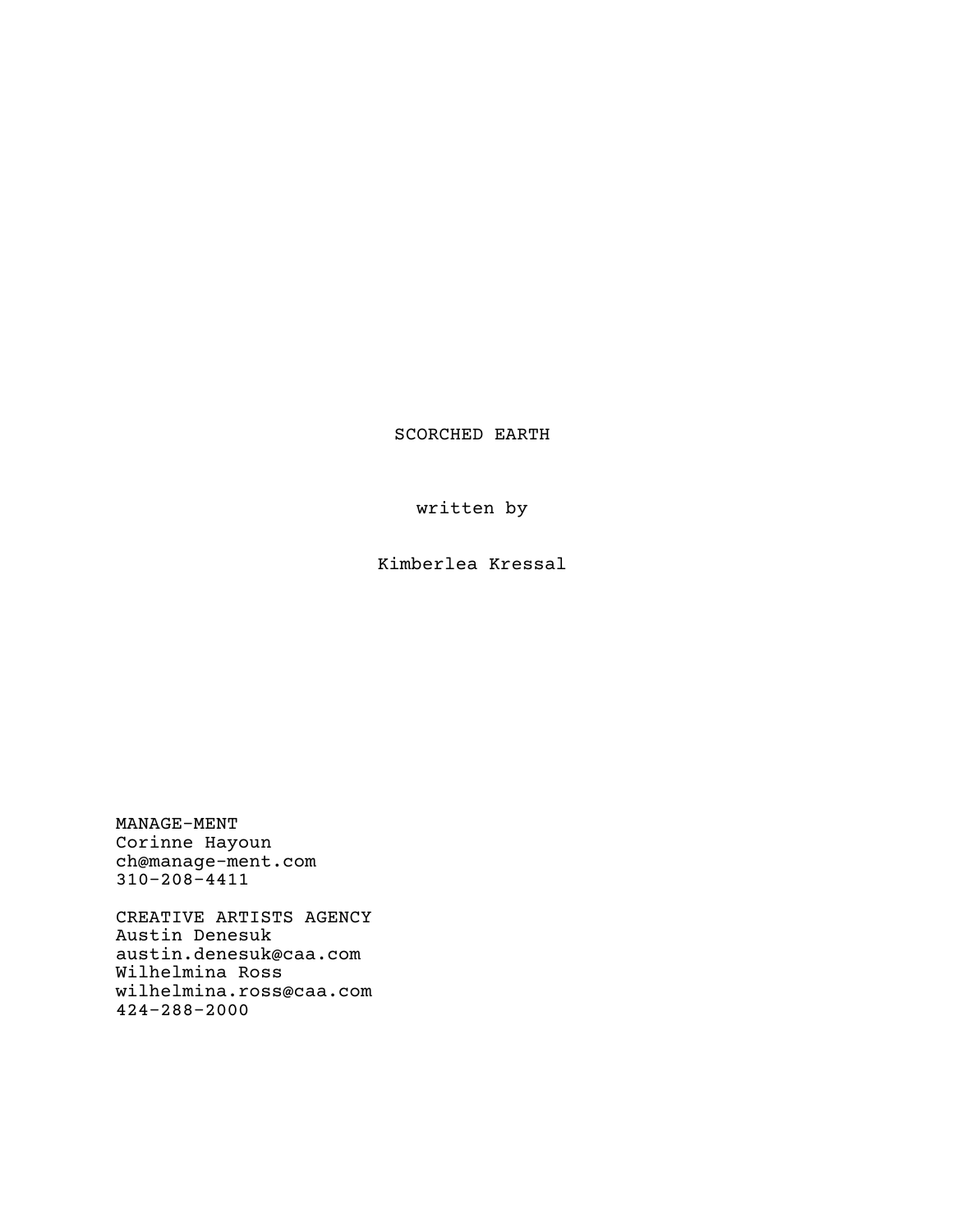# SCORCHED EARTH

written by

Kimberlea Kressal

MANAGE-MENT
Corinne Hayoun
ch@manage-ment.com
310-208-4411

CREATIVE ARTISTS AGENCY
Austin Denesuk
austin.denesuk@caa.com
Wilhelmina Ross
wilhelmina.ross@caa.com
424-288-2000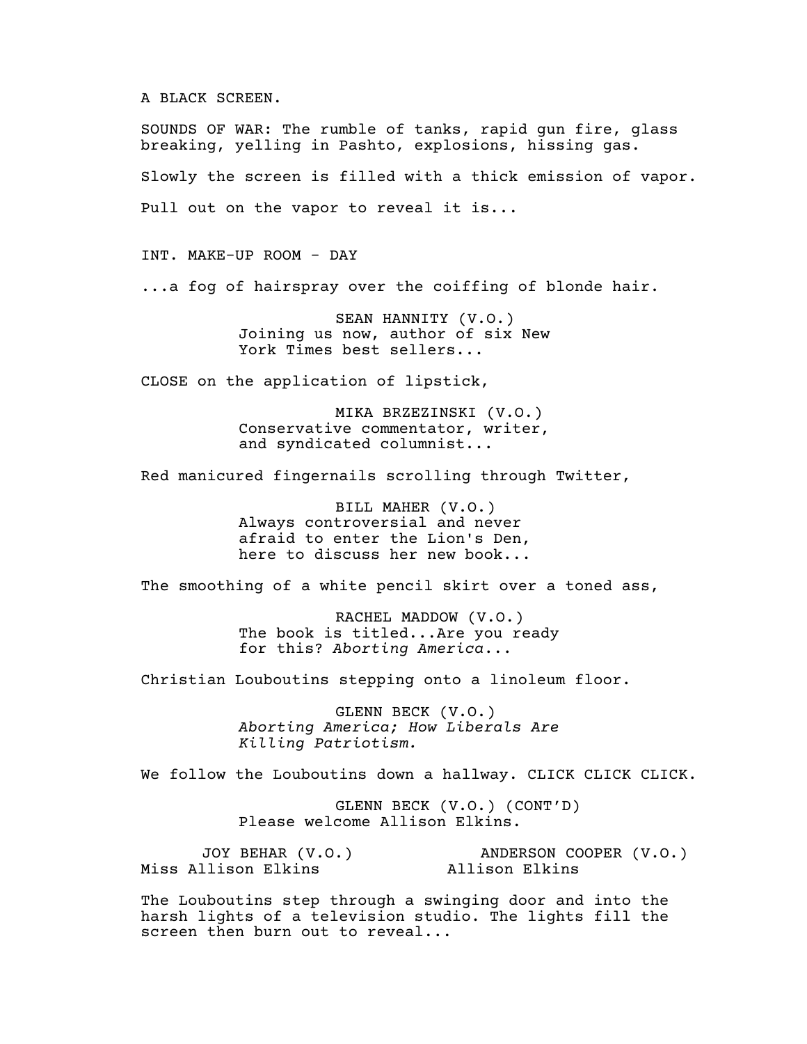A BLACK SCREEN.

SOUNDS OF WAR: The rumble of tanks, rapid gun fire, glass breaking, yelling in Pashto, explosions, hissing gas.

Slowly the screen is filled with a thick emission of vapor.

Pull out on the vapor to reveal it is...

INT. MAKE-UP ROOM - DAY

...a fog of hairspray over the coiffing of blonde hair.

SEAN HANNITY (V.O.)
Joining us now, author of six New York Times best sellers...

CLOSE on the application of lipstick,

MIKA BRZEZINSKI (V.O.)
Conservative commentator, writer, and syndicated columnist...

Red manicured fingernails scrolling through Twitter,

BILL MAHER (V.O.)
Always controversial and never afraid to enter the Lion's Den, here to discuss her new book...

The smoothing of a white pencil skirt over a toned ass,

RACHEL MADDOW (V.O.)
The book is titled...Are you ready for this? *Aborting America*...

Christian Louboutins stepping onto a linoleum floor.

GLENN BECK (V.O.)
*Aborting America; How Liberals Are Killing Patriotism.*

We follow the Louboutins down a hallway. CLICK CLICK CLICK.

GLENN BECK (V.O.) (CONT'D)
Please welcome Allison Elkins.

JOY BEHAR (V.O.)
Miss Allison Elkins

ANDERSON COOPER (V.O.)
Allison Elkins

The Louboutins step through a swinging door and into the harsh lights of a television studio. The lights fill the screen then burn out to reveal...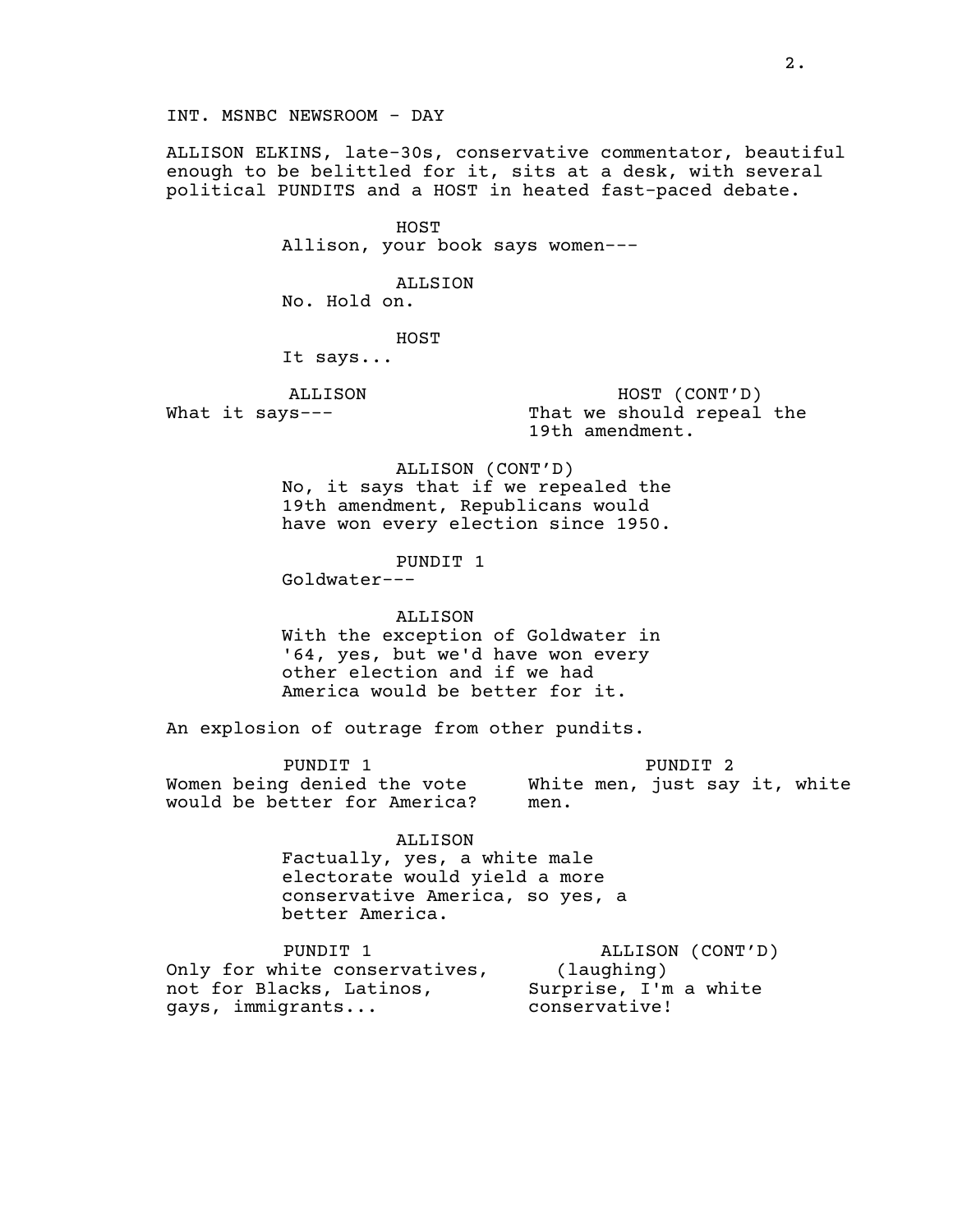INT. MSNBC NEWSROOM - DAY

ALLISON ELKINS, late-30s, conservative commentator, beautiful enough to be belittled for it, sits at a desk, with several political PUNDITS and a HOST in heated fast-paced debate.

HOST
Allison, your book says women---

ALLSION
No. Hold on.

HOST
It says...

ALLISON
What it says---

HOST (CONT'D)
That we should repeal the 19th amendment.

ALLISON (CONT'D)
No, it says that if we repealed the 19th amendment, Republicans would have won every election since 1950.

PUNDIT 1
Goldwater---

ALLISON
With the exception of Goldwater in '64, yes, but we'd have won every other election and if we had America would be better for it.

An explosion of outrage from other pundits.

PUNDIT 1
Women being denied the vote would be better for America?

PUNDIT 2
White men, just say it, white men.

ALLISON
Factually, yes, a white male electorate would yield a more conservative America, so yes, a better America.

PUNDIT 1
Only for white conservatives, not for Blacks, Latinos, gays, immigrants...

ALLISON (CONT'D)
(laughing)
Surprise, I'm a white conservative!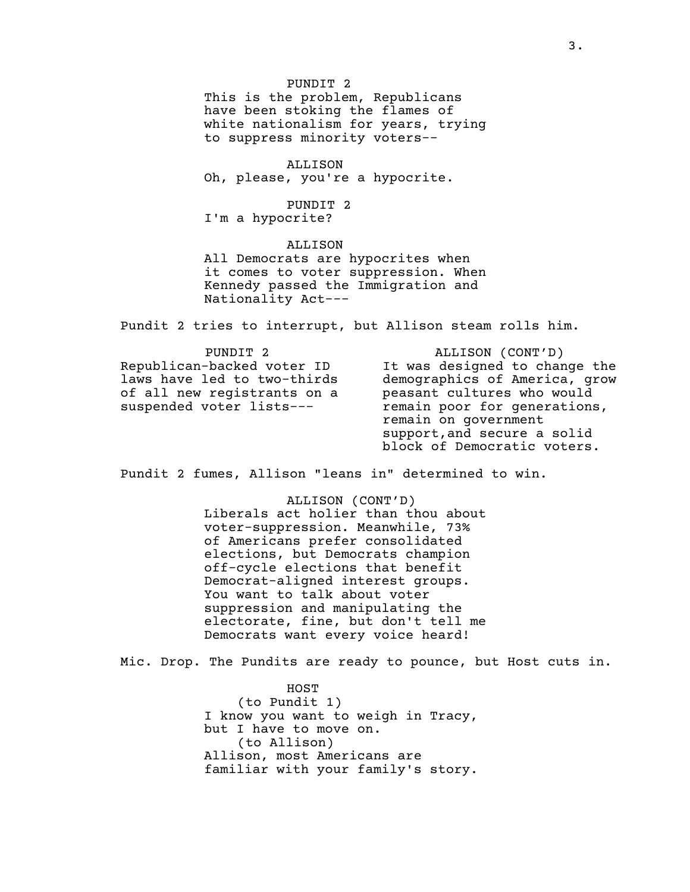PUNDIT 2

This is the problem, Republicans have been stoking the flames of white nationalism for years, trying to suppress minority voters--

ALLISON

Oh, please, you're a hypocrite.

PUNDIT 2

I'm a hypocrite?

ALLISON

All Democrats are hypocrites when it comes to voter suppression. When Kennedy passed the Immigration and Nationality Act---

Pundit 2 tries to interrupt, but Allison steam rolls him.

| PUNDIT 2 | ALLISON (CONT'D) |
| --- | --- |
| Republican-backed voter ID laws have led to two-thirds of all new registrants on a suspended voter lists--- | It was designed to change the demographics of America, grow peasant cultures who would remain poor for generations, remain on government support,and secure a solid block of Democratic voters. |

Pundit 2 fumes, Allison "leans in" determined to win.

ALLISON (CONT'D)

Liberals act holier than thou about voter-suppression. Meanwhile, 73% of Americans prefer consolidated elections, but Democrats champion off-cycle elections that benefit Democrat-aligned interest groups. You want to talk about voter suppression and manipulating the electorate, fine, but don't tell me Democrats want every voice heard!

Mic. Drop. The Pundits are ready to pounce, but Host cuts in.

HOST

(to Pundit 1)

I know you want to weigh in Tracy, but I have to move on.

(to Allison)

Allison, most Americans are familiar with your family's story.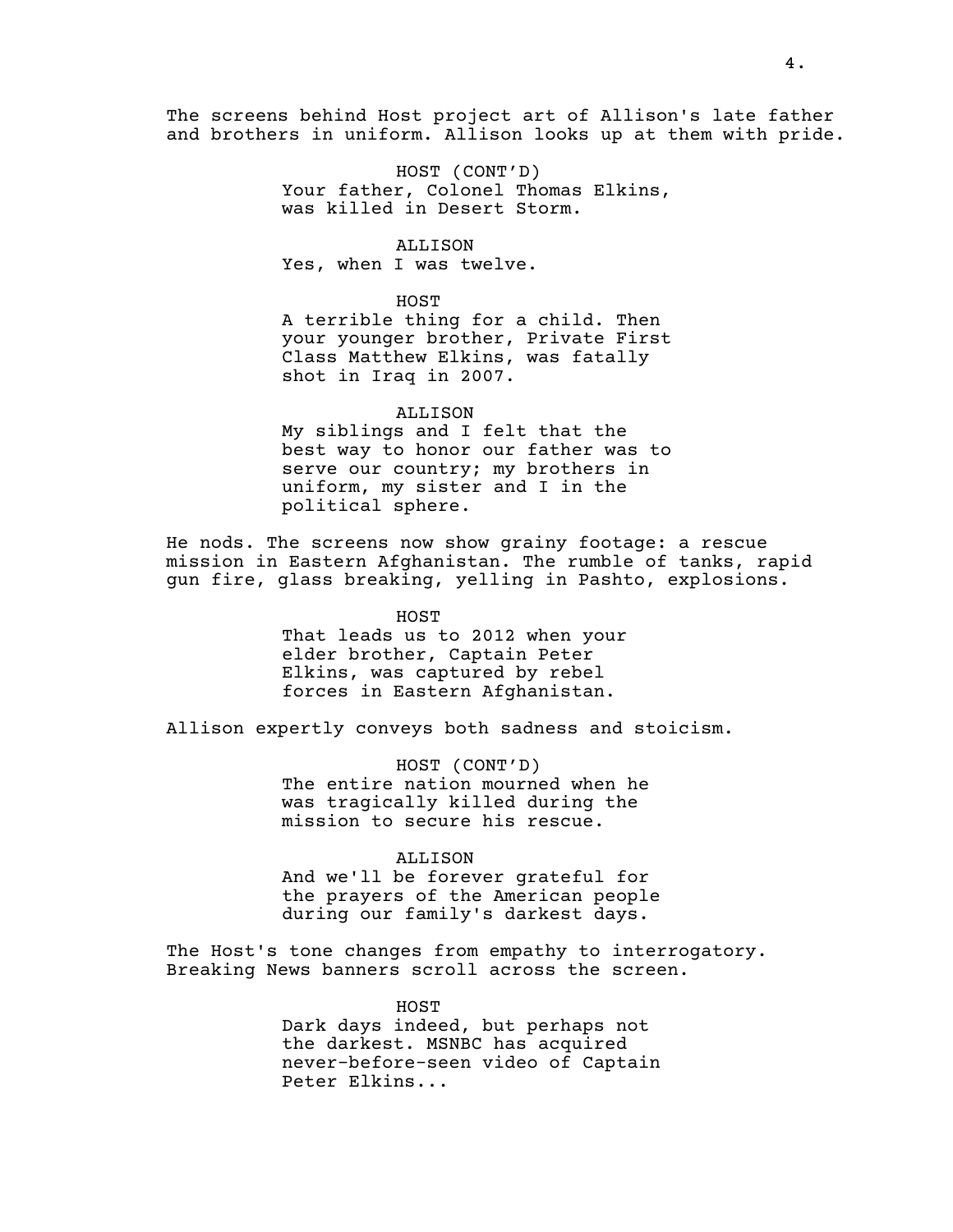The screens behind Host project art of Allison's late father and brothers in uniform. Allison looks up at them with pride.

HOST (CONT'D)
Your father, Colonel Thomas Elkins, was killed in Desert Storm.

ALLISON
Yes, when I was twelve.

HOST
A terrible thing for a child. Then your younger brother, Private First Class Matthew Elkins, was fatally shot in Iraq in 2007.

ALLISON
My siblings and I felt that the best way to honor our father was to serve our country; my brothers in uniform, my sister and I in the political sphere.

He nods. The screens now show grainy footage: a rescue mission in Eastern Afghanistan. The rumble of tanks, rapid gun fire, glass breaking, yelling in Pashto, explosions.

HOST
That leads us to 2012 when your elder brother, Captain Peter Elkins, was captured by rebel forces in Eastern Afghanistan.

Allison expertly conveys both sadness and stoicism.

HOST (CONT'D)
The entire nation mourned when he was tragically killed during the mission to secure his rescue.

ALLISON
And we'll be forever grateful for the prayers of the American people during our family's darkest days.

The Host's tone changes from empathy to interrogatory. Breaking News banners scroll across the screen.

HOST
Dark days indeed, but perhaps not the darkest. MSNBC has acquired never-before-seen video of Captain Peter Elkins...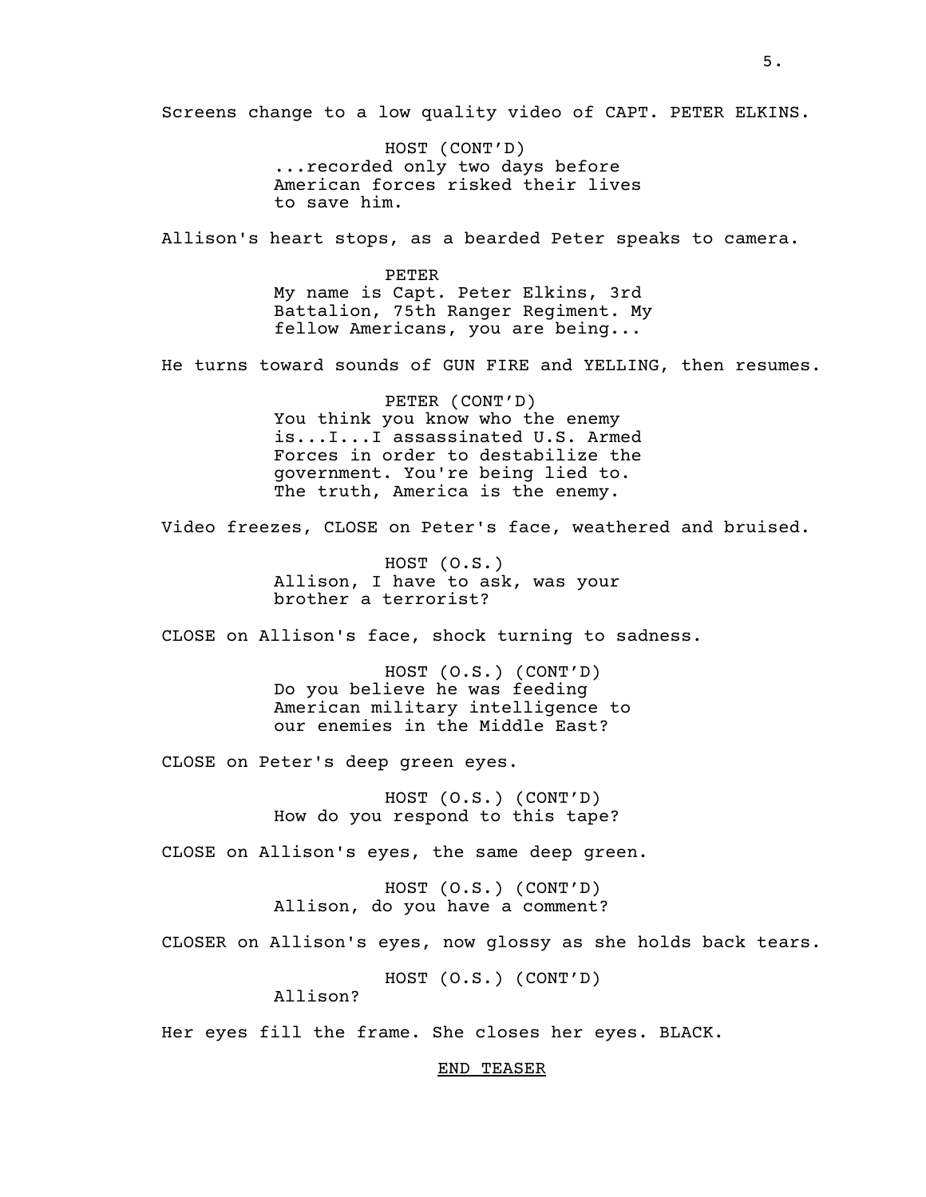Screens change to a low quality video of CAPT. PETER ELKINS.

HOST (CONT'D)
...recorded only two days before American forces risked their lives to save him.

Allison's heart stops, as a bearded Peter speaks to camera.

PETER
My name is Capt. Peter Elkins, 3rd Battalion, 75th Ranger Regiment. My fellow Americans, you are being...

He turns toward sounds of GUN FIRE and YELLING, then resumes.

PETER (CONT'D)
You think you know who the enemy is...I...I assassinated U.S. Armed Forces in order to destabilize the government. You're being lied to. The truth, America is the enemy.

Video freezes, CLOSE on Peter's face, weathered and bruised.

HOST (O.S.)
Allison, I have to ask, was your brother a terrorist?

CLOSE on Allison's face, shock turning to sadness.

HOST (O.S.) (CONT'D)
Do you believe he was feeding American military intelligence to our enemies in the Middle East?

CLOSE on Peter's deep green eyes.

HOST (O.S.) (CONT'D)
How do you respond to this tape?

CLOSE on Allison's eyes, the same deep green.

HOST (O.S.) (CONT'D)
Allison, do you have a comment?

CLOSER on Allison's eyes, now glossy as she holds back tears.

HOST (O.S.) (CONT'D)
Allison?

Her eyes fill the frame. She closes her eyes. BLACK.

END TEASER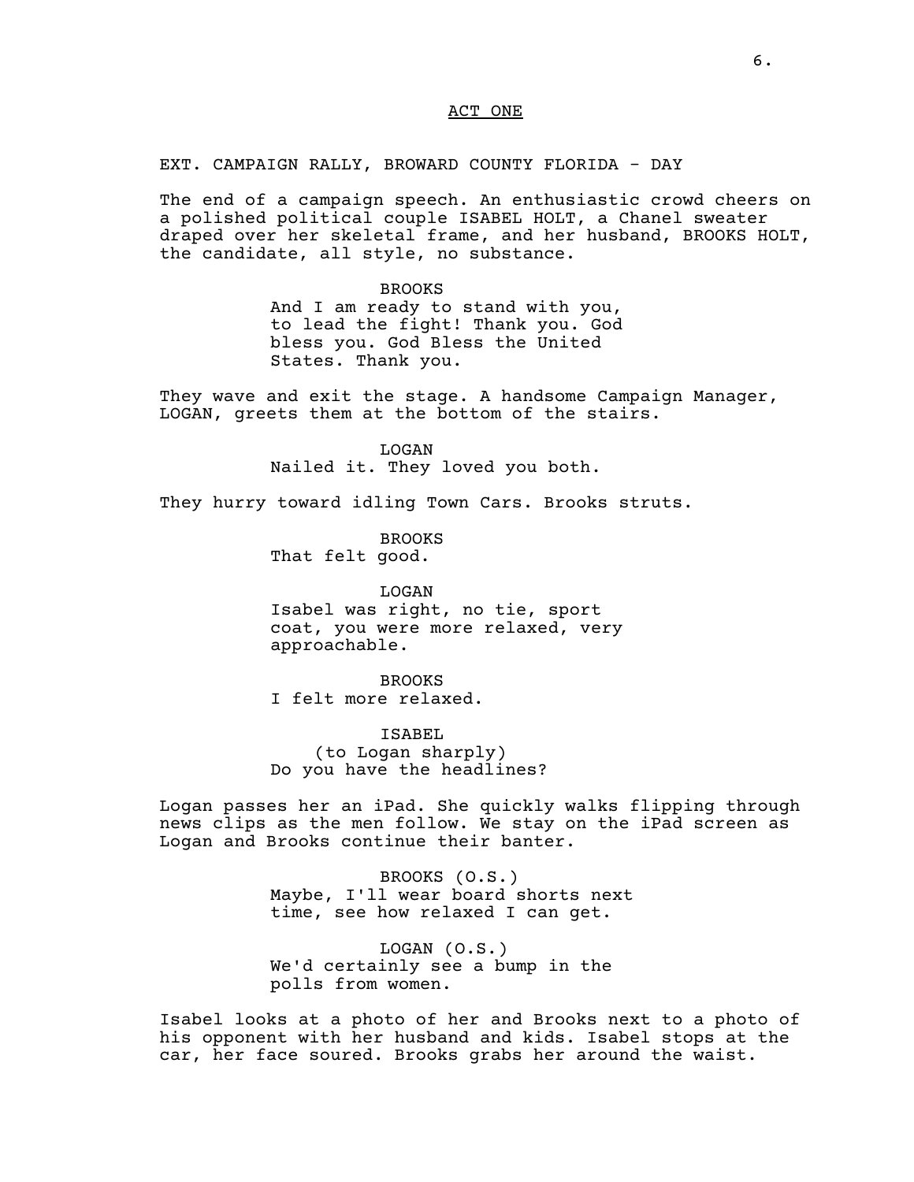ACT ONE

EXT. CAMPAIGN RALLY, BROWARD COUNTY FLORIDA - DAY

The end of a campaign speech. An enthusiastic crowd cheers on a polished political couple ISABEL HOLT, a Chanel sweater draped over her skeletal frame, and her husband, BROOKS HOLT, the candidate, all style, no substance.

BROOKS
And I am ready to stand with you, to lead the fight! Thank you. God bless you. God Bless the United States. Thank you.

They wave and exit the stage. A handsome Campaign Manager, LOGAN, greets them at the bottom of the stairs.

LOGAN
Nailed it. They loved you both.

They hurry toward idling Town Cars. Brooks struts.

BROOKS
That felt good.

LOGAN
Isabel was right, no tie, sport coat, you were more relaxed, very approachable.

BROOKS
I felt more relaxed.

ISABEL
(to Logan sharply)
Do you have the headlines?

Logan passes her an iPad. She quickly walks flipping through news clips as the men follow. We stay on the iPad screen as Logan and Brooks continue their banter.

BROOKS (O.S.)
Maybe, I'll wear board shorts next time, see how relaxed I can get.

LOGAN (O.S.)
We'd certainly see a bump in the polls from women.

Isabel looks at a photo of her and Brooks next to a photo of his opponent with her husband and kids. Isabel stops at the car, her face soured. Brooks grabs her around the waist.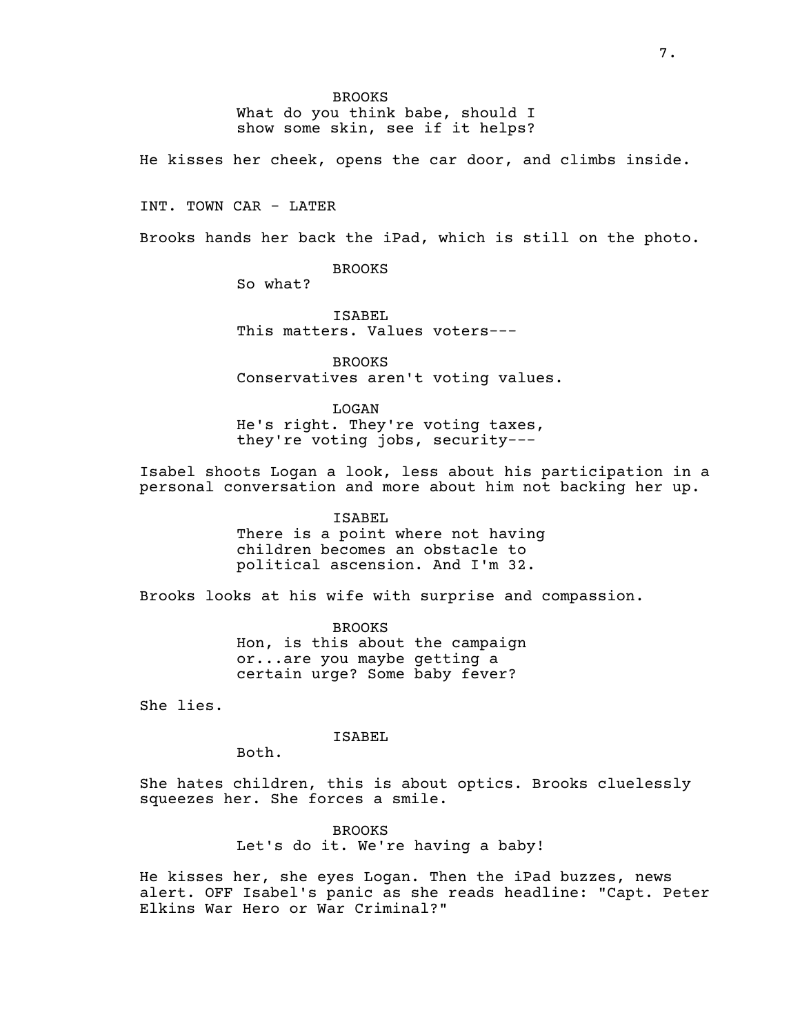BROOKS

What do you think babe, should I show some skin, see if it helps?

He kisses her cheek, opens the car door, and climbs inside.

INT. TOWN CAR - LATER

Brooks hands her back the iPad, which is still on the photo.

BROOKS

So what?

ISABEL

This matters. Values voters---

BROOKS

Conservatives aren't voting values.

LOGAN

He's right. They're voting taxes, they're voting jobs, security---

Isabel shoots Logan a look, less about his participation in a personal conversation and more about him not backing her up.

ISABEL

There is a point where not having children becomes an obstacle to political ascension. And I'm 32.

Brooks looks at his wife with surprise and compassion.

BROOKS

Hon, is this about the campaign or...are you maybe getting a certain urge? Some baby fever?

She lies.

ISABEL

Both.

She hates children, this is about optics. Brooks cluelessly squeezes her. She forces a smile.

BROOKS

Let's do it. We're having a baby!

He kisses her, she eyes Logan. Then the iPad buzzes, news alert. OFF Isabel's panic as she reads headline: "Capt. Peter Elkins War Hero or War Criminal?"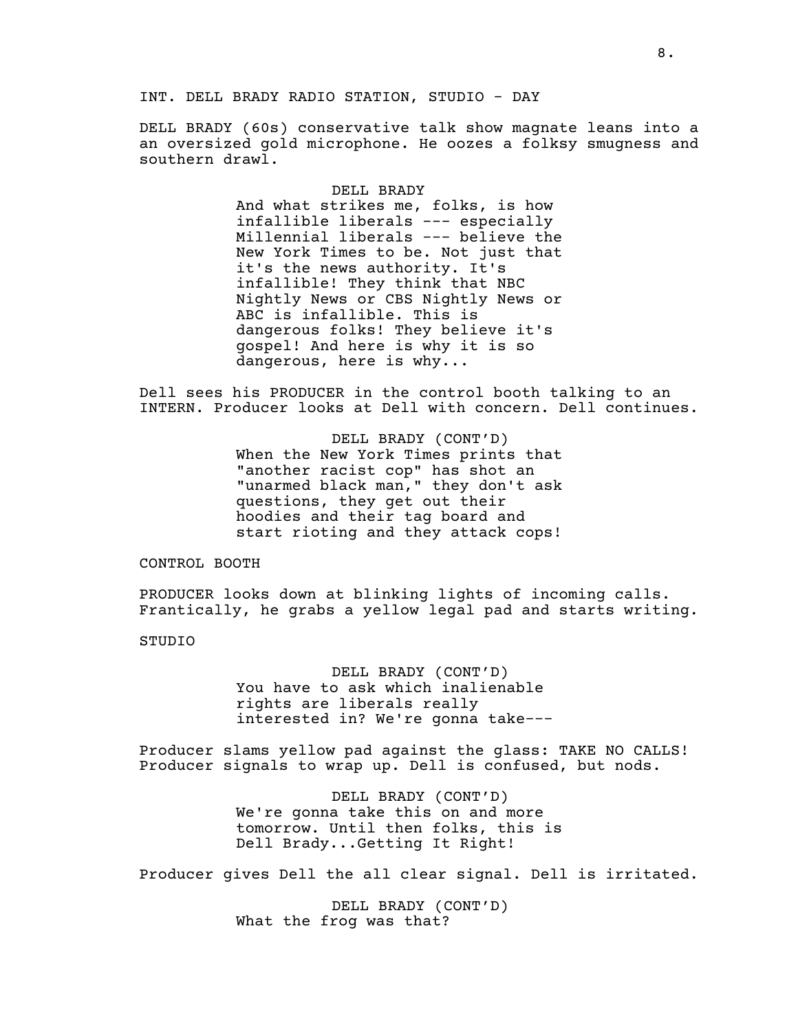INT. DELL BRADY RADIO STATION, STUDIO - DAY

DELL BRADY (60s) conservative talk show magnate leans into a an oversized gold microphone. He oozes a folksy smugness and southern drawl.

DELL BRADY
And what strikes me, folks, is how infallible liberals --- especially Millennial liberals --- believe the New York Times to be. Not just that it's the news authority. It's infallible! They think that NBC Nightly News or CBS Nightly News or ABC is infallible. This is dangerous folks! They believe it's gospel! And here is why it is so dangerous, here is why...

Dell sees his PRODUCER in the control booth talking to an INTERN. Producer looks at Dell with concern. Dell continues.

DELL BRADY (CONT'D)
When the New York Times prints that "another racist cop" has shot an "unarmed black man," they don't ask questions, they get out their hoodies and their tag board and start rioting and they attack cops!

CONTROL BOOTH

PRODUCER looks down at blinking lights of incoming calls. Frantically, he grabs a yellow legal pad and starts writing.

STUDIO

DELL BRADY (CONT'D)
You have to ask which inalienable rights are liberals really interested in? We're gonna take---

Producer slams yellow pad against the glass: TAKE NO CALLS! Producer signals to wrap up. Dell is confused, but nods.

DELL BRADY (CONT'D)
We're gonna take this on and more tomorrow. Until then folks, this is Dell Brady...Getting It Right!

Producer gives Dell the all clear signal. Dell is irritated.

DELL BRADY (CONT'D)
What the frog was that?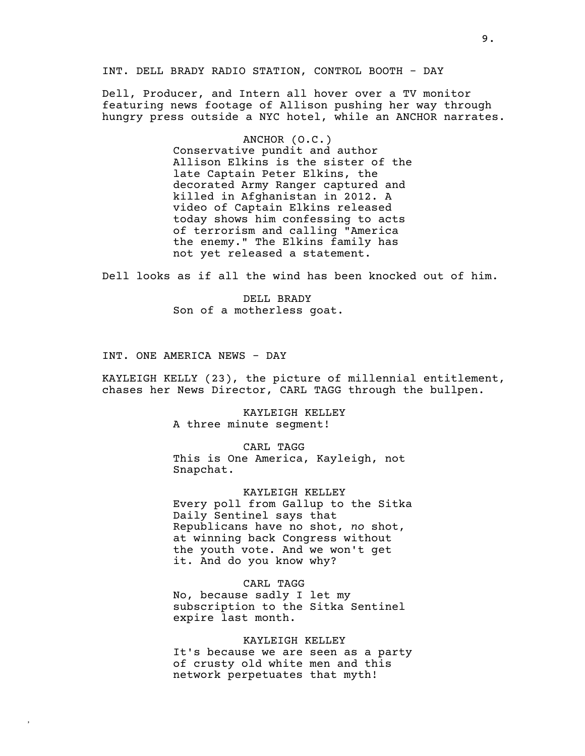INT. DELL BRADY RADIO STATION, CONTROL BOOTH - DAY

Dell, Producer, and Intern all hover over a TV monitor featuring news footage of Allison pushing her way through hungry press outside a NYC hotel, while an ANCHOR narrates.

ANCHOR (O.C.)
Conservative pundit and author Allison Elkins is the sister of the late Captain Peter Elkins, the decorated Army Ranger captured and killed in Afghanistan in 2012. A video of Captain Elkins released today shows him confessing to acts of terrorism and calling "America the enemy." The Elkins family has not yet released a statement.

Dell looks as if all the wind has been knocked out of him.

DELL BRADY
Son of a motherless goat.

INT. ONE AMERICA NEWS - DAY

KAYLEIGH KELLY (23), the picture of millennial entitlement, chases her News Director, CARL TAGG through the bullpen.

KAYLEIGH KELLEY
A three minute segment!

CARL TAGG
This is One America, Kayleigh, not Snapchat.

KAYLEIGH KELLEY
Every poll from Gallup to the Sitka Daily Sentinel says that Republicans have no shot, *no* shot, at winning back Congress without the youth vote. And we won't get it. And do you know why?

CARL TAGG
No, because sadly I let my subscription to the Sitka Sentinel expire last month.

KAYLEIGH KELLEY
It's because we are seen as a party of crusty old white men and this network perpetuates that myth!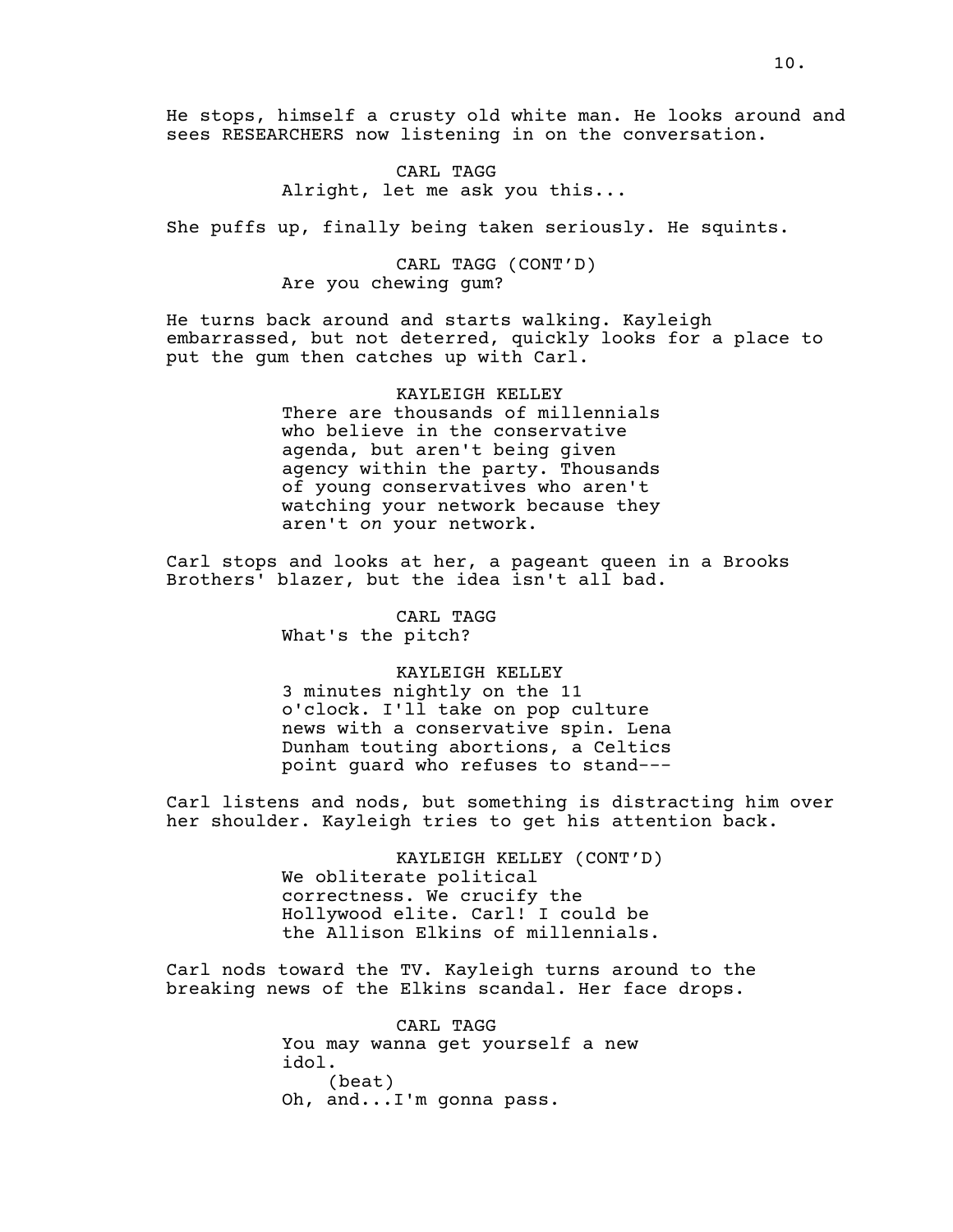He stops, himself a crusty old white man. He looks around and sees RESEARCHERS now listening in on the conversation.

CARL TAGG
Alright, let me ask you this...

She puffs up, finally being taken seriously. He squints.

CARL TAGG (CONT'D)
Are you chewing gum?

He turns back around and starts walking. Kayleigh embarrassed, but not deterred, quickly looks for a place to put the gum then catches up with Carl.

KAYLEIGH KELLEY
There are thousands of millennials who believe in the conservative agenda, but aren't being given agency within the party. Thousands of young conservatives who aren't watching your network because they aren't *on* your network.

Carl stops and looks at her, a pageant queen in a Brooks Brothers' blazer, but the idea isn't all bad.

CARL TAGG
What's the pitch?

KAYLEIGH KELLEY
3 minutes nightly on the 11 o'clock. I'll take on pop culture news with a conservative spin. Lena Dunham touting abortions, a Celtics point guard who refuses to stand---

Carl listens and nods, but something is distracting him over her shoulder. Kayleigh tries to get his attention back.

KAYLEIGH KELLEY (CONT'D)
We obliterate political correctness. We crucify the Hollywood elite. Carl! I could be the Allison Elkins of millennials.

Carl nods toward the TV. Kayleigh turns around to the breaking news of the Elkins scandal. Her face drops.

CARL TAGG
You may wanna get yourself a new idol.
(beat)
Oh, and...I'm gonna pass.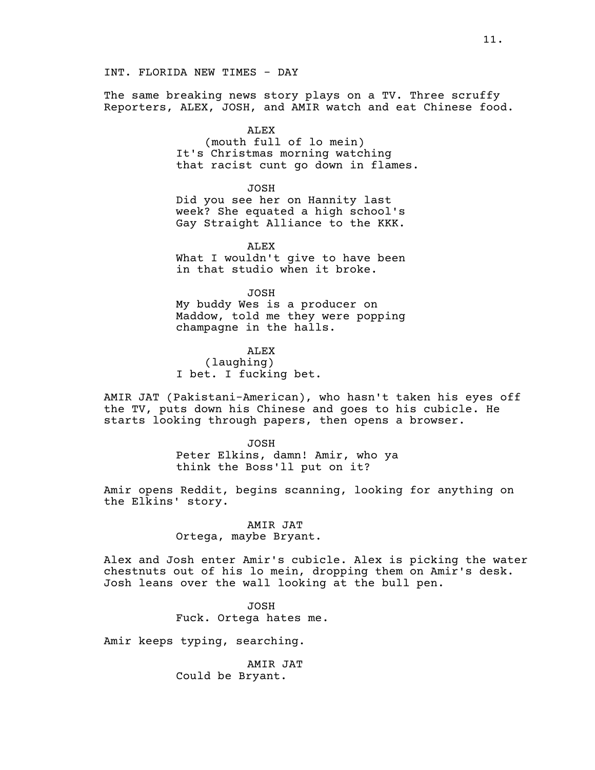INT. FLORIDA NEW TIMES - DAY

The same breaking news story plays on a TV. Three scruffy Reporters, ALEX, JOSH, and AMIR watch and eat Chinese food.

ALEX
(mouth full of lo mein)
It's Christmas morning watching that racist cunt go down in flames.

JOSH
Did you see her on Hannity last week? She equated a high school's Gay Straight Alliance to the KKK.

ALEX
What I wouldn't give to have been in that studio when it broke.

JOSH
My buddy Wes is a producer on Maddow, told me they were popping champagne in the halls.

ALEX
(laughing)
I bet. I fucking bet.

AMIR JAT (Pakistani-American), who hasn't taken his eyes off the TV, puts down his Chinese and goes to his cubicle. He starts looking through papers, then opens a browser.

JOSH
Peter Elkins, damn! Amir, who ya think the Boss'll put on it?

Amir opens Reddit, begins scanning, looking for anything on the Elkins' story.

AMIR JAT
Ortega, maybe Bryant.

Alex and Josh enter Amir's cubicle. Alex is picking the water chestnuts out of his lo mein, dropping them on Amir's desk. Josh leans over the wall looking at the bull pen.

JOSH
Fuck. Ortega hates me.

Amir keeps typing, searching.

AMIR JAT
Could be Bryant.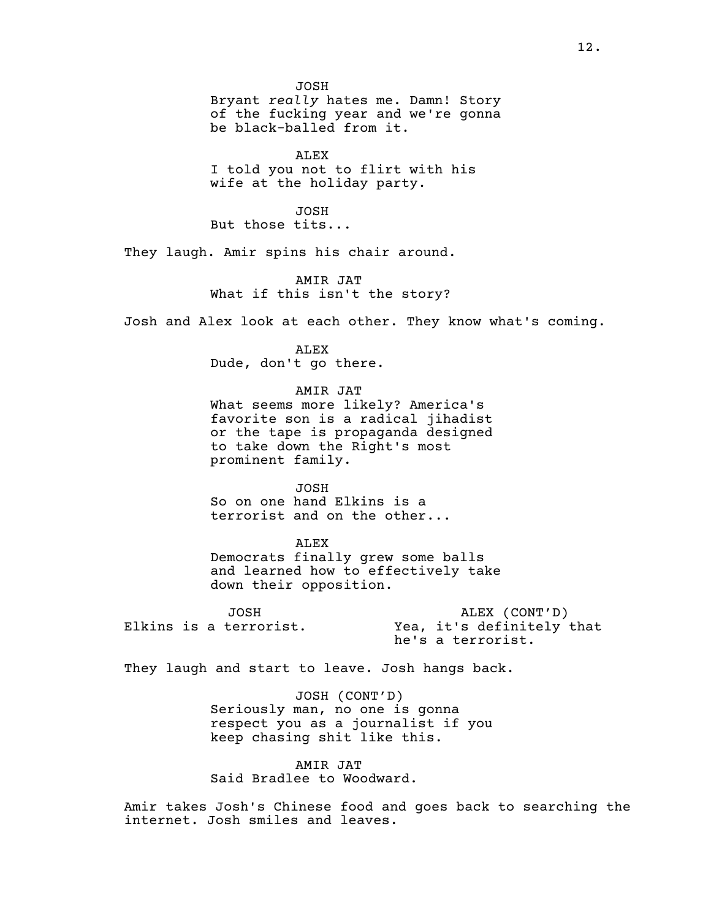JOSH
Bryant *really* hates me. Damn! Story of the fucking year and we're gonna be black-balled from it.

ALEX
I told you not to flirt with his wife at the holiday party.

JOSH
But those tits...

They laugh. Amir spins his chair around.

AMIR JAT
What if this isn't the story?

Josh and Alex look at each other. They know what's coming.

ALEX
Dude, don't go there.

AMIR JAT
What seems more likely? America's favorite son is a radical jihadist or the tape is propaganda designed to take down the Right's most prominent family.

JOSH
So on one hand Elkins is a terrorist and on the other...

ALEX
Democrats finally grew some balls and learned how to effectively take down their opposition.

JOSH
Elkins is a terrorist.

ALEX (CONT'D)
Yea, it's definitely that he's a terrorist.

They laugh and start to leave. Josh hangs back.

JOSH (CONT'D)
Seriously man, no one is gonna respect you as a journalist if you keep chasing shit like this.

AMIR JAT
Said Bradlee to Woodward.

Amir takes Josh's Chinese food and goes back to searching the internet. Josh smiles and leaves.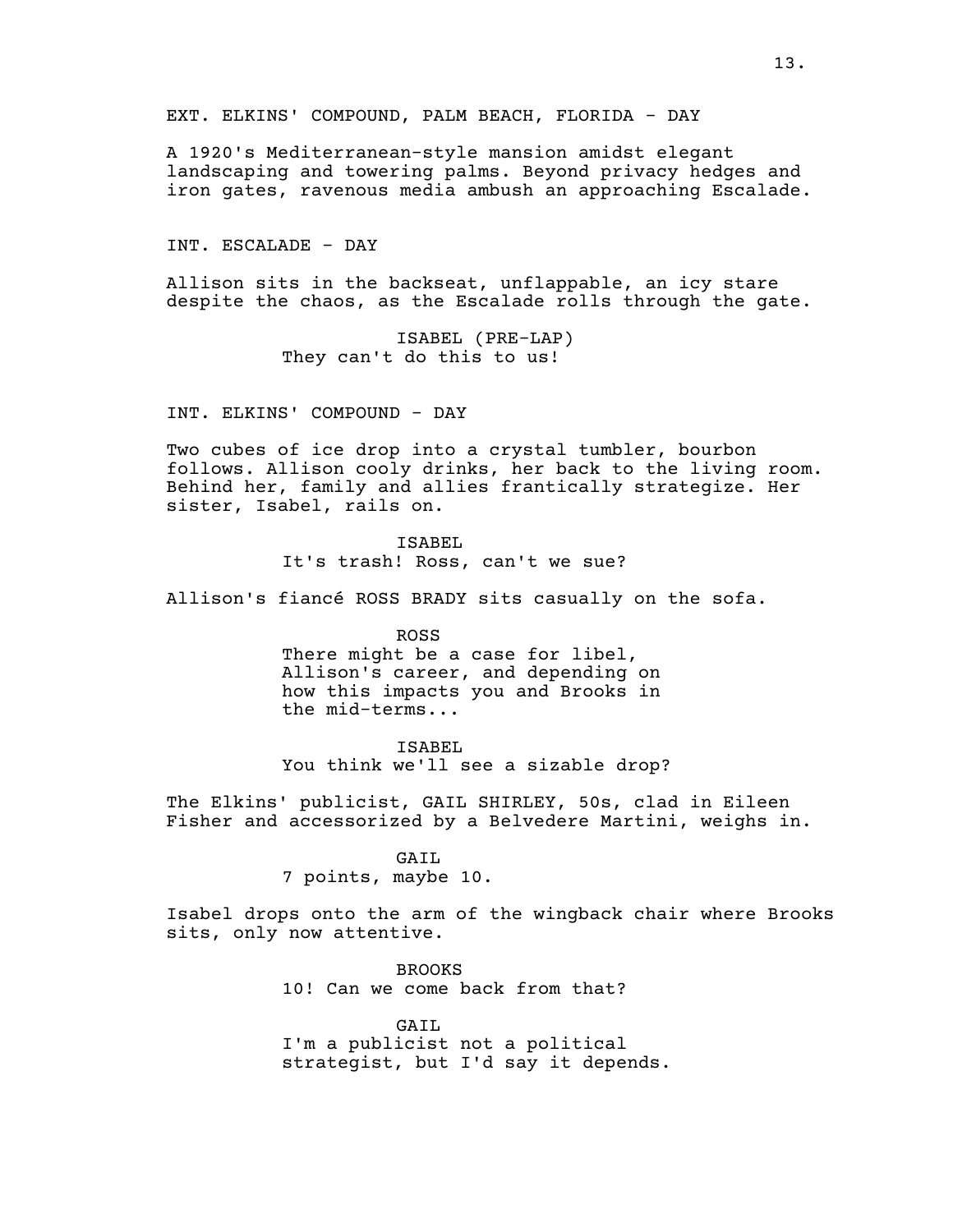EXT. ELKINS' COMPOUND, PALM BEACH, FLORIDA - DAY

A 1920's Mediterranean-style mansion amidst elegant landscaping and towering palms. Beyond privacy hedges and iron gates, ravenous media ambush an approaching Escalade.

INT. ESCALADE - DAY

Allison sits in the backseat, unflappable, an icy stare despite the chaos, as the Escalade rolls through the gate.

ISABEL (PRE-LAP)
They can't do this to us!

INT. ELKINS' COMPOUND - DAY

Two cubes of ice drop into a crystal tumbler, bourbon follows. Allison cooly drinks, her back to the living room. Behind her, family and allies frantically strategize. Her sister, Isabel, rails on.

ISABEL
It's trash! Ross, can't we sue?

Allison's fiancé ROSS BRADY sits casually on the sofa.

ROSS
There might be a case for libel, Allison's career, and depending on how this impacts you and Brooks in the mid-terms...

ISABEL
You think we'll see a sizable drop?

The Elkins' publicist, GAIL SHIRLEY, 50s, clad in Eileen Fisher and accessorized by a Belvedere Martini, weighs in.

GAIL
7 points, maybe 10.

Isabel drops onto the arm of the wingback chair where Brooks sits, only now attentive.

BROOKS
10! Can we come back from that?

GAIL
I'm a publicist not a political strategist, but I'd say it depends.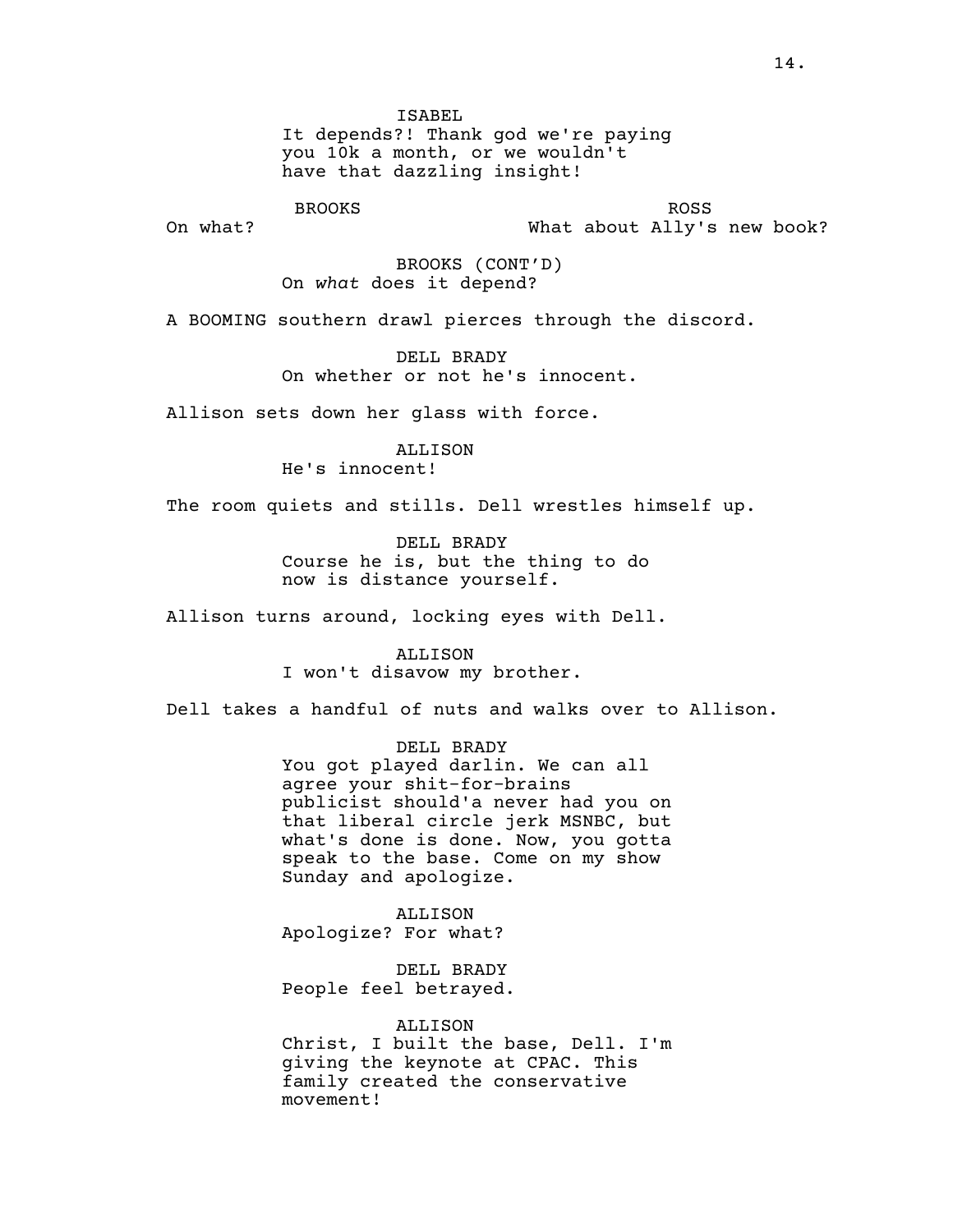ISABEL
It depends?! Thank god we're paying you 10k a month, or we wouldn't have that dazzling insight!

BROOKS
On what?

ROSS
What about Ally's new book?

BROOKS (CONT'D)
On *what* does it depend?

A BOOMING southern drawl pierces through the discord.

DELL BRADY
On whether or not he's innocent.

Allison sets down her glass with force.

ALLISON
He's innocent!

The room quiets and stills. Dell wrestles himself up.

DELL BRADY
Course he is, but the thing to do now is distance yourself.

Allison turns around, locking eyes with Dell.

ALLISON
I won't disavow my brother.

Dell takes a handful of nuts and walks over to Allison.

DELL BRADY
You got played darlin. We can all agree your shit-for-brains publicist should'a never had you on that liberal circle jerk MSNBC, but what's done is done. Now, you gotta speak to the base. Come on my show Sunday and apologize.

ALLISON
Apologize? For what?

DELL BRADY
People feel betrayed.

ALLISON
Christ, I built the base, Dell. I'm giving the keynote at CPAC. This family created the conservative movement!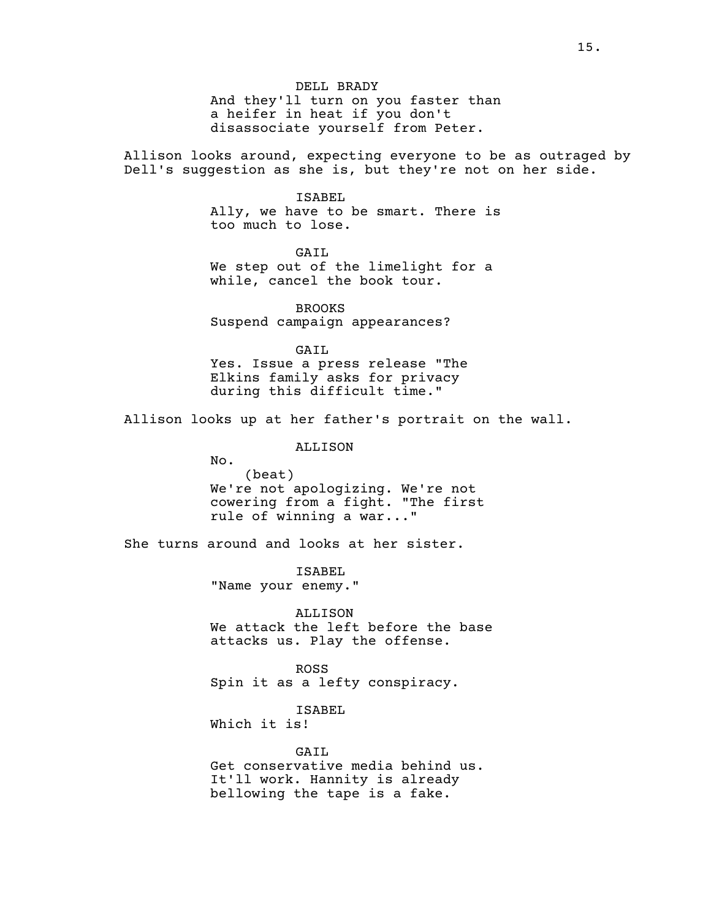DELL BRADY

And they'll turn on you faster than a heifer in heat if you don't disassociate yourself from Peter.

Allison looks around, expecting everyone to be as outraged by Dell's suggestion as she is, but they're not on her side.

ISABEL

Ally, we have to be smart. There is too much to lose.

GAIL

We step out of the limelight for a while, cancel the book tour.

BROOKS

Suspend campaign appearances?

GAIL

Yes. Issue a press release "The Elkins family asks for privacy during this difficult time."

Allison looks up at her father's portrait on the wall.

ALLISON

No.

(beat)

We're not apologizing. We're not cowering from a fight. "The first rule of winning a war..."

She turns around and looks at her sister.

ISABEL

"Name your enemy."

ALLISON

We attack the left before the base attacks us. Play the offense.

ROSS

Spin it as a lefty conspiracy.

ISABEL

Which it is!

GAIL

Get conservative media behind us. It'll work. Hannity is already bellowing the tape is a fake.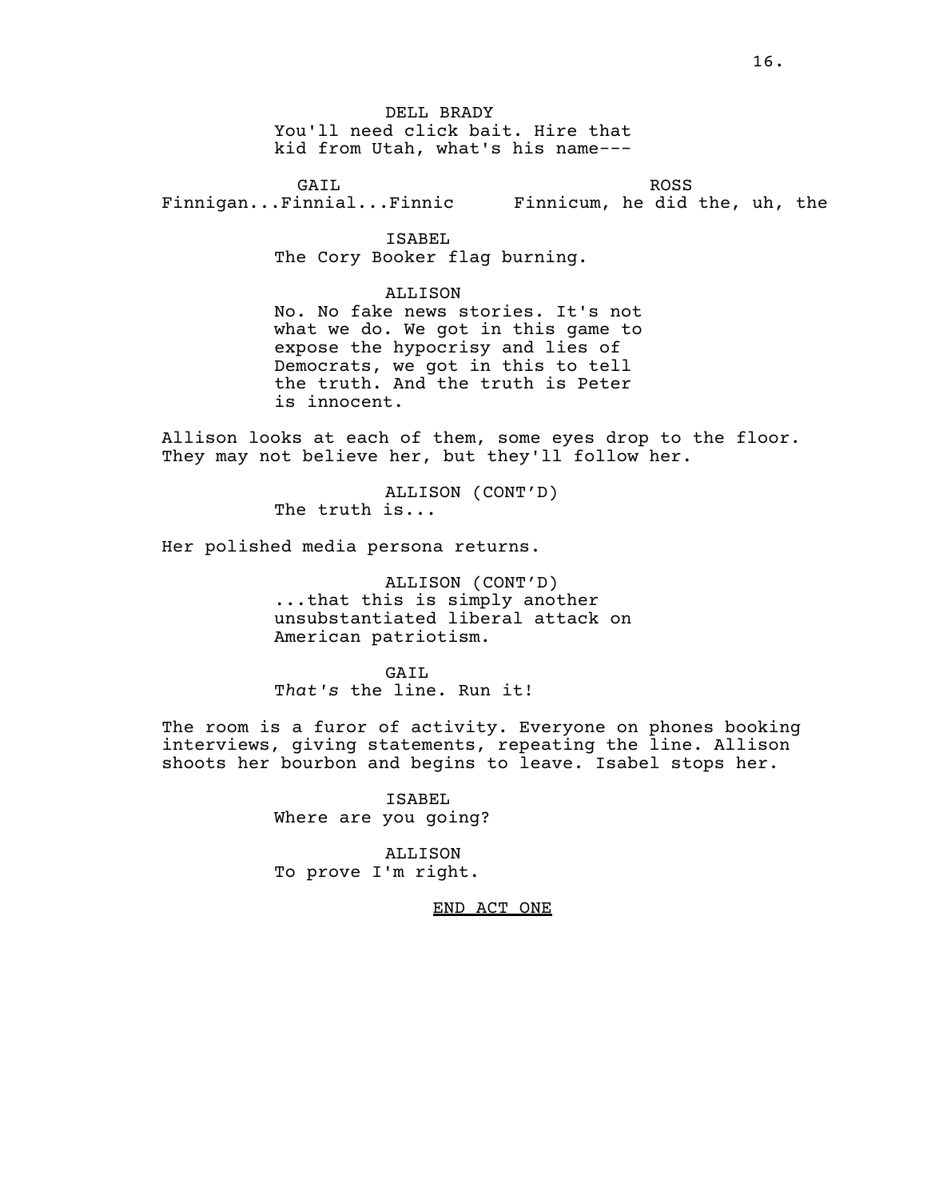DELL BRADY
You'll need click bait. Hire that kid from Utah, what's his name---

GAIL
Finnigan...Finnial...Finnic

ROSS
Finnicum, he did the, uh, the

ISABEL
The Cory Booker flag burning.

ALLISON
No. No fake news stories. It's not what we do. We got in this game to expose the hypocrisy and lies of Democrats, we got in this to tell the truth. And the truth is Peter is innocent.

Allison looks at each of them, some eyes drop to the floor. They may not believe her, but they'll follow her.

ALLISON (CONT'D)
The truth is...

Her polished media persona returns.

ALLISON (CONT'D)
...that this is simply another unsubstantiated liberal attack on American patriotism.

GAIL
T*hat's* the line. Run it!

The room is a furor of activity. Everyone on phones booking interviews, giving statements, repeating the line. Allison shoots her bourbon and begins to leave. Isabel stops her.

ISABEL
Where are you going?

ALLISON
To prove I'm right.

END ACT ONE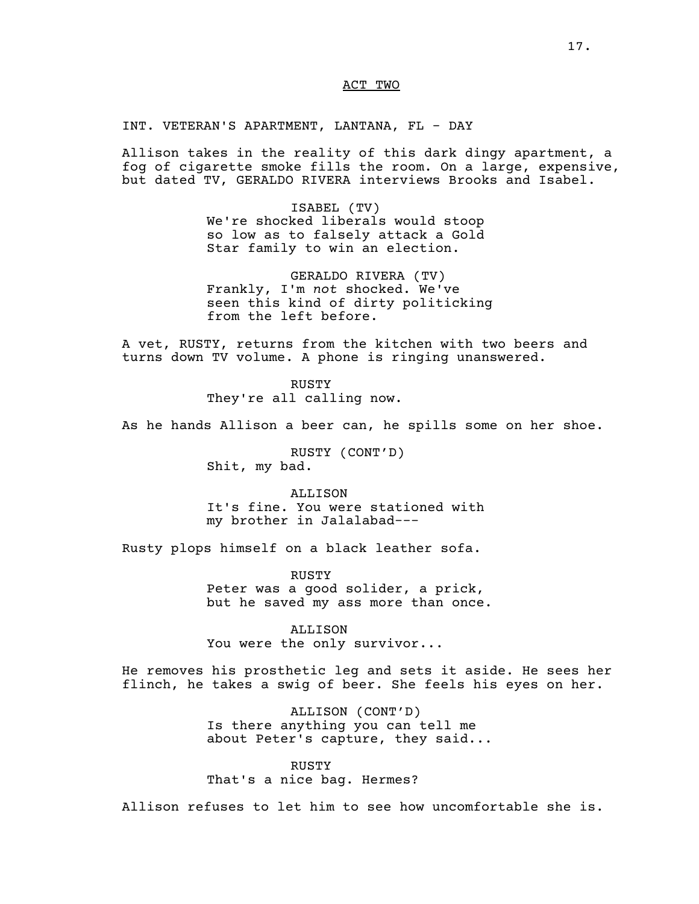ACT TWO

INT. VETERAN'S APARTMENT, LANTANA, FL - DAY

Allison takes in the reality of this dark dingy apartment, a fog of cigarette smoke fills the room. On a large, expensive, but dated TV, GERALDO RIVERA interviews Brooks and Isabel.

ISABEL (TV)
We're shocked liberals would stoop so low as to falsely attack a Gold Star family to win an election.

GERALDO RIVERA (TV)
Frankly, I'm *not* shocked. We've seen this kind of dirty politicking from the left before.

A vet, RUSTY, returns from the kitchen with two beers and turns down TV volume. A phone is ringing unanswered.

RUSTY
They're all calling now.

As he hands Allison a beer can, he spills some on her shoe.

RUSTY (CONT'D)
Shit, my bad.

ALLISON
It's fine. You were stationed with my brother in Jalalabad---

Rusty plops himself on a black leather sofa.

RUSTY
Peter was a good solider, a prick, but he saved my ass more than once.

ALLISON
You were the only survivor...

He removes his prosthetic leg and sets it aside. He sees her flinch, he takes a swig of beer. She feels his eyes on her.

ALLISON (CONT'D)
Is there anything you can tell me about Peter's capture, they said...

RUSTY
That's a nice bag. Hermes?

Allison refuses to let him to see how uncomfortable she is.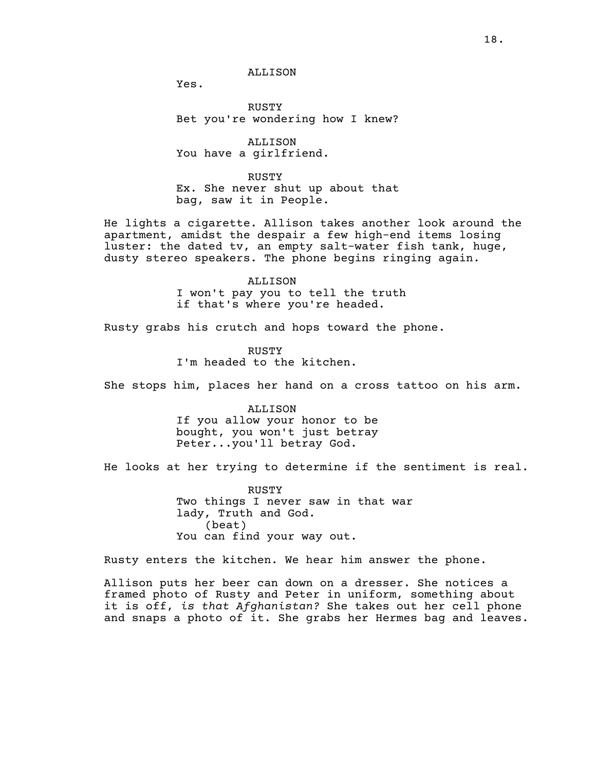ALLISON

Yes.

RUSTY

Bet you're wondering how I knew?

ALLISON

You have a girlfriend.

RUSTY

Ex. She never shut up about that bag, saw it in People.

He lights a cigarette. Allison takes another look around the apartment, amidst the despair a few high-end items losing luster: the dated tv, an empty salt-water fish tank, huge, dusty stereo speakers. The phone begins ringing again.

ALLISON

I won't pay you to tell the truth if that's where you're headed.

Rusty grabs his crutch and hops toward the phone.

RUSTY

I'm headed to the kitchen.

She stops him, places her hand on a cross tattoo on his arm.

ALLISON

If you allow your honor to be bought, you won't just betray Peter...you'll betray God.

He looks at her trying to determine if the sentiment is real.

RUSTY

Two things I never saw in that war lady, Truth and God.

(beat)

You can find your way out.

Rusty enters the kitchen. We hear him answer the phone.

Allison puts her beer can down on a dresser. She notices a framed photo of Rusty and Peter in uniform, something about it is off, *is that Afghanistan?* She takes out her cell phone and snaps a photo of it. She grabs her Hermes bag and leaves.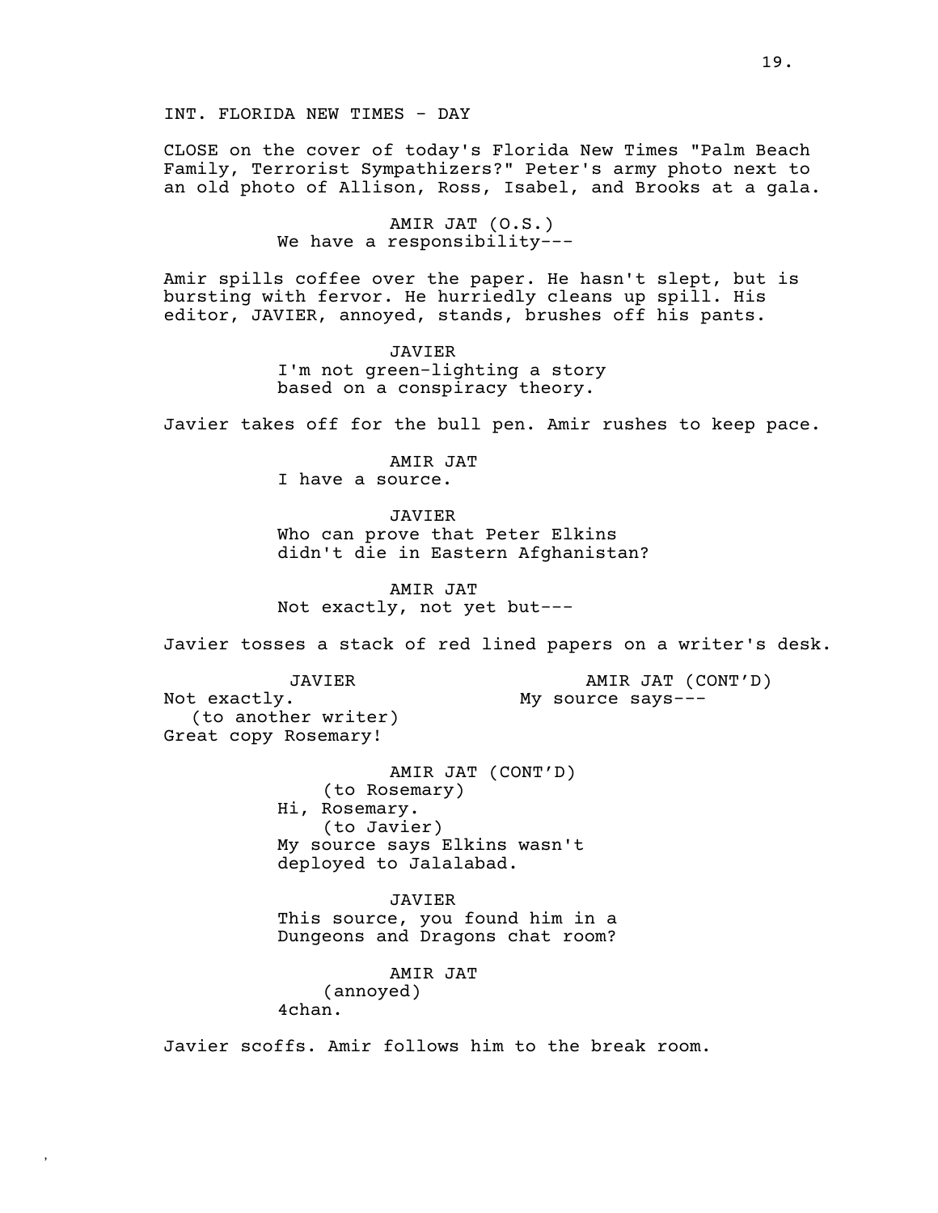INT. FLORIDA NEW TIMES - DAY

CLOSE on the cover of today's Florida New Times "Palm Beach Family, Terrorist Sympathizers?" Peter's army photo next to an old photo of Allison, Ross, Isabel, and Brooks at a gala.

AMIR JAT (O.S.)
We have a responsibility---

Amir spills coffee over the paper. He hasn't slept, but is bursting with fervor. He hurriedly cleans up spill. His editor, JAVIER, annoyed, stands, brushes off his pants.

JAVIER
I'm not green-lighting a story based on a conspiracy theory.

Javier takes off for the bull pen. Amir rushes to keep pace.

AMIR JAT
I have a source.

JAVIER
Who can prove that Peter Elkins didn't die in Eastern Afghanistan?

AMIR JAT
Not exactly, not yet but---

Javier tosses a stack of red lined papers on a writer's desk.

JAVIER
Not exactly.
(to another writer)
Great copy Rosemary!

AMIR JAT (CONT'D)
My source says---

AMIR JAT (CONT'D)
(to Rosemary)
Hi, Rosemary.
(to Javier)
My source says Elkins wasn't deployed to Jalalabad.

JAVIER
This source, you found him in a Dungeons and Dragons chat room?

AMIR JAT
(annoyed)
4chan.

Javier scoffs. Amir follows him to the break room.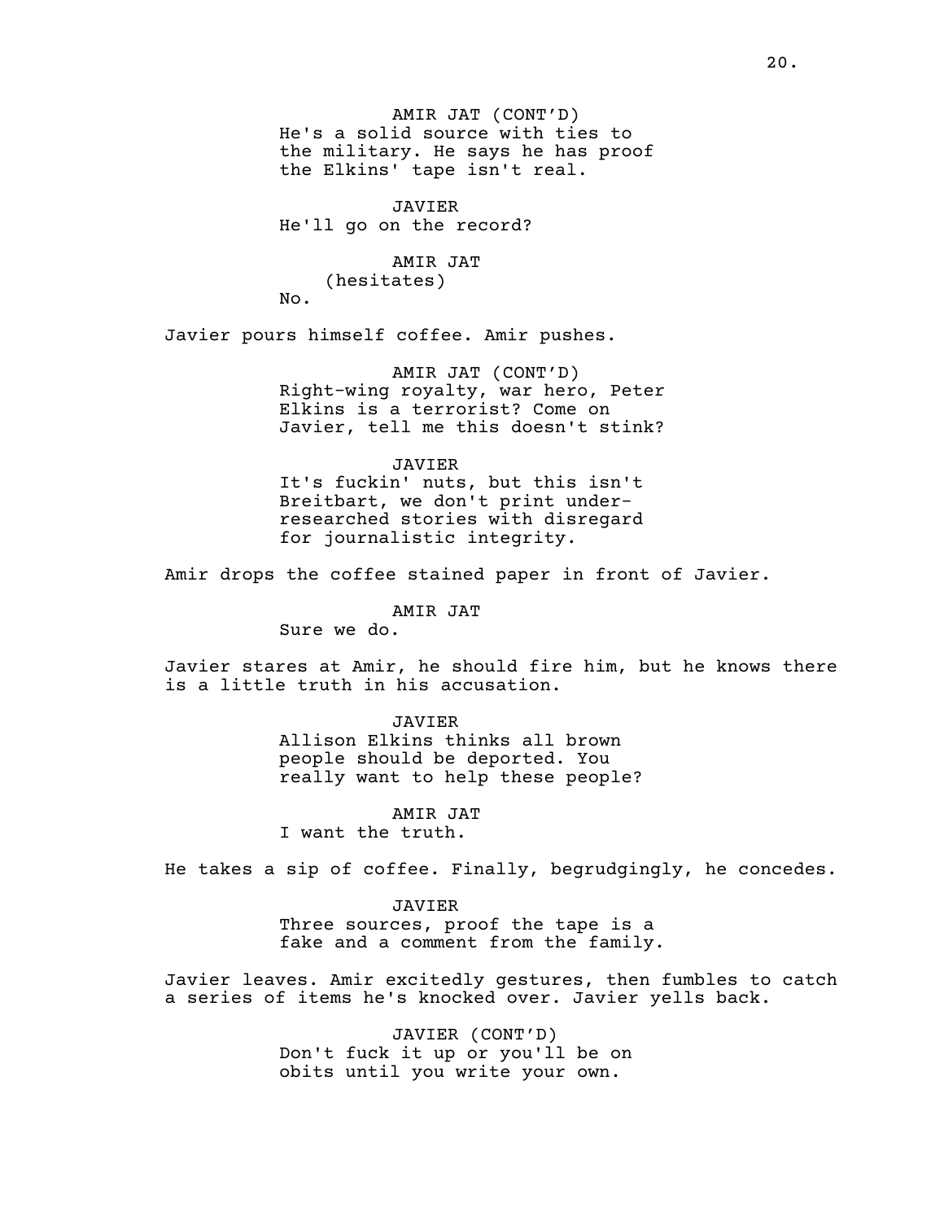AMIR JAT (CONT'D)
He's a solid source with ties to the military. He says he has proof the Elkins' tape isn't real.

JAVIER
He'll go on the record?

AMIR JAT
(hesitates)
No.

Javier pours himself coffee. Amir pushes.

AMIR JAT (CONT'D)
Right-wing royalty, war hero, Peter Elkins is a terrorist? Come on Javier, tell me this doesn't stink?

JAVIER
It's fuckin' nuts, but this isn't Breitbart, we don't print under-researched stories with disregard for journalistic integrity.

Amir drops the coffee stained paper in front of Javier.

AMIR JAT
Sure we do.

Javier stares at Amir, he should fire him, but he knows there is a little truth in his accusation.

JAVIER
Allison Elkins thinks all brown people should be deported. You really want to help these people?

AMIR JAT
I want the truth.

He takes a sip of coffee. Finally, begrudgingly, he concedes.

JAVIER
Three sources, proof the tape is a fake and a comment from the family.

Javier leaves. Amir excitedly gestures, then fumbles to catch a series of items he's knocked over. Javier yells back.

JAVIER (CONT'D)
Don't fuck it up or you'll be on obits until you write your own.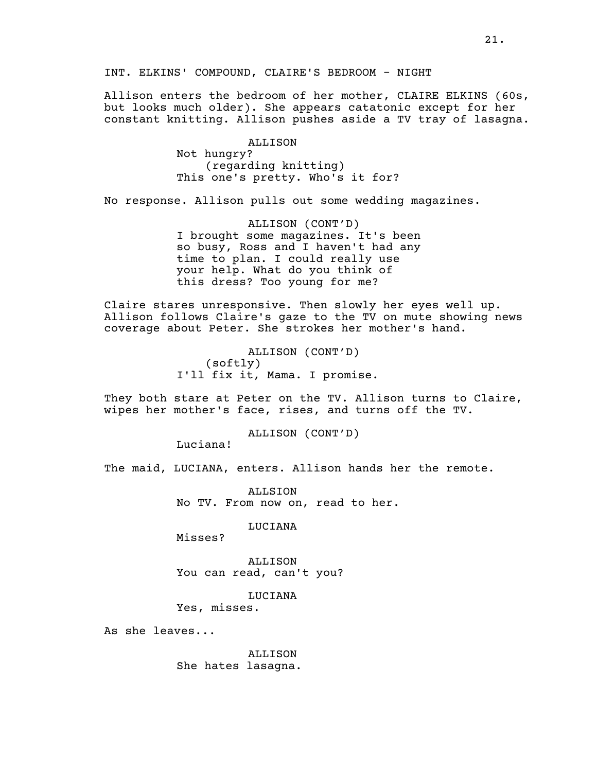INT. ELKINS' COMPOUND, CLAIRE'S BEDROOM - NIGHT

Allison enters the bedroom of her mother, CLAIRE ELKINS (60s, but looks much older). She appears catatonic except for her constant knitting. Allison pushes aside a TV tray of lasagna.

ALLISON
Not hungry?
(regarding knitting)
This one's pretty. Who's it for?

No response. Allison pulls out some wedding magazines.

ALLISON (CONT'D)
I brought some magazines. It's been so busy, Ross and I haven't had any time to plan. I could really use your help. What do you think of this dress? Too young for me?

Claire stares unresponsive. Then slowly her eyes well up. Allison follows Claire's gaze to the TV on mute showing news coverage about Peter. She strokes her mother's hand.

ALLISON (CONT'D)
(softly)
I'll fix it, Mama. I promise.

They both stare at Peter on the TV. Allison turns to Claire, wipes her mother's face, rises, and turns off the TV.

ALLISON (CONT'D)
Luciana!

The maid, LUCIANA, enters. Allison hands her the remote.

ALLSION
No TV. From now on, read to her.

LUCIANA
Misses?

ALLISON
You can read, can't you?

LUCIANA
Yes, misses.

As she leaves...

ALLISON
She hates lasagna.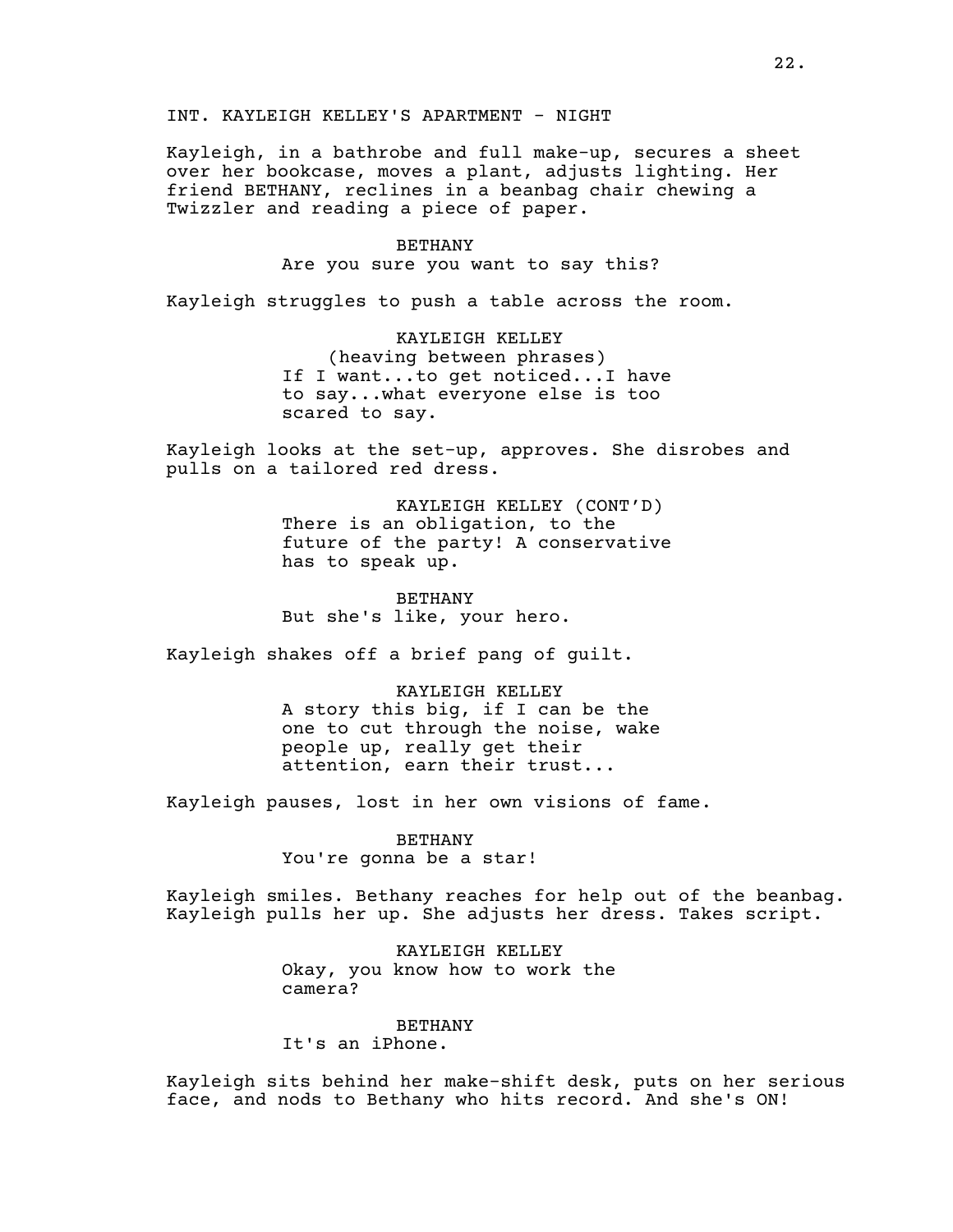INT. KAYLEIGH KELLEY'S APARTMENT - NIGHT

Kayleigh, in a bathrobe and full make-up, secures a sheet over her bookcase, moves a plant, adjusts lighting. Her friend BETHANY, reclines in a beanbag chair chewing a Twizzler and reading a piece of paper.

BETHANY
Are you sure you want to say this?

Kayleigh struggles to push a table across the room.

KAYLEIGH KELLEY
(heaving between phrases)
If I want...to get noticed...I have to say...what everyone else is too scared to say.

Kayleigh looks at the set-up, approves. She disrobes and pulls on a tailored red dress.

KAYLEIGH KELLEY (CONT'D)
There is an obligation, to the future of the party! A conservative has to speak up.

BETHANY
But she's like, your hero.

Kayleigh shakes off a brief pang of guilt.

KAYLEIGH KELLEY
A story this big, if I can be the one to cut through the noise, wake people up, really get their attention, earn their trust...

Kayleigh pauses, lost in her own visions of fame.

BETHANY
You're gonna be a star!

Kayleigh smiles. Bethany reaches for help out of the beanbag. Kayleigh pulls her up. She adjusts her dress. Takes script.

KAYLEIGH KELLEY
Okay, you know how to work the camera?

BETHANY
It's an iPhone.

Kayleigh sits behind her make-shift desk, puts on her serious face, and nods to Bethany who hits record. And she's ON!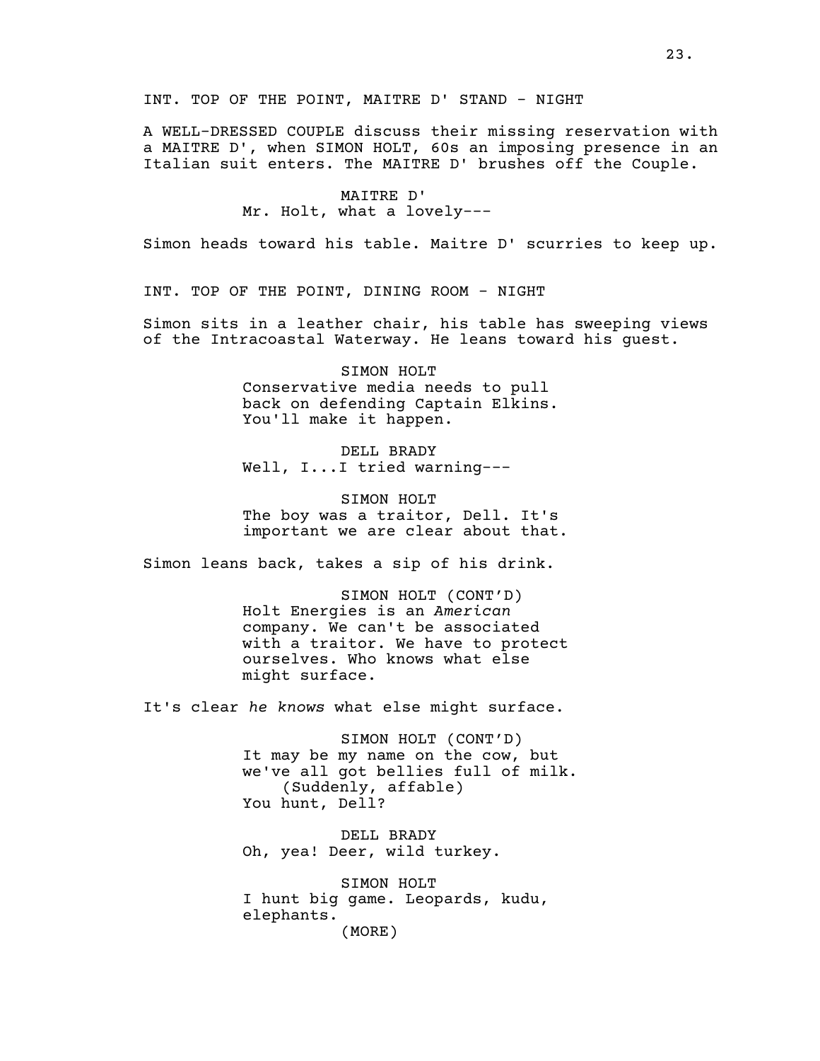INT. TOP OF THE POINT, MAITRE D' STAND - NIGHT

A WELL-DRESSED COUPLE discuss their missing reservation with a MAITRE D', when SIMON HOLT, 60s an imposing presence in an Italian suit enters. The MAITRE D' brushes off the Couple.

MAITRE D'
Mr. Holt, what a lovely---

Simon heads toward his table. Maitre D' scurries to keep up.

INT. TOP OF THE POINT, DINING ROOM - NIGHT

Simon sits in a leather chair, his table has sweeping views of the Intracoastal Waterway. He leans toward his guest.

SIMON HOLT
Conservative media needs to pull back on defending Captain Elkins. You'll make it happen.

DELL BRADY
Well, I...I tried warning---

SIMON HOLT
The boy was a traitor, Dell. It's important we are clear about that.

Simon leans back, takes a sip of his drink.

SIMON HOLT (CONT'D)
Holt Energies is an *American* company. We can't be associated with a traitor. We have to protect ourselves. Who knows what else might surface.

It's clear *he knows* what else might surface.

SIMON HOLT (CONT'D)
It may be my name on the cow, but we've all got bellies full of milk.
(Suddenly, affable)
You hunt, Dell?

DELL BRADY
Oh, yea! Deer, wild turkey.

SIMON HOLT
I hunt big game. Leopards, kudu, elephants.
(MORE)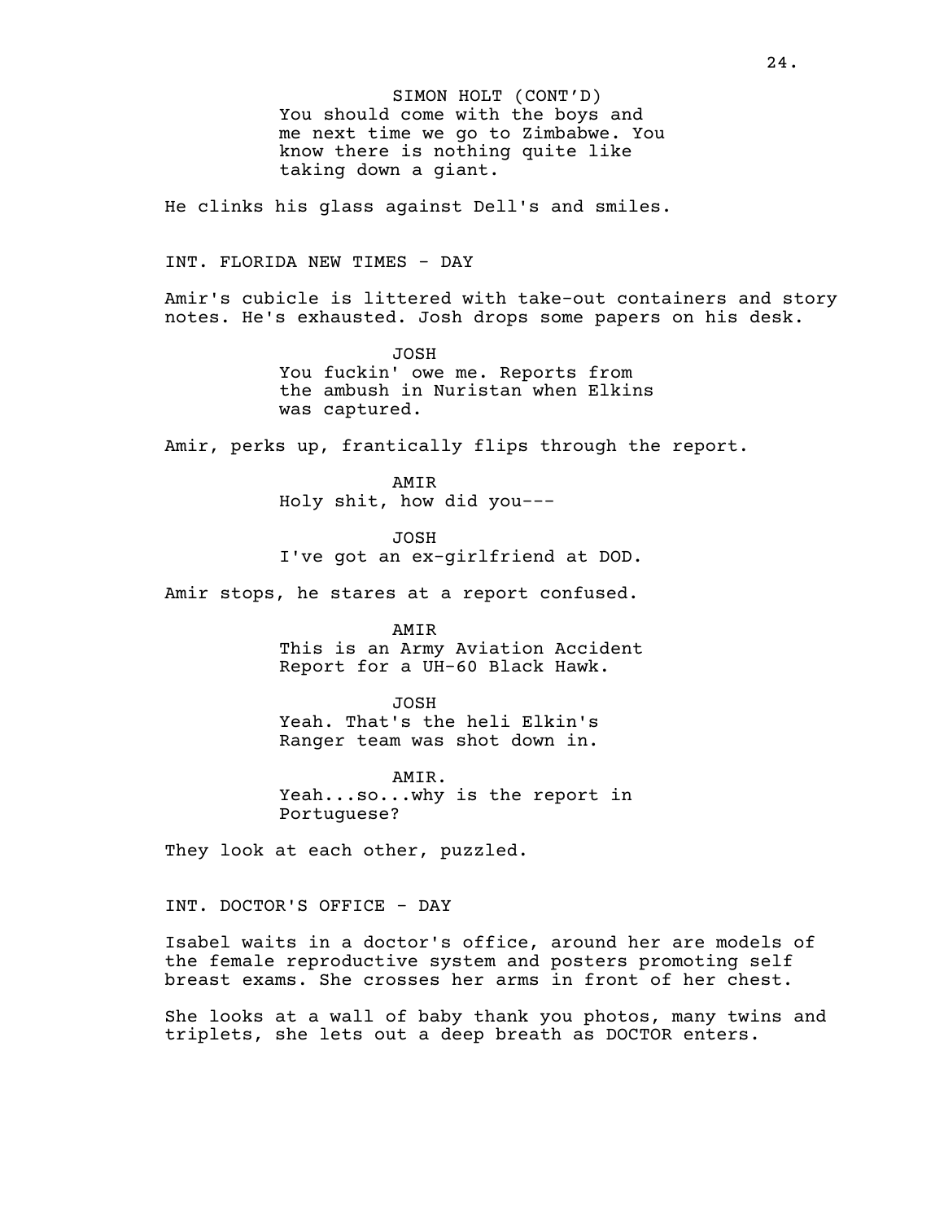SIMON HOLT (CONT'D)
You should come with the boys and me next time we go to Zimbabwe. You know there is nothing quite like taking down a giant.

He clinks his glass against Dell's and smiles.

INT. FLORIDA NEW TIMES - DAY

Amir's cubicle is littered with take-out containers and story notes. He's exhausted. Josh drops some papers on his desk.

JOSH
You fuckin' owe me. Reports from the ambush in Nuristan when Elkins was captured.

Amir, perks up, frantically flips through the report.

AMIR
Holy shit, how did you---

JOSH
I've got an ex-girlfriend at DOD.

Amir stops, he stares at a report confused.

AMIR
This is an Army Aviation Accident Report for a UH-60 Black Hawk.

JOSH
Yeah. That's the heli Elkin's Ranger team was shot down in.

AMIR.
Yeah...so...why is the report in Portuguese?

They look at each other, puzzled.

INT. DOCTOR'S OFFICE - DAY

Isabel waits in a doctor's office, around her are models of the female reproductive system and posters promoting self breast exams. She crosses her arms in front of her chest.

She looks at a wall of baby thank you photos, many twins and triplets, she lets out a deep breath as DOCTOR enters.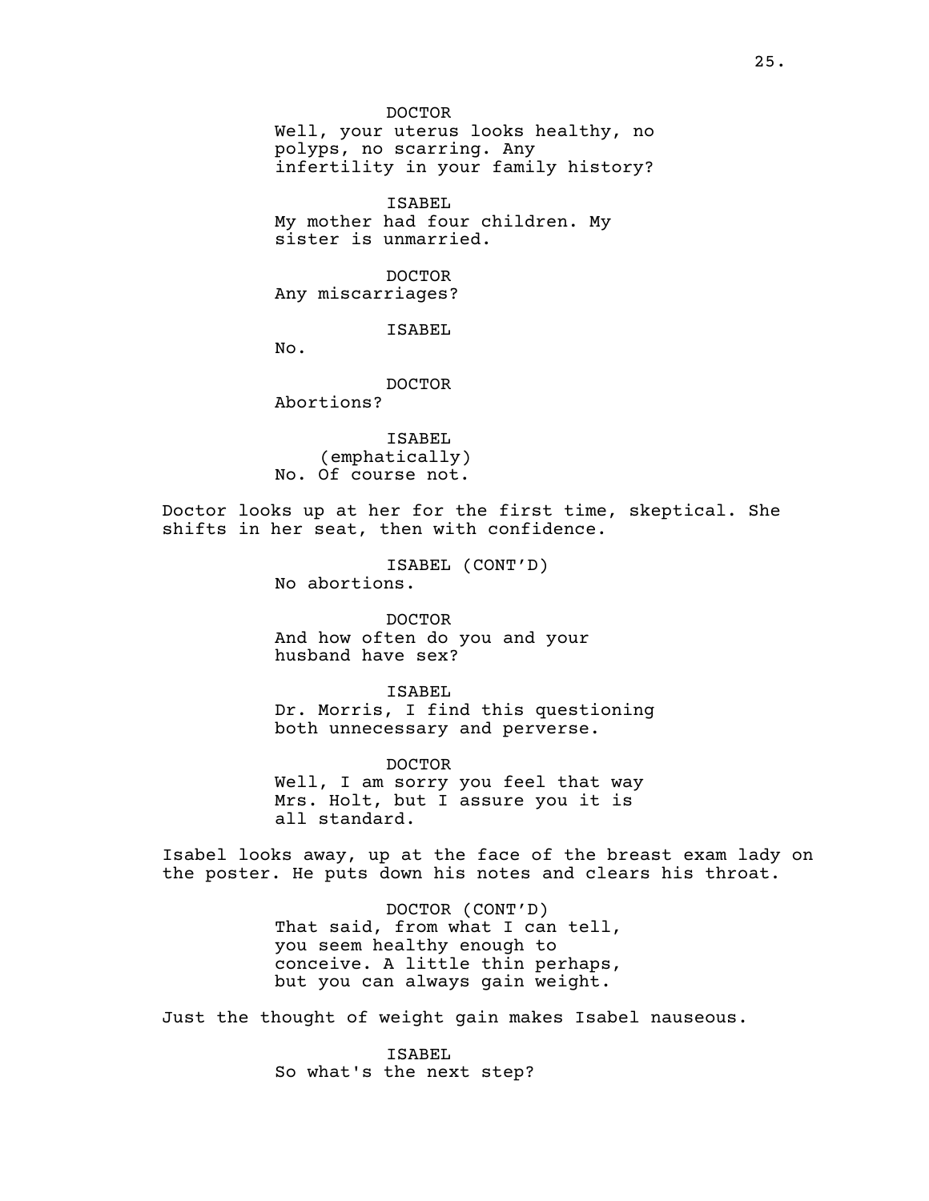DOCTOR
Well, your uterus looks healthy, no polyps, no scarring. Any infertility in your family history?

ISABEL
My mother had four children. My sister is unmarried.

DOCTOR
Any miscarriages?

ISABEL
No.

DOCTOR
Abortions?

ISABEL
(emphatically)
No. Of course not.

Doctor looks up at her for the first time, skeptical. She shifts in her seat, then with confidence.

ISABEL (CONT'D)
No abortions.

DOCTOR
And how often do you and your husband have sex?

ISABEL
Dr. Morris, I find this questioning both unnecessary and perverse.

DOCTOR
Well, I am sorry you feel that way Mrs. Holt, but I assure you it is all standard.

Isabel looks away, up at the face of the breast exam lady on the poster. He puts down his notes and clears his throat.

DOCTOR (CONT'D)
That said, from what I can tell, you seem healthy enough to conceive. A little thin perhaps, but you can always gain weight.

Just the thought of weight gain makes Isabel nauseous.

ISABEL
So what's the next step?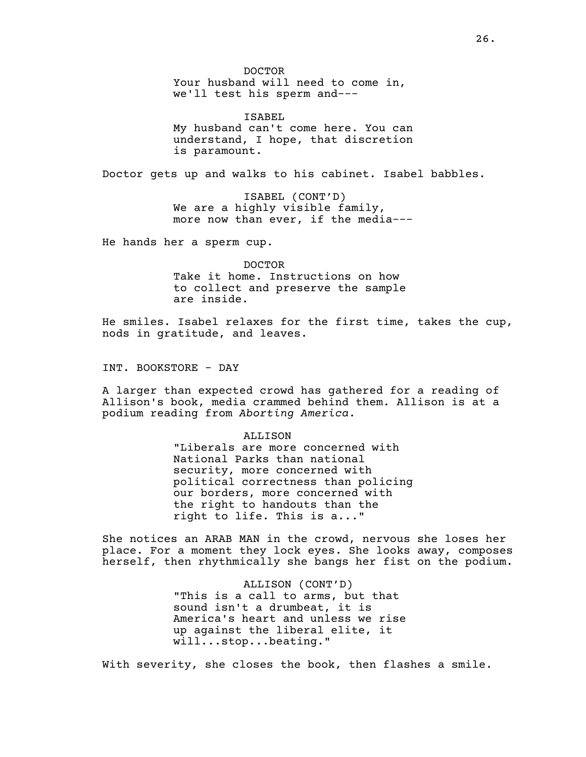DOCTOR
Your husband will need to come in, we'll test his sperm and---

ISABEL
My husband can't come here. You can understand, I hope, that discretion is paramount.

Doctor gets up and walks to his cabinet. Isabel babbles.

ISABEL (CONT'D)
We are a highly visible family, more now than ever, if the media---

He hands her a sperm cup.

DOCTOR
Take it home. Instructions on how to collect and preserve the sample are inside.

He smiles. Isabel relaxes for the first time, takes the cup, nods in gratitude, and leaves.

INT. BOOKSTORE - DAY

A larger than expected crowd has gathered for a reading of Allison's book, media crammed behind them. Allison is at a podium reading from *Aborting America*.

ALLISON
"Liberals are more concerned with National Parks than national security, more concerned with political correctness than policing our borders, more concerned with the right to handouts than the right to life. This is a..."

She notices an ARAB MAN in the crowd, nervous she loses her place. For a moment they lock eyes. She looks away, composes herself, then rhythmically she bangs her fist on the podium.

ALLISON (CONT'D)
"This is a call to arms, but that sound isn't a drumbeat, it is America's heart and unless we rise up against the liberal elite, it will...stop...beating."

With severity, she closes the book, then flashes a smile.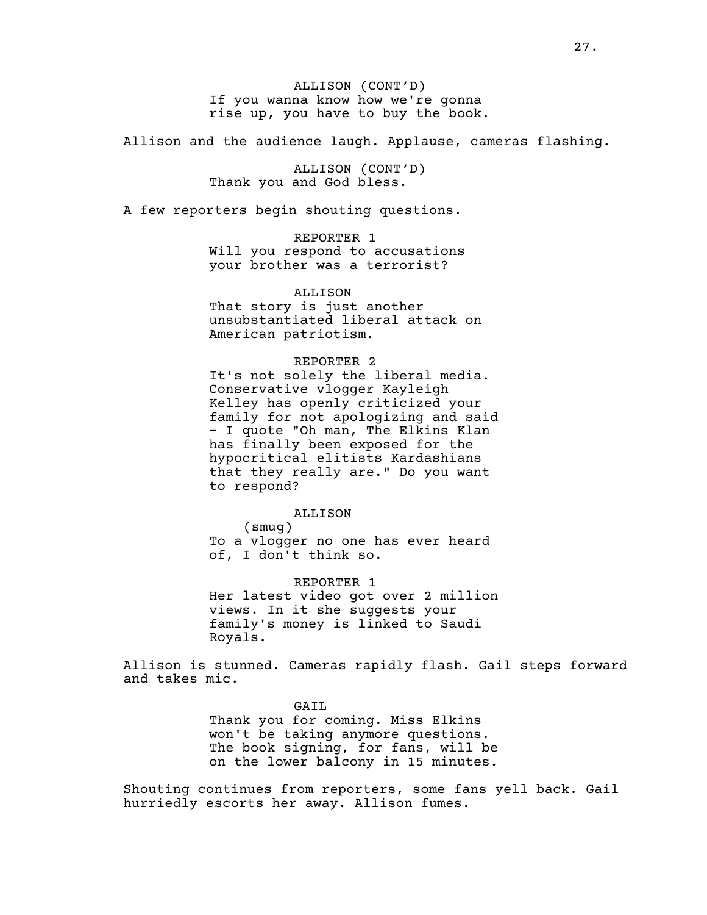ALLISON (CONT'D)
If you wanna know how we're gonna rise up, you have to buy the book.

Allison and the audience laugh. Applause, cameras flashing.

ALLISON (CONT'D)
Thank you and God bless.

A few reporters begin shouting questions.

REPORTER 1
Will you respond to accusations your brother was a terrorist?

ALLISON
That story is just another unsubstantiated liberal attack on American patriotism.

REPORTER 2
It's not solely the liberal media. Conservative vlogger Kayleigh Kelley has openly criticized your family for not apologizing and said - I quote "Oh man, The Elkins Klan has finally been exposed for the hypocritical elitists Kardashians that they really are." Do you want to respond?

ALLISON
(smug)
To a vlogger no one has ever heard of, I don't think so.

REPORTER 1
Her latest video got over 2 million views. In it she suggests your family's money is linked to Saudi Royals.

Allison is stunned. Cameras rapidly flash. Gail steps forward and takes mic.

GAIL
Thank you for coming. Miss Elkins won't be taking anymore questions. The book signing, for fans, will be on the lower balcony in 15 minutes.

Shouting continues from reporters, some fans yell back. Gail hurriedly escorts her away. Allison fumes.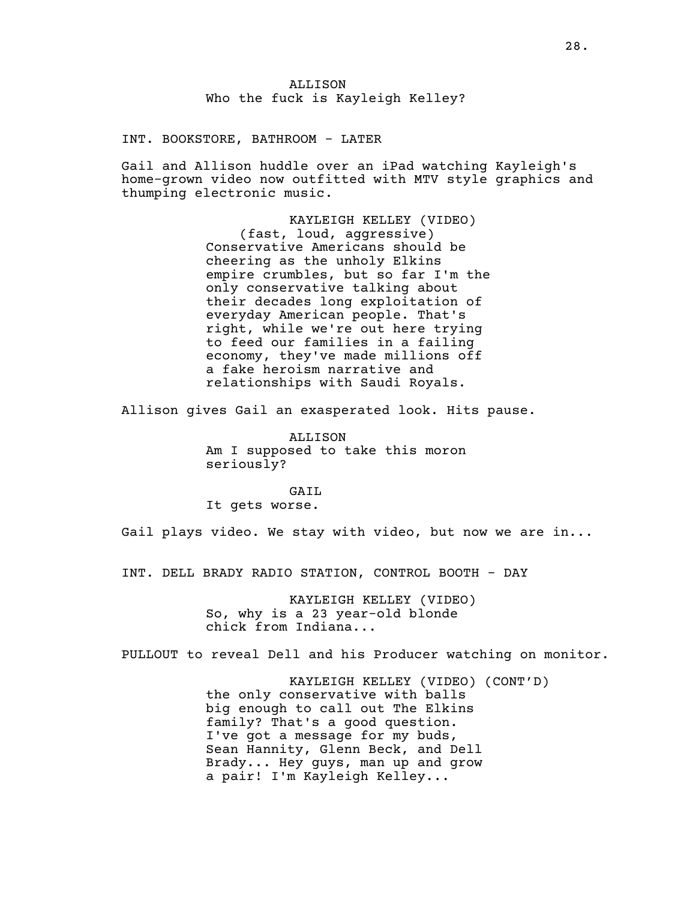ALLISON
Who the fuck is Kayleigh Kelley?

INT. BOOKSTORE, BATHROOM - LATER

Gail and Allison huddle over an iPad watching Kayleigh's home-grown video now outfitted with MTV style graphics and thumping electronic music.

KAYLEIGH KELLEY (VIDEO)
(fast, loud, aggressive)
Conservative Americans should be cheering as the unholy Elkins empire crumbles, but so far I'm the only conservative talking about their decades long exploitation of everyday American people. That's right, while we're out here trying to feed our families in a failing economy, they've made millions off a fake heroism narrative and relationships with Saudi Royals.

Allison gives Gail an exasperated look. Hits pause.

ALLISON
Am I supposed to take this moron seriously?

GAIL
It gets worse.

Gail plays video. We stay with video, but now we are in...

INT. DELL BRADY RADIO STATION, CONTROL BOOTH - DAY

KAYLEIGH KELLEY (VIDEO)
So, why is a 23 year-old blonde chick from Indiana...

PULLOUT to reveal Dell and his Producer watching on monitor.

KAYLEIGH KELLEY (VIDEO) (CONT'D)
the only conservative with balls big enough to call out The Elkins family? That's a good question. I've got a message for my buds, Sean Hannity, Glenn Beck, and Dell Brady... Hey guys, man up and grow a pair! I'm Kayleigh Kelley...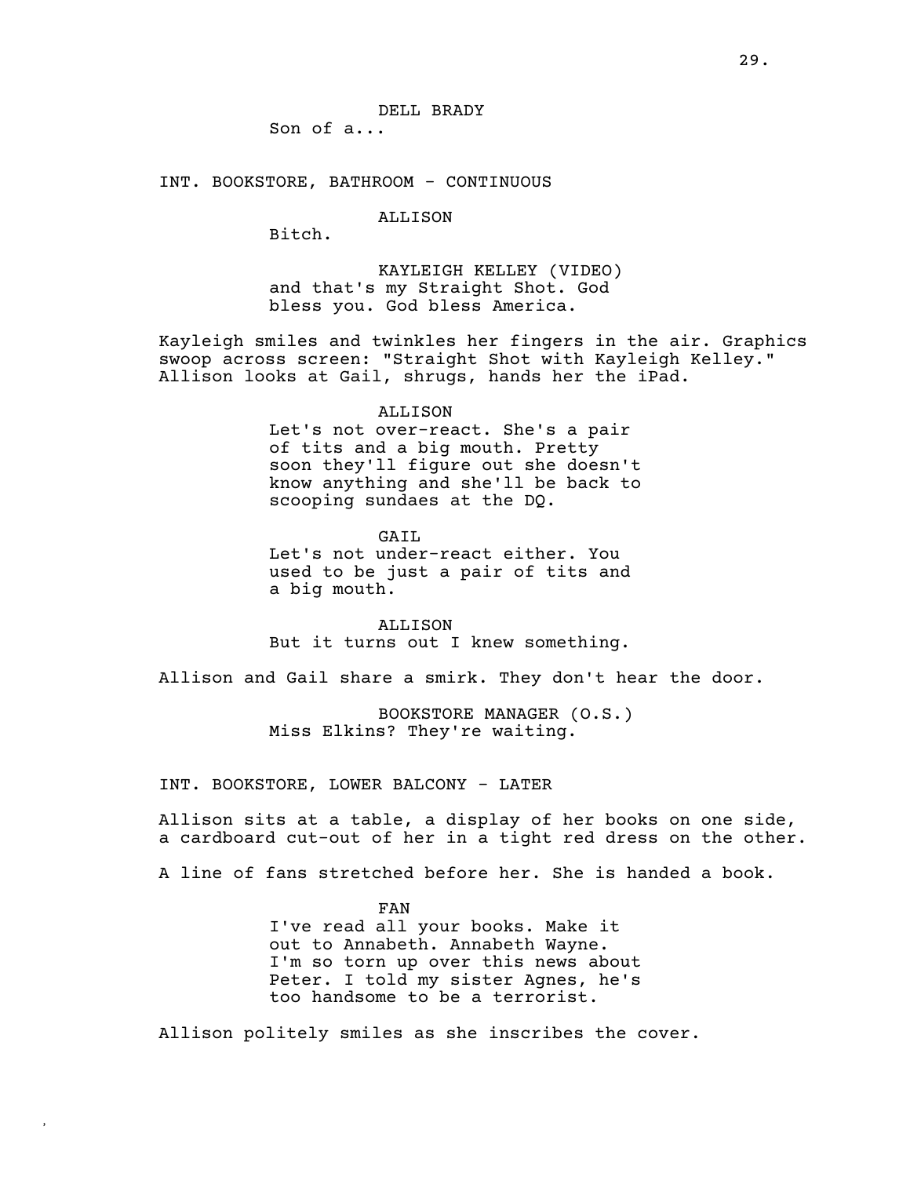DELL BRADY

Son of a...

INT. BOOKSTORE, BATHROOM - CONTINUOUS

ALLISON

Bitch.

KAYLEIGH KELLEY (VIDEO)

and that's my Straight Shot. God bless you. God bless America.

Kayleigh smiles and twinkles her fingers in the air. Graphics swoop across screen: "Straight Shot with Kayleigh Kelley." Allison looks at Gail, shrugs, hands her the iPad.

ALLISON

Let's not over-react. She's a pair of tits and a big mouth. Pretty soon they'll figure out she doesn't know anything and she'll be back to scooping sundaes at the DQ.

GAIL

Let's not under-react either. You used to be just a pair of tits and a big mouth.

ALLISON

But it turns out I knew something.

Allison and Gail share a smirk. They don't hear the door.

BOOKSTORE MANAGER (O.S.)

Miss Elkins? They're waiting.

INT. BOOKSTORE, LOWER BALCONY - LATER

Allison sits at a table, a display of her books on one side, a cardboard cut-out of her in a tight red dress on the other.

A line of fans stretched before her. She is handed a book.

FAN

I've read all your books. Make it out to Annabeth. Annabeth Wayne. I'm so torn up over this news about Peter. I told my sister Agnes, he's too handsome to be a terrorist.

Allison politely smiles as she inscribes the cover.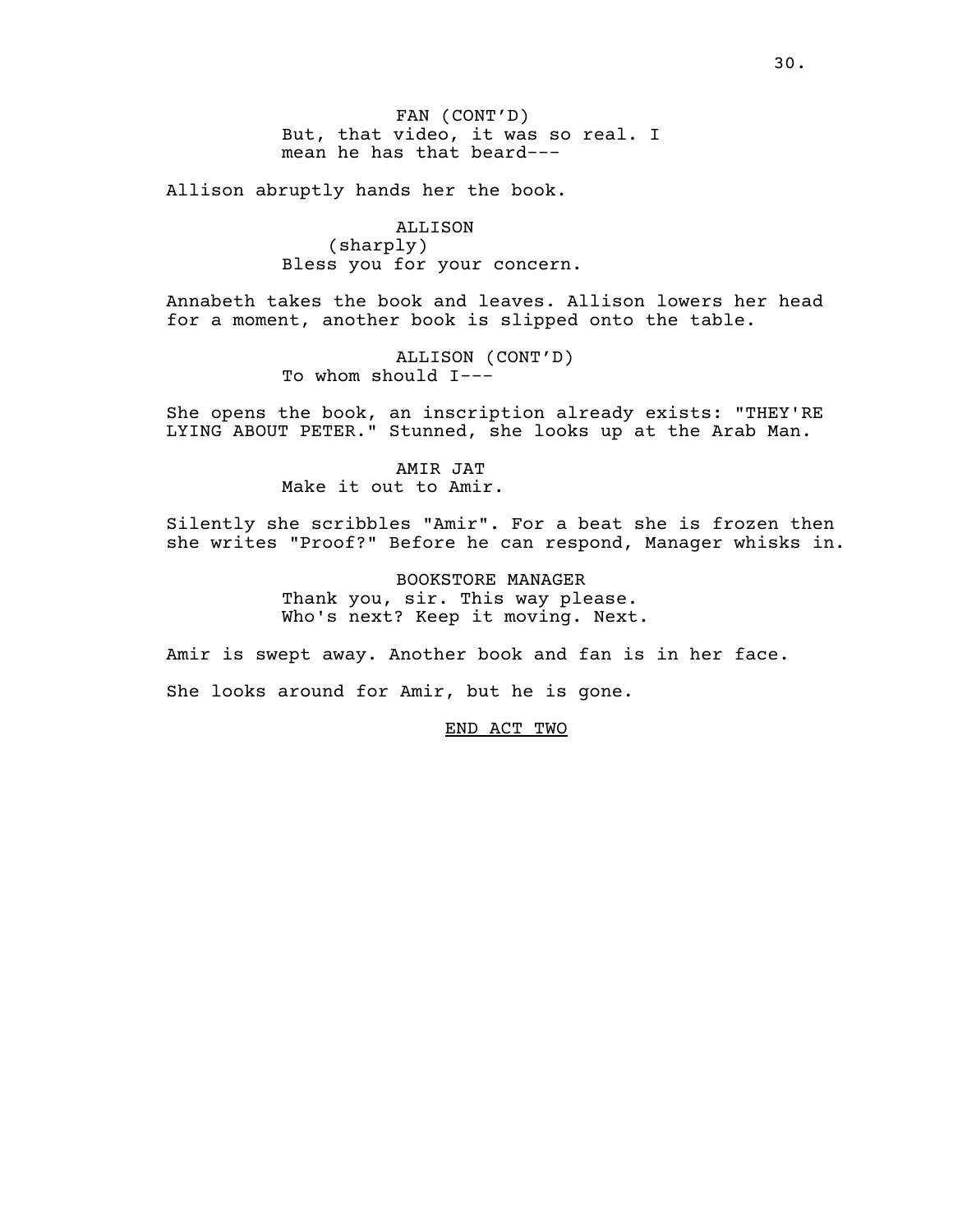FAN (CONT'D)
But, that video, it was so real. I mean he has that beard---

Allison abruptly hands her the book.

ALLISON
(sharply)
Bless you for your concern.

Annabeth takes the book and leaves. Allison lowers her head for a moment, another book is slipped onto the table.

ALLISON (CONT'D)
To whom should I---

She opens the book, an inscription already exists: "THEY'RE LYING ABOUT PETER." Stunned, she looks up at the Arab Man.

AMIR JAT
Make it out to Amir.

Silently she scribbles "Amir". For a beat she is frozen then she writes "Proof?" Before he can respond, Manager whisks in.

BOOKSTORE MANAGER
Thank you, sir. This way please. Who's next? Keep it moving. Next.

Amir is swept away. Another book and fan is in her face.

She looks around for Amir, but he is gone.

END ACT TWO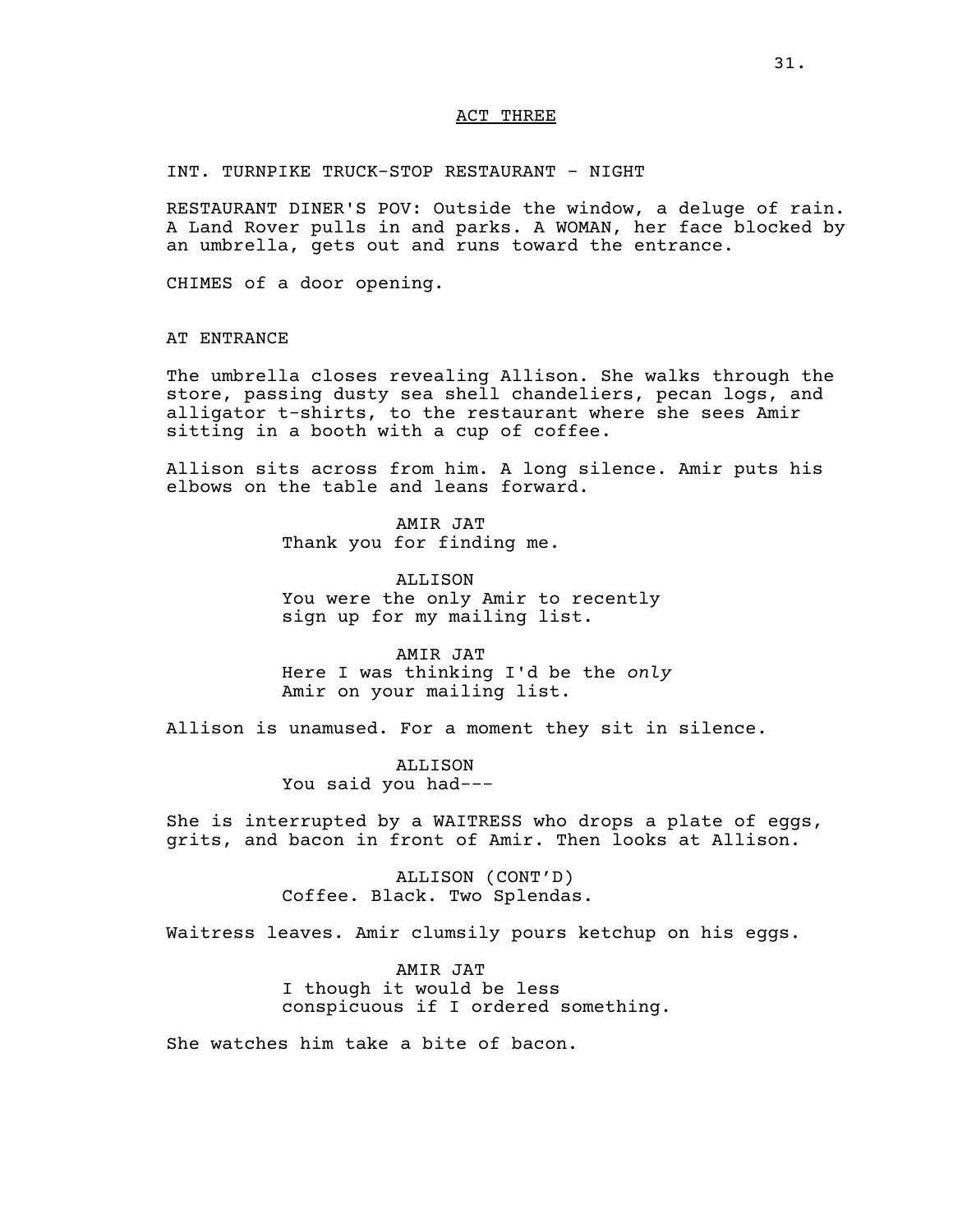## ACT THREE

INT. TURNPIKE TRUCK-STOP RESTAURANT - NIGHT

RESTAURANT DINER'S POV: Outside the window, a deluge of rain. A Land Rover pulls in and parks. A WOMAN, her face blocked by an umbrella, gets out and runs toward the entrance.

CHIMES of a door opening.

AT ENTRANCE

The umbrella closes revealing Allison. She walks through the store, passing dusty sea shell chandeliers, pecan logs, and alligator t-shirts, to the restaurant where she sees Amir sitting in a booth with a cup of coffee.

Allison sits across from him. A long silence. Amir puts his elbows on the table and leans forward.

AMIR JAT
Thank you for finding me.

ALLISON
You were the only Amir to recently sign up for my mailing list.

AMIR JAT
Here I was thinking I'd be the *only* Amir on your mailing list.

Allison is unamused. For a moment they sit in silence.

ALLISON
You said you had---

She is interrupted by a WAITRESS who drops a plate of eggs, grits, and bacon in front of Amir. Then looks at Allison.

ALLISON (CONT'D)
Coffee. Black. Two Splendas.

Waitress leaves. Amir clumsily pours ketchup on his eggs.

AMIR JAT
I though it would be less conspicuous if I ordered something.

She watches him take a bite of bacon.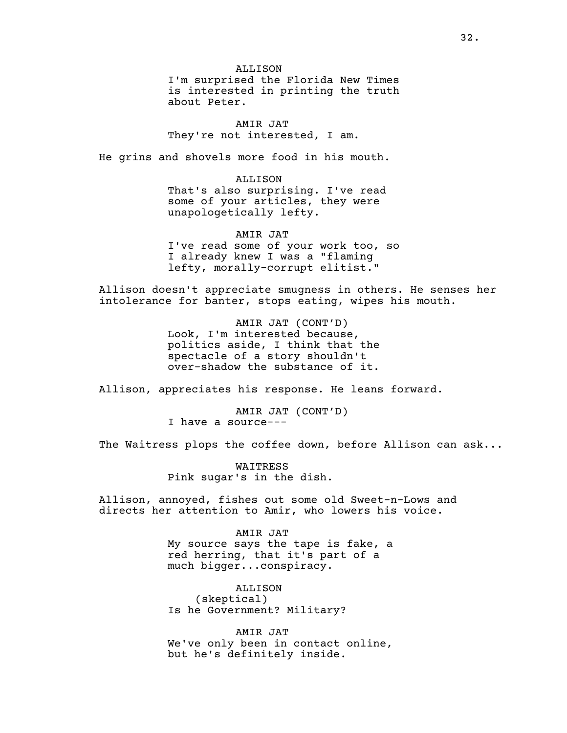ALLISON
I'm surprised the Florida New Times is interested in printing the truth about Peter.

AMIR JAT
They're not interested, I am.

He grins and shovels more food in his mouth.

ALLISON
That's also surprising. I've read some of your articles, they were unapologetically lefty.

AMIR JAT
I've read some of your work too, so I already knew I was a "flaming lefty, morally-corrupt elitist."

Allison doesn't appreciate smugness in others. He senses her intolerance for banter, stops eating, wipes his mouth.

AMIR JAT (CONT'D)
Look, I'm interested because, politics aside, I think that the spectacle of a story shouldn't over-shadow the substance of it.

Allison, appreciates his response. He leans forward.

AMIR JAT (CONT'D)
I have a source---

The Waitress plops the coffee down, before Allison can ask...

WAITRESS
Pink sugar's in the dish.

Allison, annoyed, fishes out some old Sweet-n-Lows and directs her attention to Amir, who lowers his voice.

AMIR JAT
My source says the tape is fake, a red herring, that it's part of a much bigger...conspiracy.

ALLISON
(skeptical)
Is he Government? Military?

AMIR JAT
We've only been in contact online, but he's definitely inside.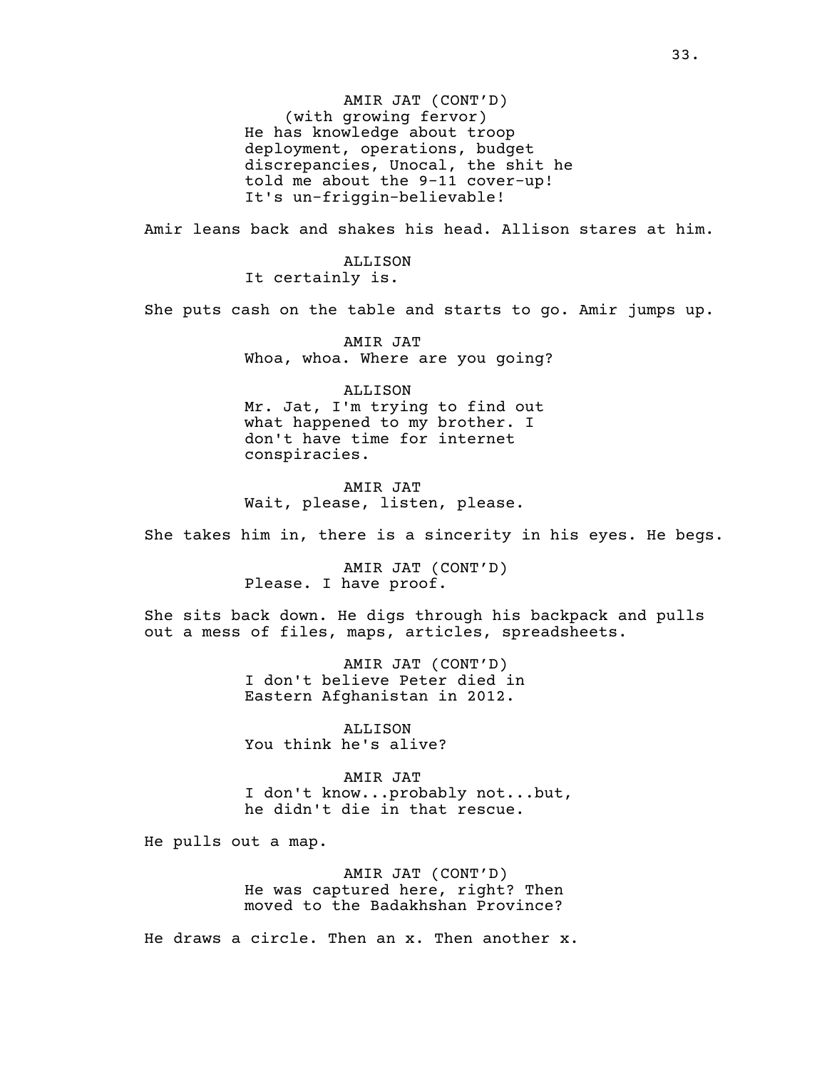AMIR JAT (CONT'D)
(with growing fervor)
He has knowledge about troop deployment, operations, budget discrepancies, Unocal, the shit he told me about the 9-11 cover-up! It's un-friggin-believable!

Amir leans back and shakes his head. Allison stares at him.

ALLISON
It certainly is.

She puts cash on the table and starts to go. Amir jumps up.

AMIR JAT
Whoa, whoa. Where are you going?

ALLISON
Mr. Jat, I'm trying to find out what happened to my brother. I don't have time for internet conspiracies.

AMIR JAT
Wait, please, listen, please.

She takes him in, there is a sincerity in his eyes. He begs.

AMIR JAT (CONT'D)
Please. I have proof.

She sits back down. He digs through his backpack and pulls out a mess of files, maps, articles, spreadsheets.

AMIR JAT (CONT'D)
I don't believe Peter died in Eastern Afghanistan in 2012.

ALLISON
You think he's alive?

AMIR JAT
I don't know...probably not...but, he didn't die in that rescue.

He pulls out a map.

AMIR JAT (CONT'D)
He was captured here, right? Then moved to the Badakhshan Province?

He draws a circle. Then an x. Then another x.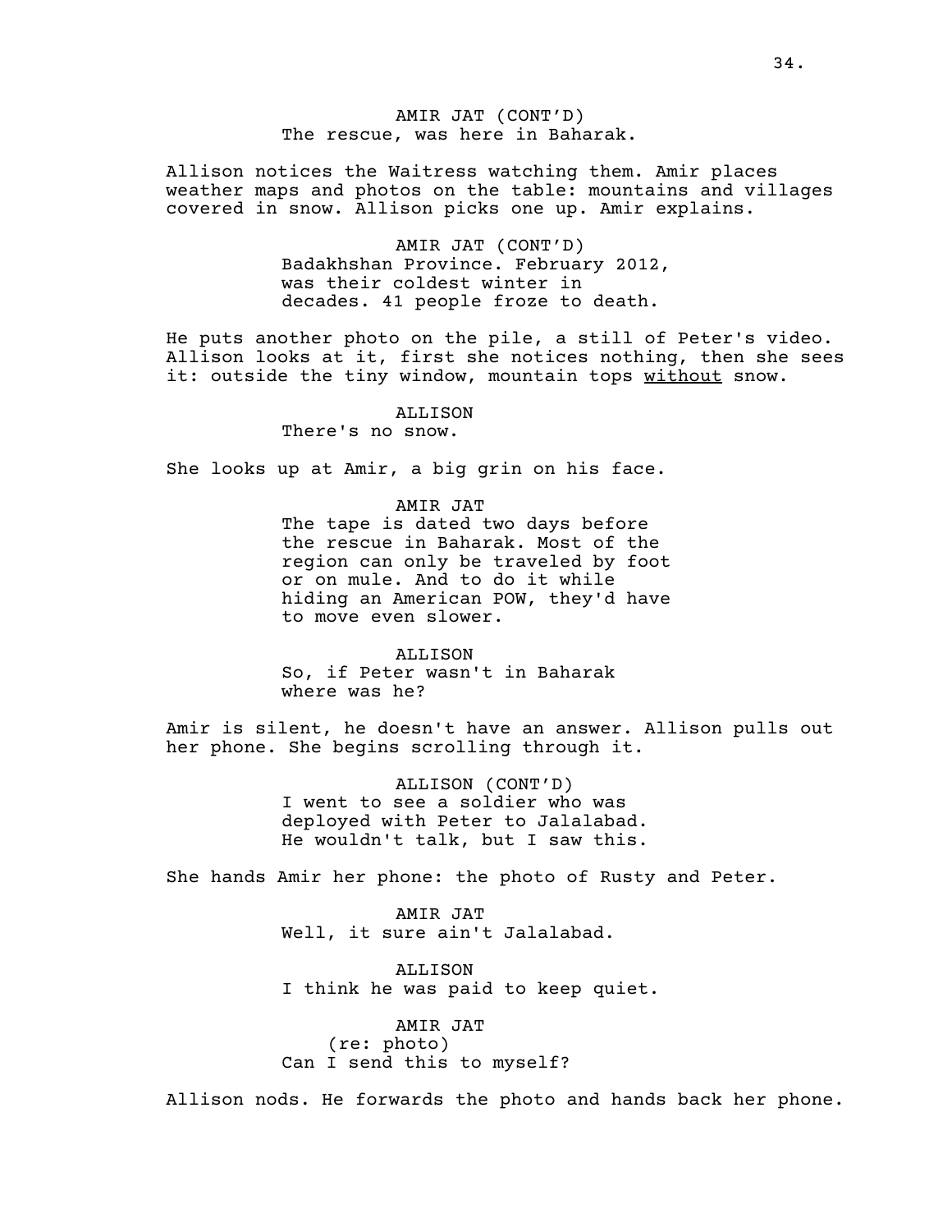AMIR JAT (CONT'D)
The rescue, was here in Baharak.

Allison notices the Waitress watching them. Amir places weather maps and photos on the table: mountains and villages covered in snow. Allison picks one up. Amir explains.

AMIR JAT (CONT'D)
Badakhshan Province. February 2012, was their coldest winter in decades. 41 people froze to death.

He puts another photo on the pile, a still of Peter's video. Allison looks at it, first she notices nothing, then she sees it: outside the tiny window, mountain tops <u>without</u> snow.

ALLISON
There's no snow.

She looks up at Amir, a big grin on his face.

AMIR JAT
The tape is dated two days before the rescue in Baharak. Most of the region can only be traveled by foot or on mule. And to do it while hiding an American POW, they'd have to move even slower.

ALLISON
So, if Peter wasn't in Baharak where was he?

Amir is silent, he doesn't have an answer. Allison pulls out her phone. She begins scrolling through it.

ALLISON (CONT'D)
I went to see a soldier who was deployed with Peter to Jalalabad. He wouldn't talk, but I saw this.

She hands Amir her phone: the photo of Rusty and Peter.

AMIR JAT
Well, it sure ain't Jalalabad.

ALLISON
I think he was paid to keep quiet.

AMIR JAT
(re: photo)
Can I send this to myself?

Allison nods. He forwards the photo and hands back her phone.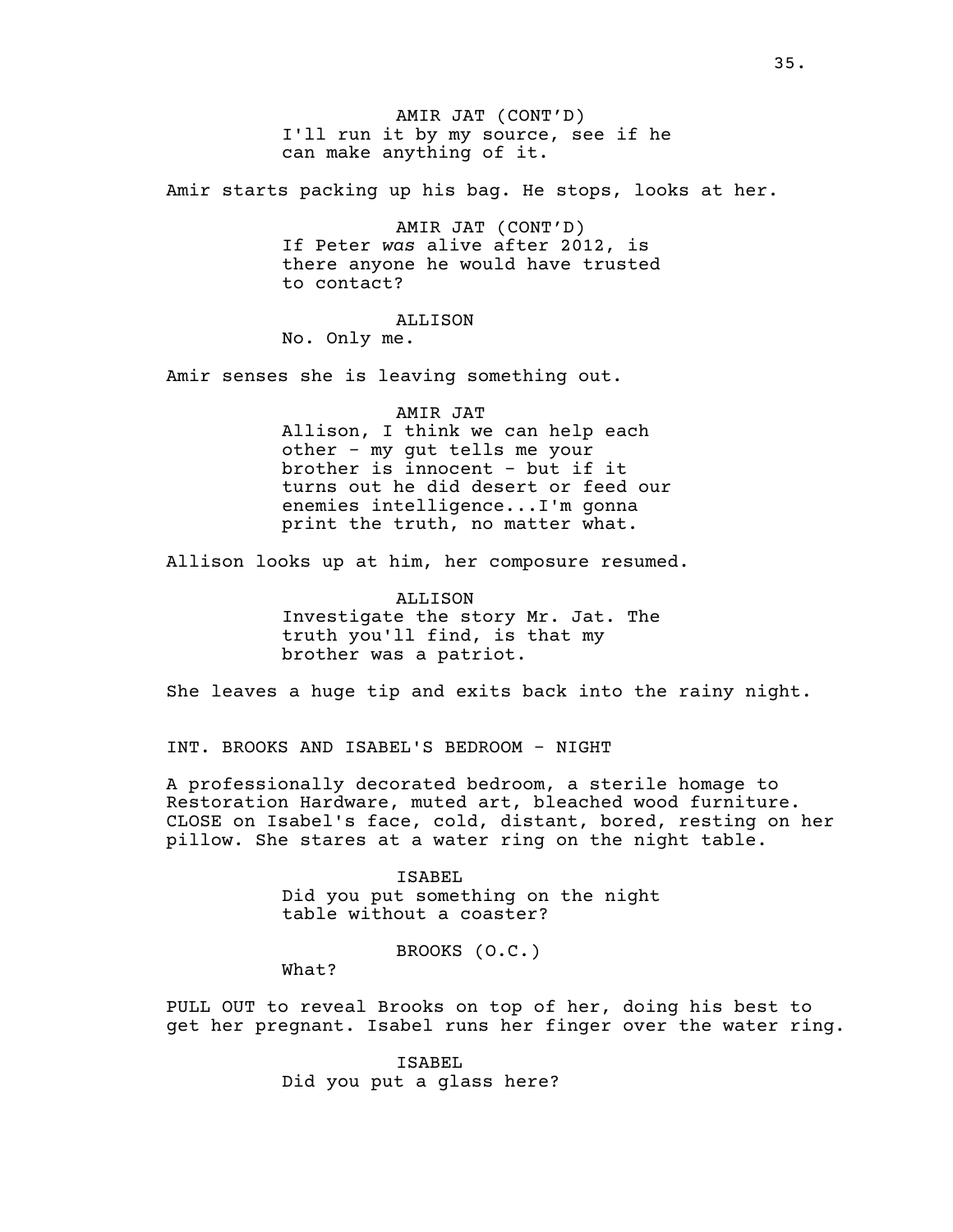AMIR JAT (CONT'D)
I'll run it by my source, see if he can make anything of it.

Amir starts packing up his bag. He stops, looks at her.

AMIR JAT (CONT'D)
If Peter *was* alive after 2012, is there anyone he would have trusted to contact?

ALLISON
No. Only me.

Amir senses she is leaving something out.

AMIR JAT
Allison, I think we can help each other - my gut tells me your brother is innocent - but if it turns out he did desert or feed our enemies intelligence...I'm gonna print the truth, no matter what.

Allison looks up at him, her composure resumed.

ALLISON
Investigate the story Mr. Jat. The truth you'll find, is that my brother was a patriot.

She leaves a huge tip and exits back into the rainy night.

INT. BROOKS AND ISABEL'S BEDROOM - NIGHT

A professionally decorated bedroom, a sterile homage to Restoration Hardware, muted art, bleached wood furniture. CLOSE on Isabel's face, cold, distant, bored, resting on her pillow. She stares at a water ring on the night table.

ISABEL
Did you put something on the night table without a coaster?

BROOKS (O.C.)
What?

PULL OUT to reveal Brooks on top of her, doing his best to get her pregnant. Isabel runs her finger over the water ring.

ISABEL
Did you put a glass here?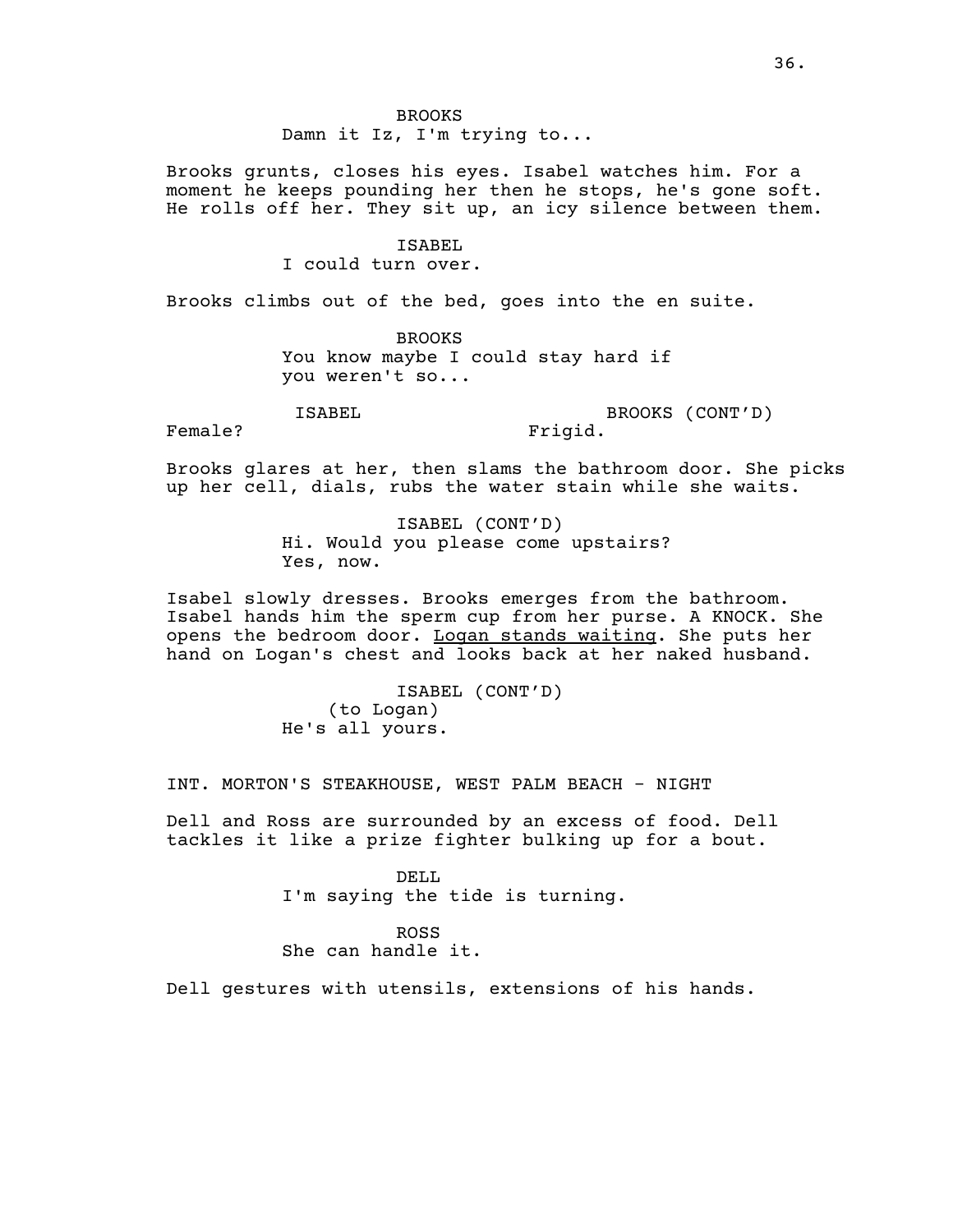BROOKS
Damn it Iz, I'm trying to...

Brooks grunts, closes his eyes. Isabel watches him. For a moment he keeps pounding her then he stops, he's gone soft. He rolls off her. They sit up, an icy silence between them.

ISABEL
I could turn over.

Brooks climbs out of the bed, goes into the en suite.

BROOKS
You know maybe I could stay hard if you weren't so...

ISABEL
Female?

BROOKS (CONT'D)
Frigid.

Brooks glares at her, then slams the bathroom door. She picks up her cell, dials, rubs the water stain while she waits.

ISABEL (CONT'D)
Hi. Would you please come upstairs? Yes, now.

Isabel slowly dresses. Brooks emerges from the bathroom. Isabel hands him the sperm cup from her purse. A KNOCK. She opens the bedroom door. Logan stands waiting. She puts her hand on Logan's chest and looks back at her naked husband.

ISABEL (CONT'D)
(to Logan)
He's all yours.

INT. MORTON'S STEAKHOUSE, WEST PALM BEACH - NIGHT

Dell and Ross are surrounded by an excess of food. Dell tackles it like a prize fighter bulking up for a bout.

DELL
I'm saying the tide is turning.

ROSS
She can handle it.

Dell gestures with utensils, extensions of his hands.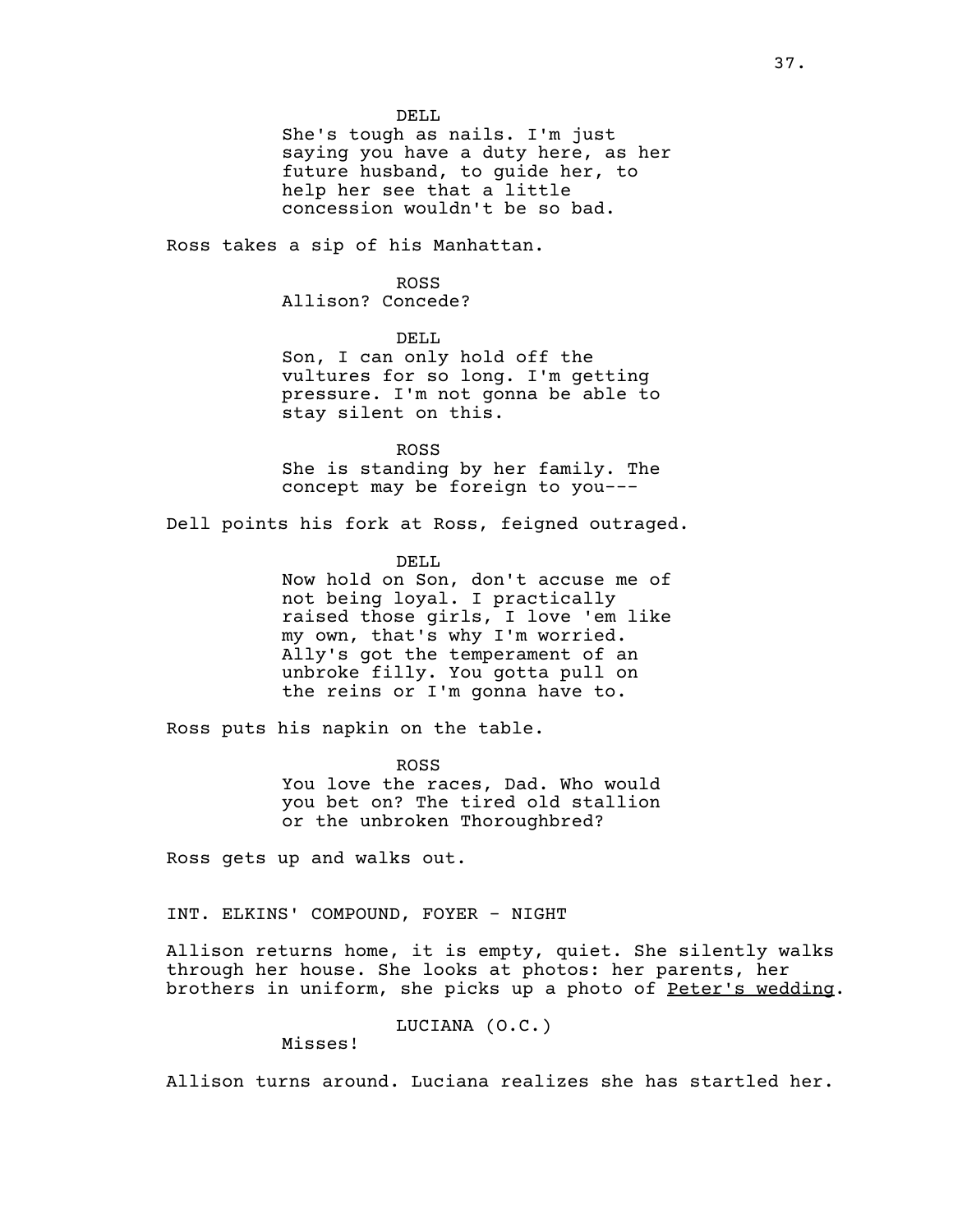DELL
She's tough as nails. I'm just saying you have a duty here, as her future husband, to guide her, to help her see that a little concession wouldn't be so bad.

Ross takes a sip of his Manhattan.

ROSS
Allison? Concede?

DELL
Son, I can only hold off the vultures for so long. I'm getting pressure. I'm not gonna be able to stay silent on this.

ROSS
She is standing by her family. The concept may be foreign to you---

Dell points his fork at Ross, feigned outraged.

DELL
Now hold on Son, don't accuse me of not being loyal. I practically raised those girls, I love 'em like my own, that's why I'm worried. Ally's got the temperament of an unbroke filly. You gotta pull on the reins or I'm gonna have to.

Ross puts his napkin on the table.

ROSS
You love the races, Dad. Who would you bet on? The tired old stallion or the unbroken Thoroughbred?

Ross gets up and walks out.

INT. ELKINS' COMPOUND, FOYER - NIGHT

Allison returns home, it is empty, quiet. She silently walks through her house. She looks at photos: her parents, her brothers in uniform, she picks up a photo of <u>Peter's wedding</u>.

LUCIANA (O.C.)
Misses!

Allison turns around. Luciana realizes she has startled her.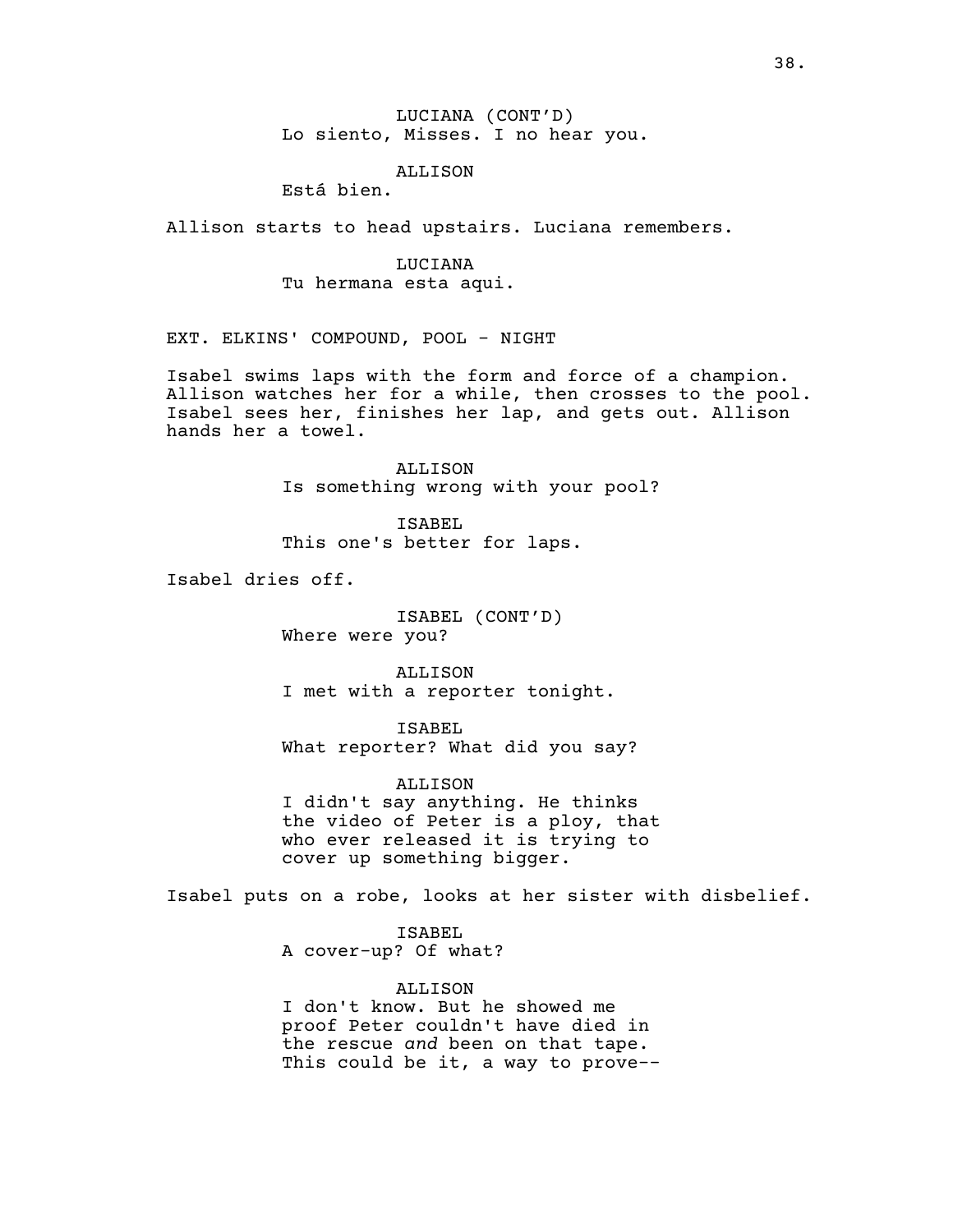LUCIANA (CONT'D)
Lo siento, Misses. I no hear you.

ALLISON
Está bien.

Allison starts to head upstairs. Luciana remembers.

LUCIANA
Tu hermana esta aqui.

EXT. ELKINS' COMPOUND, POOL - NIGHT

Isabel swims laps with the form and force of a champion. Allison watches her for a while, then crosses to the pool. Isabel sees her, finishes her lap, and gets out. Allison hands her a towel.

ALLISON
Is something wrong with your pool?

ISABEL
This one's better for laps.

Isabel dries off.

ISABEL (CONT'D)
Where were you?

ALLISON
I met with a reporter tonight.

ISABEL
What reporter? What did you say?

ALLISON
I didn't say anything. He thinks the video of Peter is a ploy, that who ever released it is trying to cover up something bigger.

Isabel puts on a robe, looks at her sister with disbelief.

ISABEL
A cover-up? Of what?

ALLISON
I don't know. But he showed me proof Peter couldn't have died in the rescue *and* been on that tape. This could be it, a way to prove--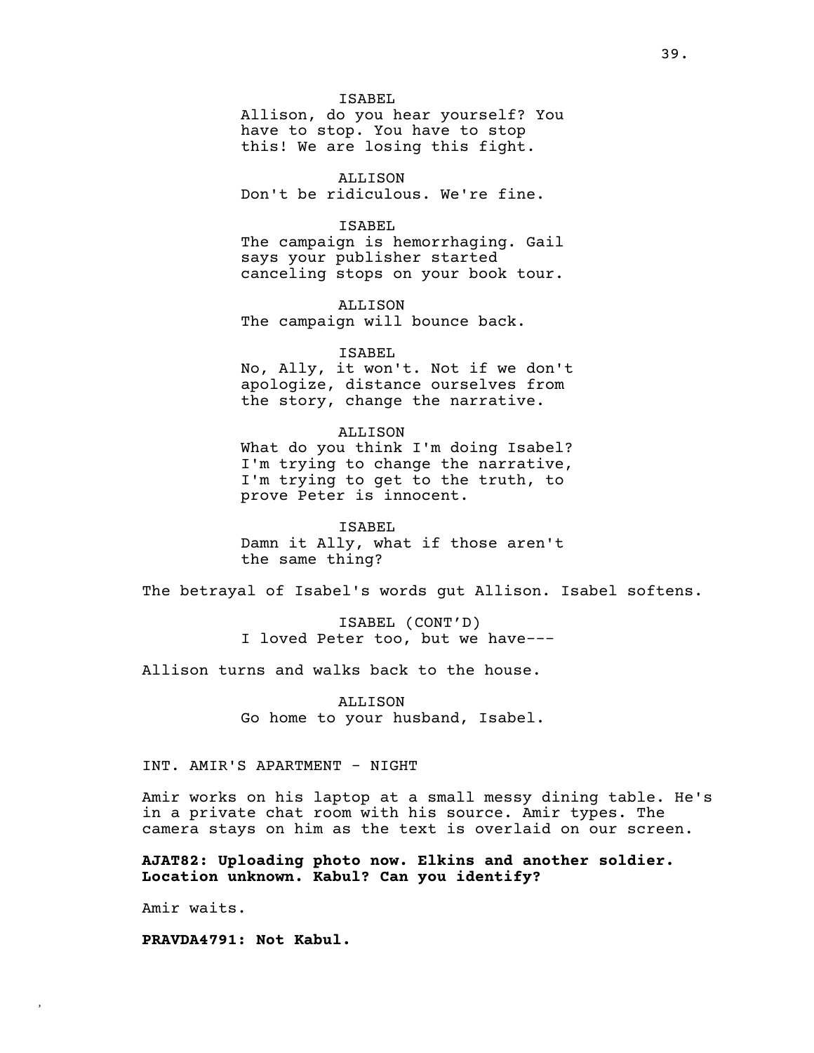ISABEL
Allison, do you hear yourself? You have to stop. You have to stop this! We are losing this fight.

ALLISON
Don't be ridiculous. We're fine.

ISABEL
The campaign is hemorrhaging. Gail says your publisher started canceling stops on your book tour.

ALLISON
The campaign will bounce back.

ISABEL
No, Ally, it won't. Not if we don't apologize, distance ourselves from the story, change the narrative.

ALLISON
What do you think I'm doing Isabel? I'm trying to change the narrative, I'm trying to get to the truth, to prove Peter is innocent.

ISABEL
Damn it Ally, what if those aren't the same thing?

The betrayal of Isabel's words gut Allison. Isabel softens.

ISABEL (CONT'D)
I loved Peter too, but we have---

Allison turns and walks back to the house.

ALLISON
Go home to your husband, Isabel.

INT. AMIR'S APARTMENT - NIGHT

Amir works on his laptop at a small messy dining table. He's in a private chat room with his source. Amir types. The camera stays on him as the text is overlaid on our screen.

**AJAT82: Uploading photo now. Elkins and another soldier. Location unknown. Kabul? Can you identify?**

Amir waits.

**PRAVDA4791: Not Kabul.**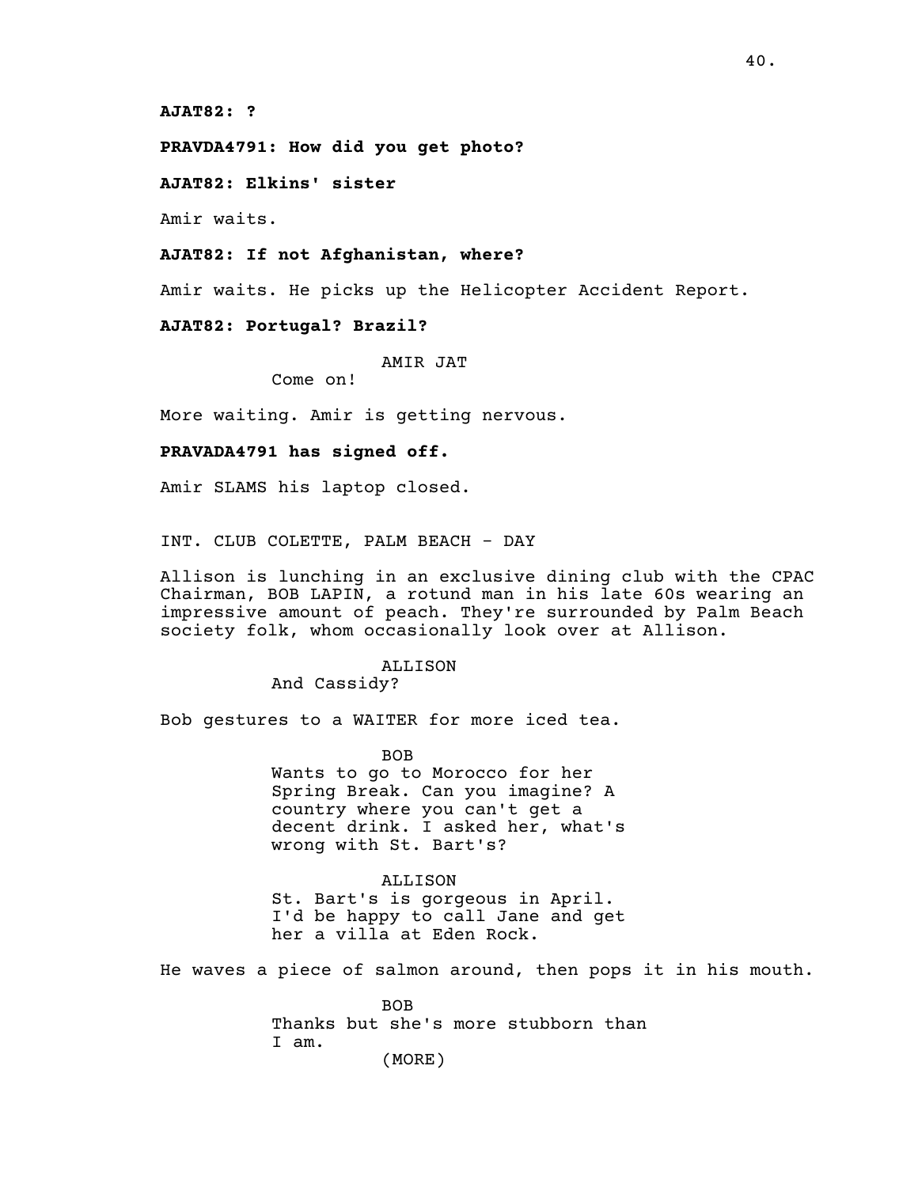**AJAT82: ?**

**PRAVDA4791: How did you get photo?**

**AJAT82: Elkins' sister**

Amir waits.

**AJAT82: If not Afghanistan, where?**

Amir waits. He picks up the Helicopter Accident Report.

**AJAT82: Portugal? Brazil?**

AMIR JAT
Come on!

More waiting. Amir is getting nervous.

**PRAVADA4791 has signed off.**

Amir SLAMS his laptop closed.

INT. CLUB COLETTE, PALM BEACH - DAY

Allison is lunching in an exclusive dining club with the CPAC Chairman, BOB LAPIN, a rotund man in his late 60s wearing an impressive amount of peach. They're surrounded by Palm Beach society folk, whom occasionally look over at Allison.

ALLISON
And Cassidy?

Bob gestures to a WAITER for more iced tea.

BOB
Wants to go to Morocco for her Spring Break. Can you imagine? A country where you can't get a decent drink. I asked her, what's wrong with St. Bart's?

ALLISON
St. Bart's is gorgeous in April. I'd be happy to call Jane and get her a villa at Eden Rock.

He waves a piece of salmon around, then pops it in his mouth.

BOB
Thanks but she's more stubborn than I am.
(MORE)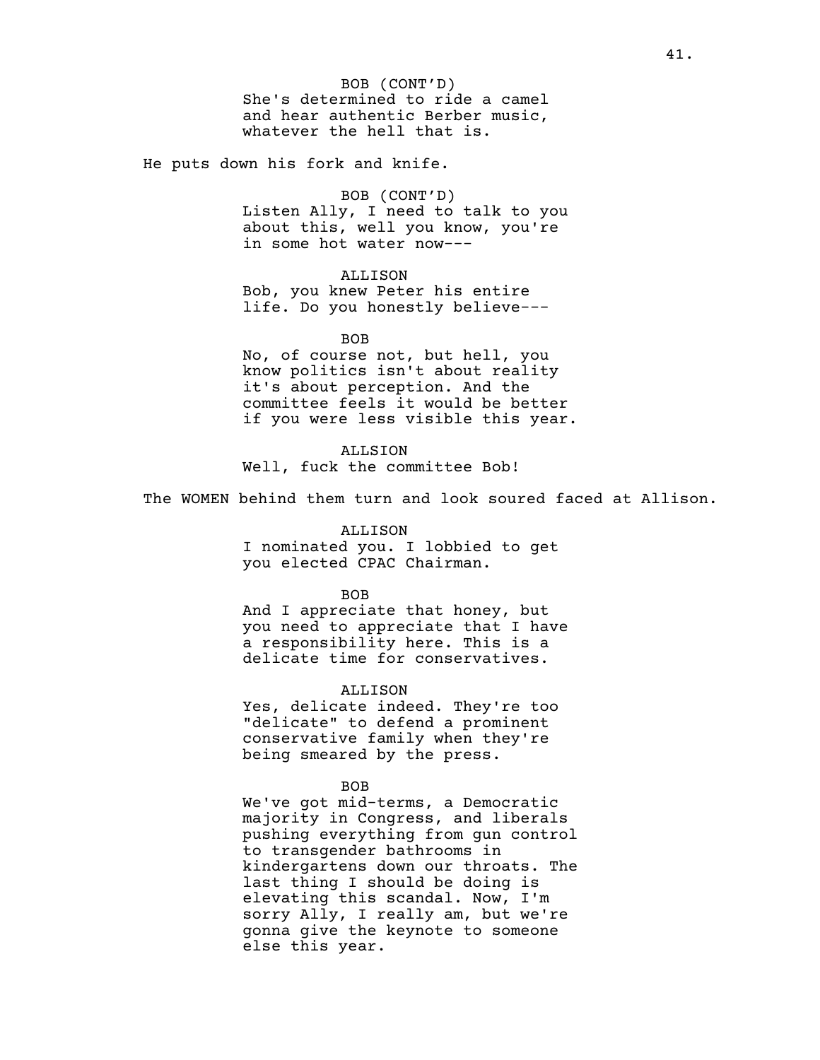BOB (CONT'D)
She's determined to ride a camel and hear authentic Berber music, whatever the hell that is.

He puts down his fork and knife.

BOB (CONT'D)
Listen Ally, I need to talk to you about this, well you know, you're in some hot water now---

ALLISON
Bob, you knew Peter his entire life. Do you honestly believe---

BOB
No, of course not, but hell, you know politics isn't about reality it's about perception. And the committee feels it would be better if you were less visible this year.

ALLSION
Well, fuck the committee Bob!

The WOMEN behind them turn and look soured faced at Allison.

ALLISON
I nominated you. I lobbied to get you elected CPAC Chairman.

BOB
And I appreciate that honey, but you need to appreciate that I have a responsibility here. This is a delicate time for conservatives.

ALLISON
Yes, delicate indeed. They're too "delicate" to defend a prominent conservative family when they're being smeared by the press.

BOB
We've got mid-terms, a Democratic majority in Congress, and liberals pushing everything from gun control to transgender bathrooms in kindergartens down our throats. The last thing I should be doing is elevating this scandal. Now, I'm sorry Ally, I really am, but we're gonna give the keynote to someone else this year.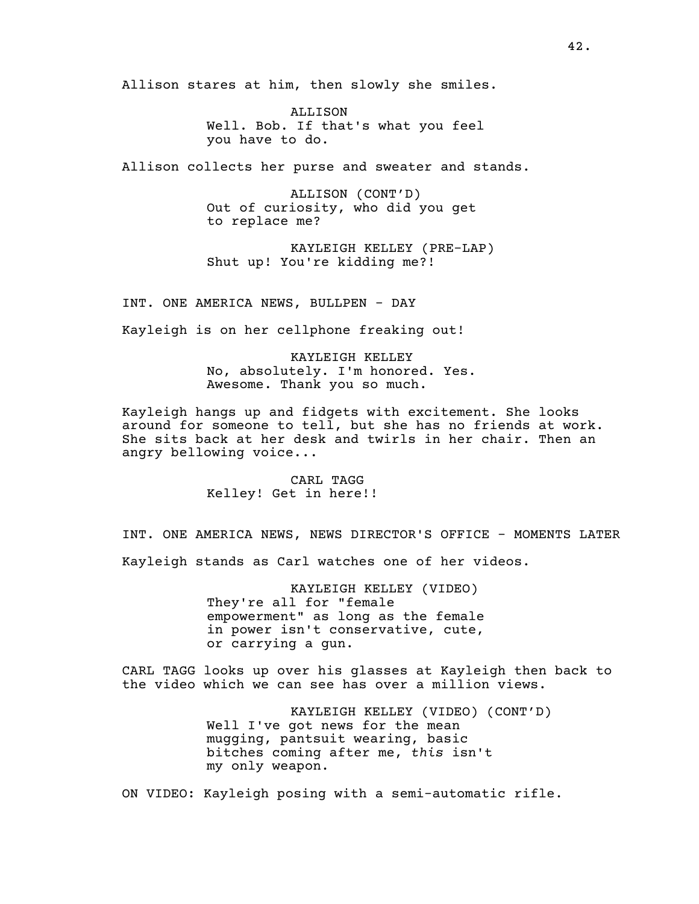Allison stares at him, then slowly she smiles.

ALLISON
Well. Bob. If that's what you feel you have to do.

Allison collects her purse and sweater and stands.

ALLISON (CONT'D)
Out of curiosity, who did you get to replace me?

KAYLEIGH KELLEY (PRE-LAP)
Shut up! You're kidding me?!

INT. ONE AMERICA NEWS, BULLPEN - DAY

Kayleigh is on her cellphone freaking out!

KAYLEIGH KELLEY
No, absolutely. I'm honored. Yes. Awesome. Thank you so much.

Kayleigh hangs up and fidgets with excitement. She looks around for someone to tell, but she has no friends at work. She sits back at her desk and twirls in her chair. Then an angry bellowing voice...

CARL TAGG
Kelley! Get in here!!

INT. ONE AMERICA NEWS, NEWS DIRECTOR'S OFFICE - MOMENTS LATER

Kayleigh stands as Carl watches one of her videos.

KAYLEIGH KELLEY (VIDEO)
They're all for "female empowerment" as long as the female in power isn't conservative, cute, or carrying a gun.

CARL TAGG looks up over his glasses at Kayleigh then back to the video which we can see has over a million views.

KAYLEIGH KELLEY (VIDEO) (CONT'D)
Well I've got news for the mean mugging, pantsuit wearing, basic bitches coming after me, *this* isn't my only weapon.

ON VIDEO: Kayleigh posing with a semi-automatic rifle.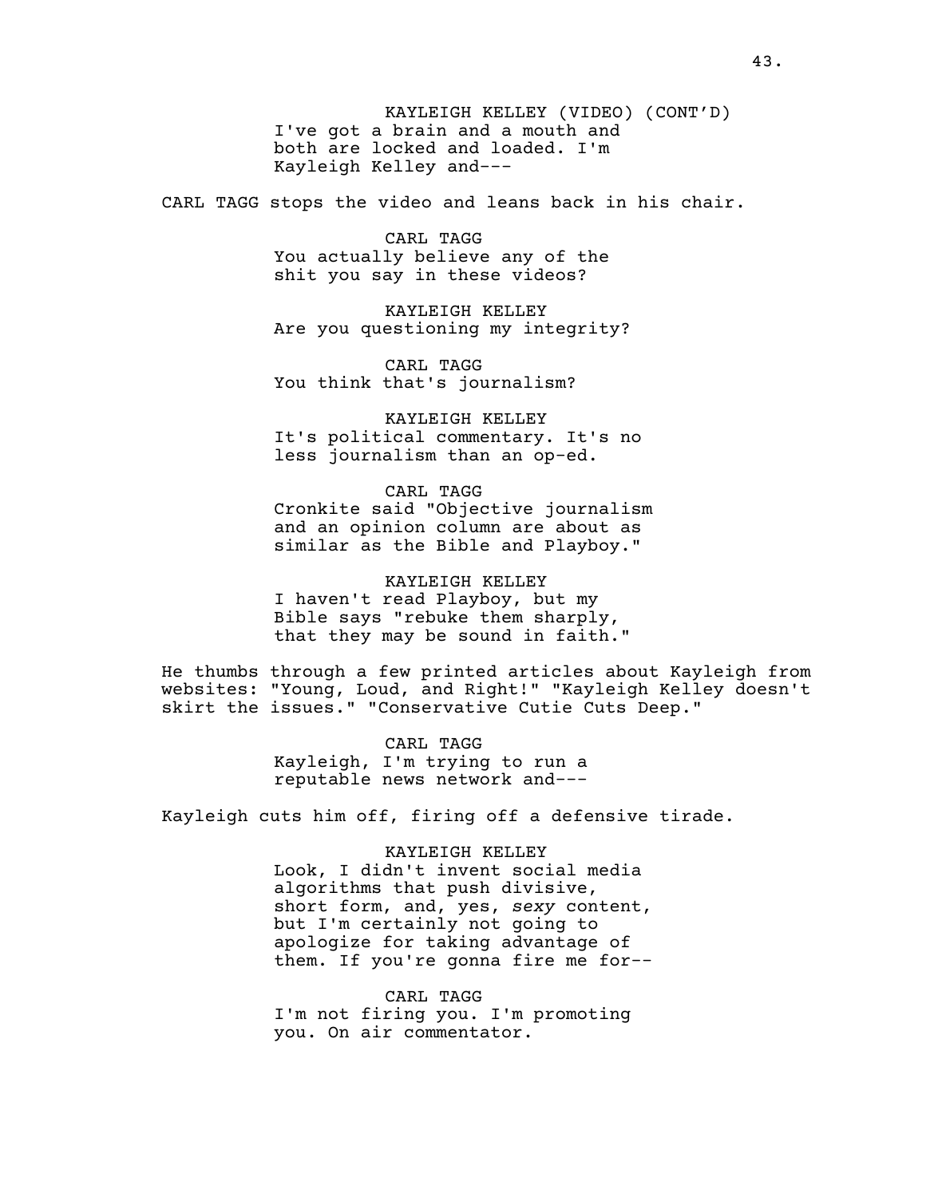KAYLEIGH KELLEY (VIDEO) (CONT'D)
I've got a brain and a mouth and both are locked and loaded. I'm Kayleigh Kelley and---

CARL TAGG stops the video and leans back in his chair.

CARL TAGG
You actually believe any of the shit you say in these videos?

KAYLEIGH KELLEY
Are you questioning my integrity?

CARL TAGG
You think that's journalism?

KAYLEIGH KELLEY
It's political commentary. It's no less journalism than an op-ed.

CARL TAGG
Cronkite said "Objective journalism and an opinion column are about as similar as the Bible and Playboy."

KAYLEIGH KELLEY
I haven't read Playboy, but my Bible says "rebuke them sharply, that they may be sound in faith."

He thumbs through a few printed articles about Kayleigh from websites: "Young, Loud, and Right!" "Kayleigh Kelley doesn't skirt the issues." "Conservative Cutie Cuts Deep."

CARL TAGG
Kayleigh, I'm trying to run a reputable news network and---

Kayleigh cuts him off, firing off a defensive tirade.

KAYLEIGH KELLEY
Look, I didn't invent social media algorithms that push divisive, short form, and, yes, *sexy* content, but I'm certainly not going to apologize for taking advantage of them. If you're gonna fire me for--

CARL TAGG
I'm not firing you. I'm promoting you. On air commentator.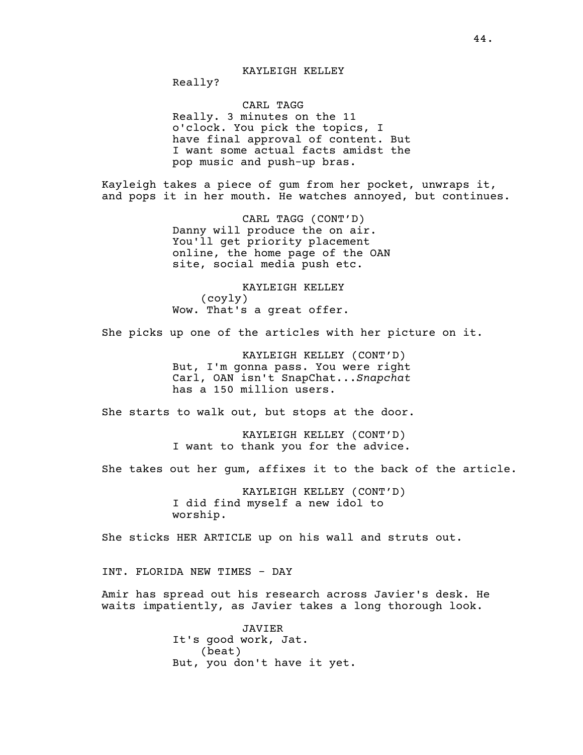KAYLEIGH KELLEY

Really?

CARL TAGG

Really. 3 minutes on the 11 o'clock. You pick the topics, I have final approval of content. But I want some actual facts amidst the pop music and push-up bras.

Kayleigh takes a piece of gum from her pocket, unwraps it, and pops it in her mouth. He watches annoyed, but continues.

CARL TAGG (CONT'D)

Danny will produce the on air. You'll get priority placement online, the home page of the OAN site, social media push etc.

KAYLEIGH KELLEY

(coyly)

Wow. That's a great offer.

She picks up one of the articles with her picture on it.

KAYLEIGH KELLEY (CONT'D)

But, I'm gonna pass. You were right Carl, OAN isn't SnapChat...*Snapchat* has a 150 million users.

She starts to walk out, but stops at the door.

KAYLEIGH KELLEY (CONT'D)

I want to thank you for the advice.

She takes out her gum, affixes it to the back of the article.

KAYLEIGH KELLEY (CONT'D)

I did find myself a new idol to worship.

She sticks HER ARTICLE up on his wall and struts out.

INT. FLORIDA NEW TIMES - DAY

Amir has spread out his research across Javier's desk. He waits impatiently, as Javier takes a long thorough look.

JAVIER

It's good work, Jat.

(beat)

But, you don't have it yet.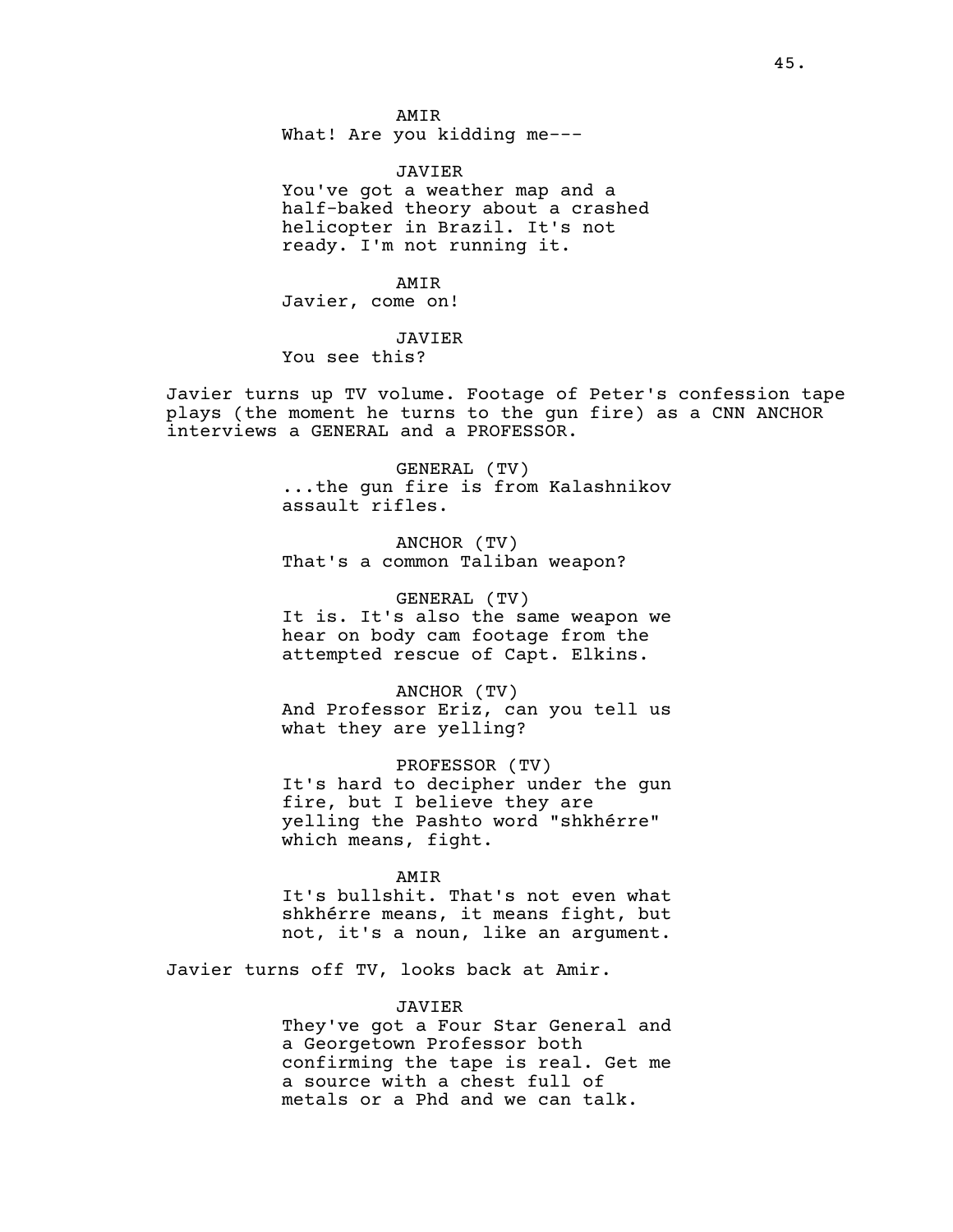AMIR
What! Are you kidding me---

JAVIER
You've got a weather map and a half-baked theory about a crashed helicopter in Brazil. It's not ready. I'm not running it.

AMIR
Javier, come on!

JAVIER
You see this?

Javier turns up TV volume. Footage of Peter's confession tape plays (the moment he turns to the gun fire) as a CNN ANCHOR interviews a GENERAL and a PROFESSOR.

GENERAL (TV)
...the gun fire is from Kalashnikov assault rifles.

ANCHOR (TV)
That's a common Taliban weapon?

GENERAL (TV)
It is. It's also the same weapon we hear on body cam footage from the attempted rescue of Capt. Elkins.

ANCHOR (TV)
And Professor Eriz, can you tell us what they are yelling?

PROFESSOR (TV)
It's hard to decipher under the gun fire, but I believe they are yelling the Pashto word "shkhérre" which means, fight.

AMIR
It's bullshit. That's not even what shkhérre means, it means fight, but not, it's a noun, like an argument.

Javier turns off TV, looks back at Amir.

JAVIER
They've got a Four Star General and a Georgetown Professor both confirming the tape is real. Get me a source with a chest full of metals or a Phd and we can talk.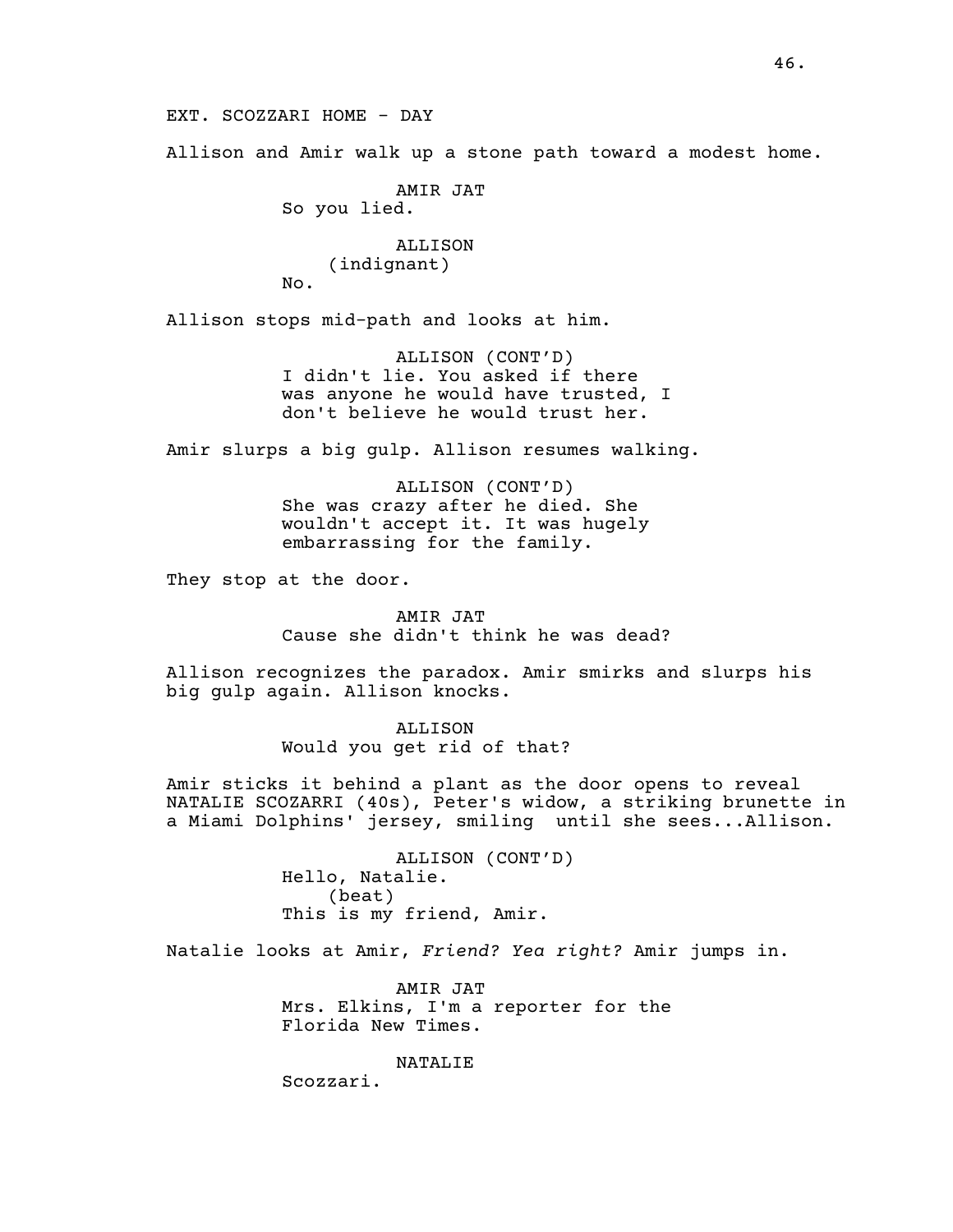EXT. SCOZZARI HOME - DAY

Allison and Amir walk up a stone path toward a modest home.

AMIR JAT
So you lied.

ALLISON
(indignant)
No.

Allison stops mid-path and looks at him.

ALLISON (CONT'D)
I didn't lie. You asked if there was anyone he would have trusted, I don't believe he would trust her.

Amir slurps a big gulp. Allison resumes walking.

ALLISON (CONT'D)
She was crazy after he died. She wouldn't accept it. It was hugely embarrassing for the family.

They stop at the door.

AMIR JAT
Cause she didn't think he was dead?

Allison recognizes the paradox. Amir smirks and slurps his big gulp again. Allison knocks.

ALLISON
Would you get rid of that?

Amir sticks it behind a plant as the door opens to reveal NATALIE SCOZARRI (40s), Peter's widow, a striking brunette in a Miami Dolphins' jersey, smiling until she sees...Allison.

ALLISON (CONT'D)
Hello, Natalie.
(beat)
This is my friend, Amir.

Natalie looks at Amir, *Friend? Yea right?* Amir jumps in.

AMIR JAT
Mrs. Elkins, I'm a reporter for the Florida New Times.

NATALIE
Scozzari.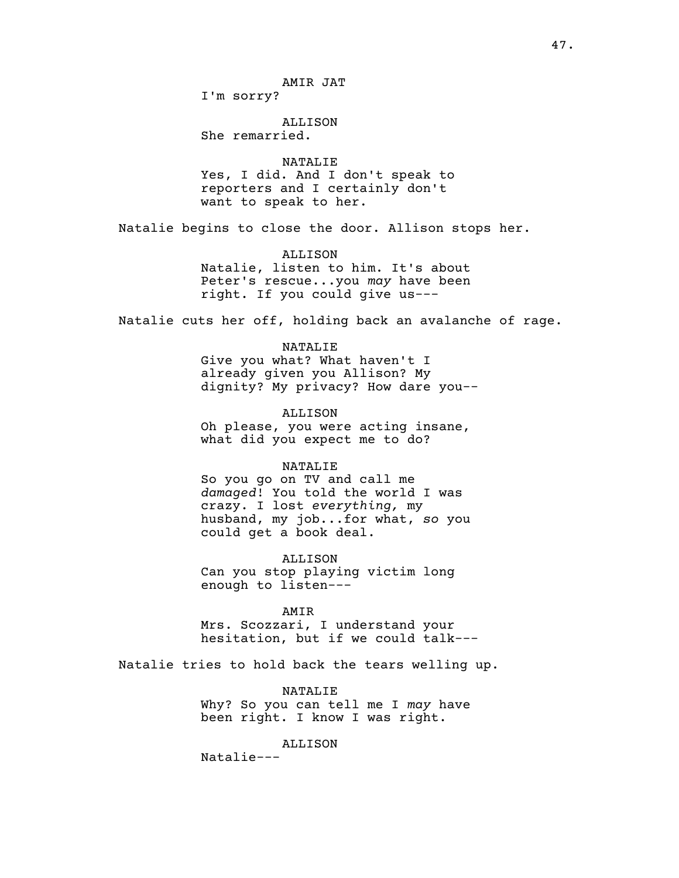AMIR JAT
I'm sorry?

ALLISON
She remarried.

NATALIE
Yes, I did. And I don't speak to reporters and I certainly don't want to speak to her.

Natalie begins to close the door. Allison stops her.

ALLISON
Natalie, listen to him. It's about Peter's rescue...you *may* have been right. If you could give us---

Natalie cuts her off, holding back an avalanche of rage.

NATALIE
Give you what? What haven't I already given you Allison? My dignity? My privacy? How dare you--

ALLISON
Oh please, you were acting insane, what did you expect me to do?

NATALIE
So you go on TV and call me *damaged*! You told the world I was crazy. I lost *everything,* my husband, my job...for what, *so* you could get a book deal.

ALLISON
Can you stop playing victim long enough to listen---

AMIR
Mrs. Scozzari, I understand your hesitation, but if we could talk---

Natalie tries to hold back the tears welling up.

NATALIE
Why? So you can tell me I *may* have been right. I know I was right.

ALLISON
Natalie---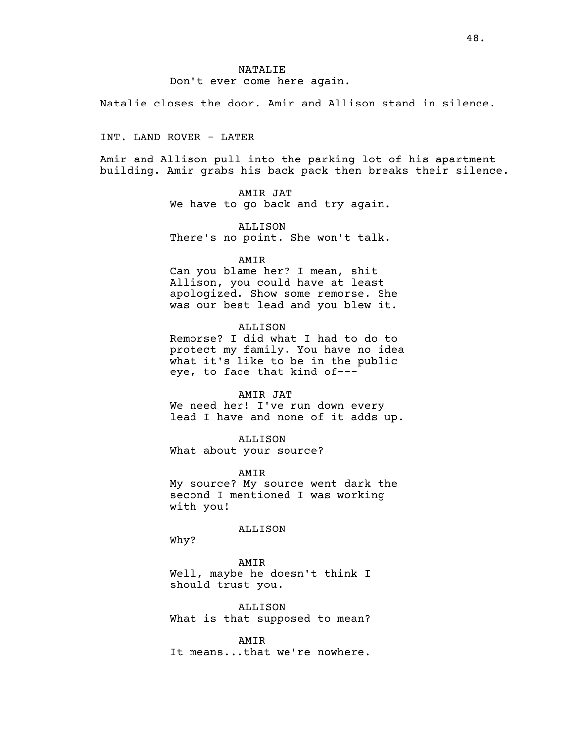NATALIE
Don't ever come here again.

Natalie closes the door. Amir and Allison stand in silence.

INT. LAND ROVER - LATER

Amir and Allison pull into the parking lot of his apartment building. Amir grabs his back pack then breaks their silence.

AMIR JAT
We have to go back and try again.

ALLISON
There's no point. She won't talk.

AMIR
Can you blame her? I mean, shit Allison, you could have at least apologized. Show some remorse. She was our best lead and you blew it.

ALLISON
Remorse? I did what I had to do to protect my family. You have no idea what it's like to be in the public eye, to face that kind of---

AMIR JAT
We need her! I've run down every lead I have and none of it adds up.

ALLISON
What about your source?

AMIR
My source? My source went dark the second I mentioned I was working with you!

ALLISON
Why?

AMIR
Well, maybe he doesn't think I should trust you.

ALLISON
What is that supposed to mean?

AMIR
It means...that we're nowhere.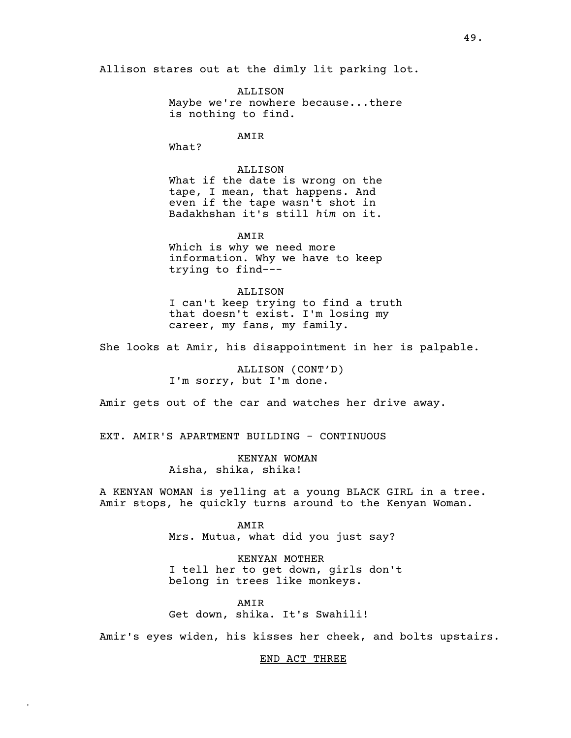Allison stares out at the dimly lit parking lot.

ALLISON
Maybe we're nowhere because...there is nothing to find.

AMIR
What?

ALLISON
What if the date is wrong on the tape, I mean, that happens. And even if the tape wasn't shot in Badakhshan it's still *him* on it.

AMIR
Which is why we need more information. Why we have to keep trying to find---

ALLISON
I can't keep trying to find a truth that doesn't exist. I'm losing my career, my fans, my family.

She looks at Amir, his disappointment in her is palpable.

ALLISON (CONT'D)
I'm sorry, but I'm done.

Amir gets out of the car and watches her drive away.

EXT. AMIR'S APARTMENT BUILDING - CONTINUOUS

KENYAN WOMAN
Aisha, shika, shika!

A KENYAN WOMAN is yelling at a young BLACK GIRL in a tree. Amir stops, he quickly turns around to the Kenyan Woman.

AMIR
Mrs. Mutua, what did you just say?

KENYAN MOTHER
I tell her to get down, girls don't belong in trees like monkeys.

AMIR
Get down, shika. It's Swahili!

Amir's eyes widen, his kisses her cheek, and bolts upstairs.

<u>END ACT THREE</u>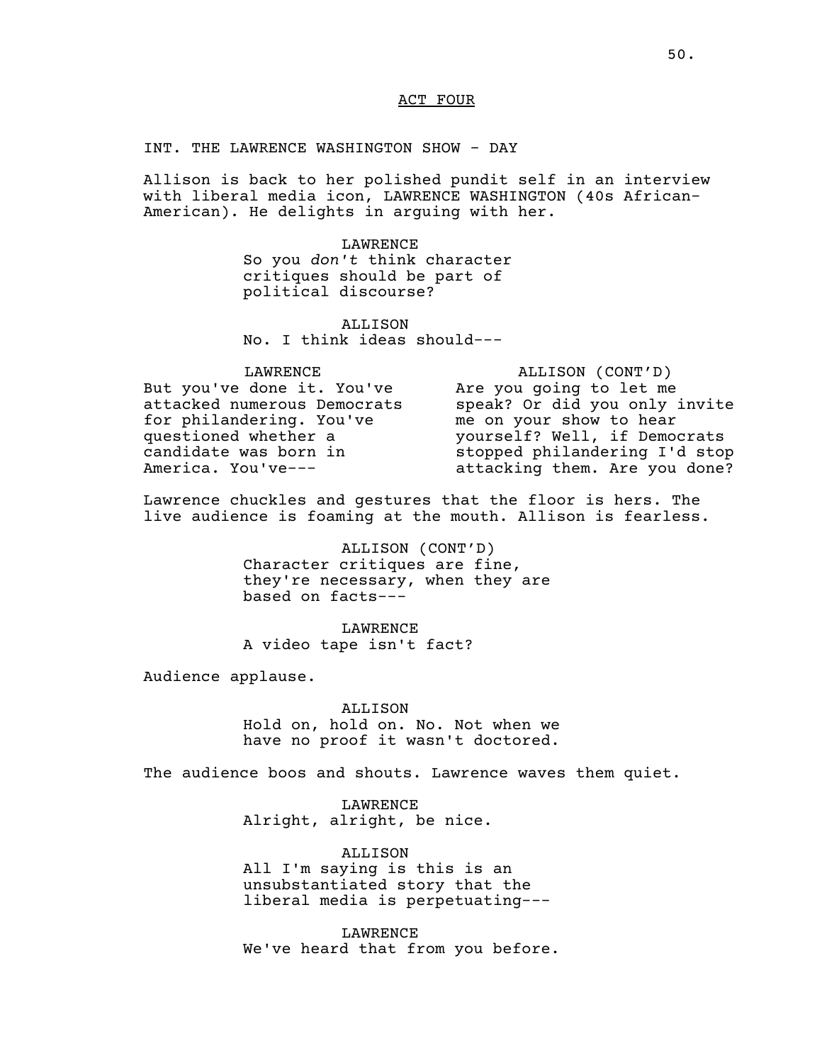ACT FOUR

INT. THE LAWRENCE WASHINGTON SHOW - DAY

Allison is back to her polished pundit self in an interview with liberal media icon, LAWRENCE WASHINGTON (40s African-American). He delights in arguing with her.

LAWRENCE
So you *don't* think character critiques should be part of political discourse?

ALLISON
No. I think ideas should---

LAWRENCE
But you've done it. You've attacked numerous Democrats for philandering. You've questioned whether a candidate was born in America. You've---

ALLISON (CONT'D)
Are you going to let me speak? Or did you only invite me on your show to hear yourself? Well, if Democrats stopped philandering I'd stop attacking them. Are you done?

Lawrence chuckles and gestures that the floor is hers. The live audience is foaming at the mouth. Allison is fearless.

ALLISON (CONT'D)
Character critiques are fine, they're necessary, when they are based on facts---

LAWRENCE
A video tape isn't fact?

Audience applause.

ALLISON
Hold on, hold on. No. Not when we have no proof it wasn't doctored.

The audience boos and shouts. Lawrence waves them quiet.

LAWRENCE
Alright, alright, be nice.

ALLISON
All I'm saying is this is an unsubstantiated story that the liberal media is perpetuating---

LAWRENCE
We've heard that from you before.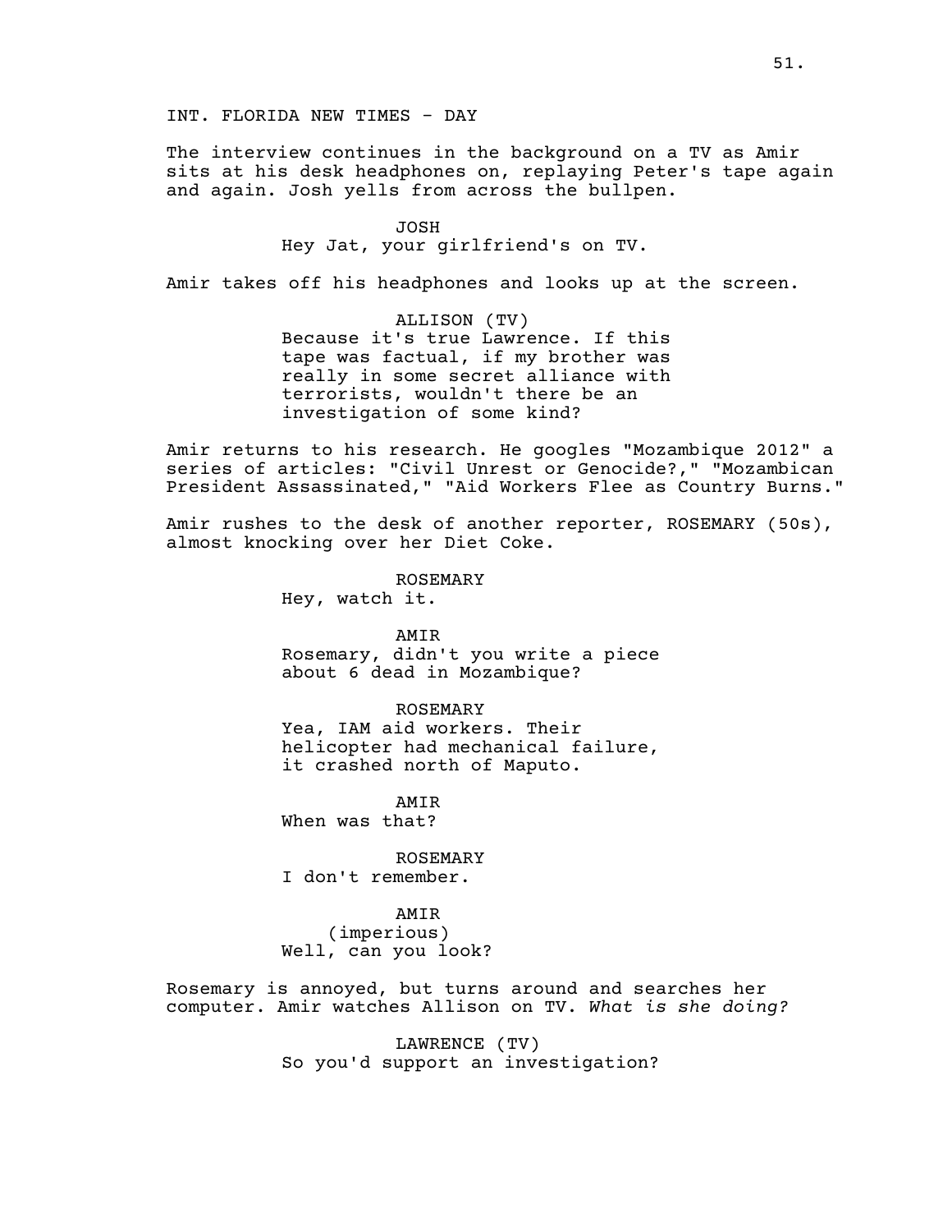INT. FLORIDA NEW TIMES - DAY

The interview continues in the background on a TV as Amir sits at his desk headphones on, replaying Peter's tape again and again. Josh yells from across the bullpen.

JOSH
Hey Jat, your girlfriend's on TV.

Amir takes off his headphones and looks up at the screen.

ALLISON (TV)
Because it's true Lawrence. If this tape was factual, if my brother was really in some secret alliance with terrorists, wouldn't there be an investigation of some kind?

Amir returns to his research. He googles "Mozambique 2012" a series of articles: "Civil Unrest or Genocide?," "Mozambican President Assassinated," "Aid Workers Flee as Country Burns."

Amir rushes to the desk of another reporter, ROSEMARY (50s), almost knocking over her Diet Coke.

ROSEMARY
Hey, watch it.

AMIR
Rosemary, didn't you write a piece about 6 dead in Mozambique?

ROSEMARY
Yea, IAM aid workers. Their helicopter had mechanical failure, it crashed north of Maputo.

AMIR
When was that?

ROSEMARY
I don't remember.

AMIR
(imperious)
Well, can you look?

Rosemary is annoyed, but turns around and searches her computer. Amir watches Allison on TV. *What is she doing?*

LAWRENCE (TV)
So you'd support an investigation?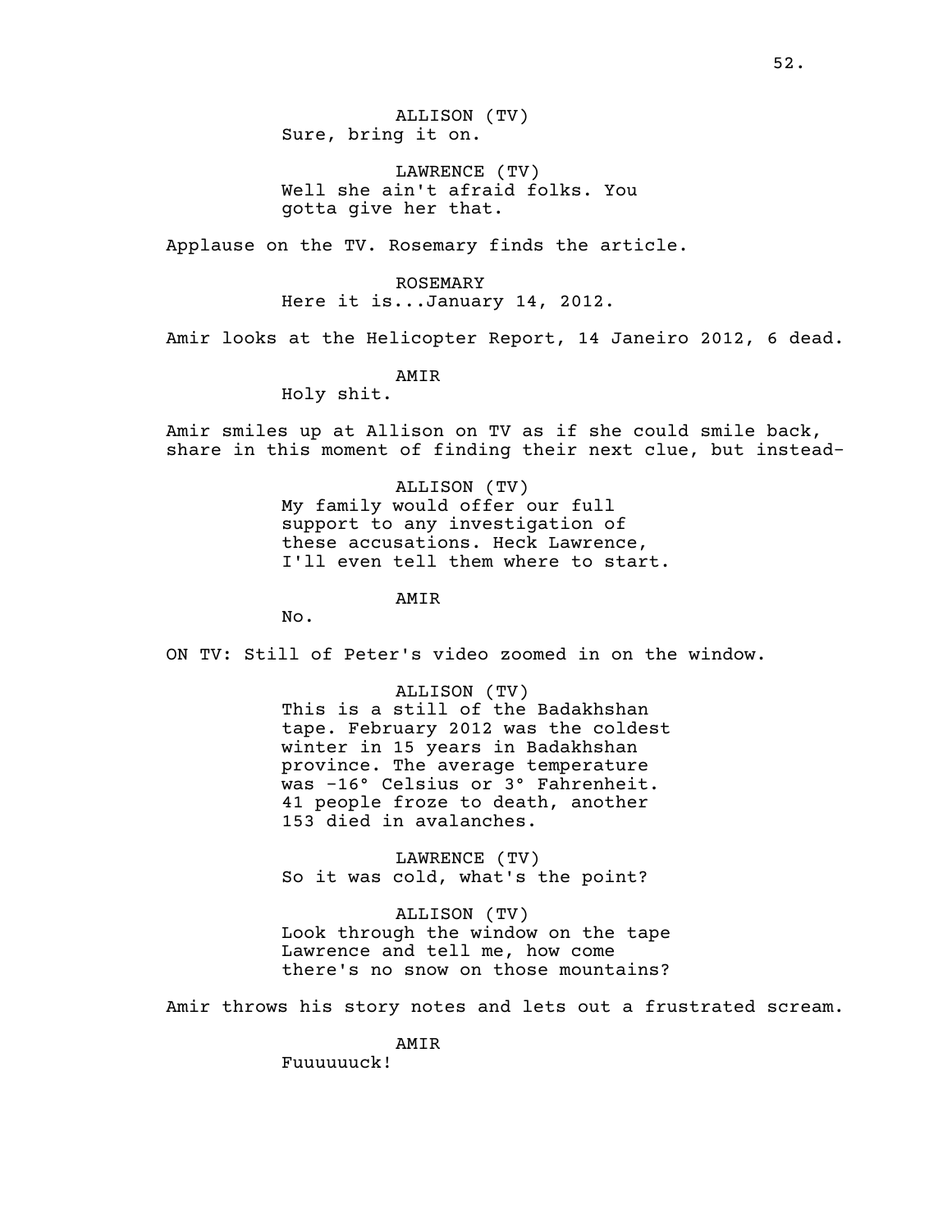ALLISON (TV)
Sure, bring it on.

LAWRENCE (TV)
Well she ain't afraid folks. You gotta give her that.

Applause on the TV. Rosemary finds the article.

ROSEMARY
Here it is...January 14, 2012.

Amir looks at the Helicopter Report, 14 Janeiro 2012, 6 dead.

AMIR
Holy shit.

Amir smiles up at Allison on TV as if she could smile back, share in this moment of finding their next clue, but instead-

ALLISON (TV)
My family would offer our full support to any investigation of these accusations. Heck Lawrence, I'll even tell them where to start.

AMIR
No.

ON TV: Still of Peter's video zoomed in on the window.

ALLISON (TV)
This is a still of the Badakhshan tape. February 2012 was the coldest winter in 15 years in Badakhshan province. The average temperature was -16° Celsius or 3° Fahrenheit. 41 people froze to death, another 153 died in avalanches.

LAWRENCE (TV)
So it was cold, what's the point?

ALLISON (TV)
Look through the window on the tape Lawrence and tell me, how come there's no snow on those mountains?

Amir throws his story notes and lets out a frustrated scream.

AMIR
Fuuuuuuck!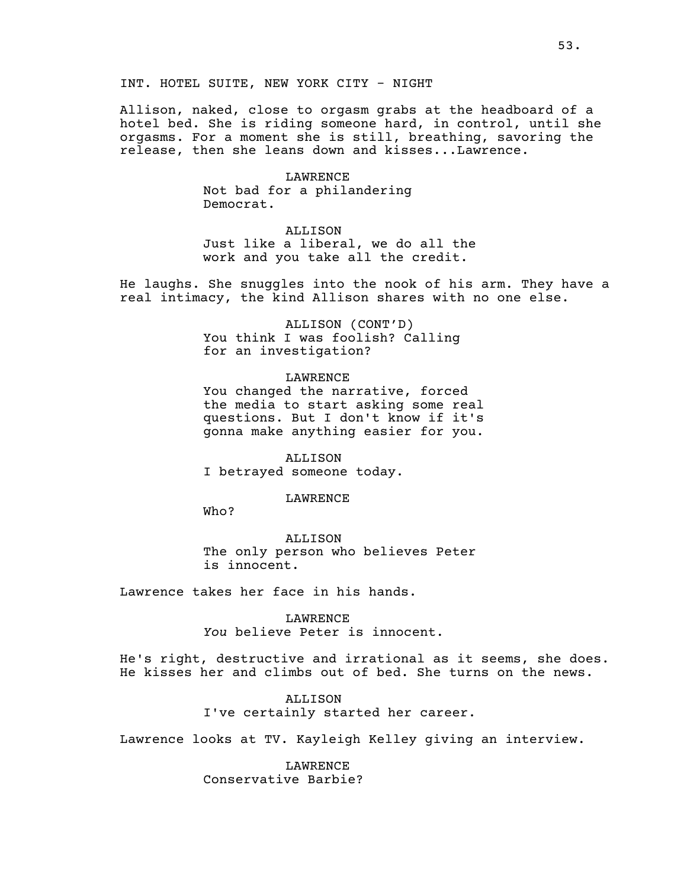INT. HOTEL SUITE, NEW YORK CITY - NIGHT

Allison, naked, close to orgasm grabs at the headboard of a hotel bed. She is riding someone hard, in control, until she orgasms. For a moment she is still, breathing, savoring the release, then she leans down and kisses...Lawrence.

LAWRENCE
Not bad for a philandering Democrat.

ALLISON
Just like a liberal, we do all the work and you take all the credit.

He laughs. She snuggles into the nook of his arm. They have a real intimacy, the kind Allison shares with no one else.

ALLISON (CONT'D)
You think I was foolish? Calling for an investigation?

LAWRENCE
You changed the narrative, forced the media to start asking some real questions. But I don't know if it's gonna make anything easier for you.

ALLISON
I betrayed someone today.

LAWRENCE
Who?

ALLISON
The only person who believes Peter is innocent.

Lawrence takes her face in his hands.

LAWRENCE
*You* believe Peter is innocent.

He's right, destructive and irrational as it seems, she does. He kisses her and climbs out of bed. She turns on the news.

ALLISON
I've certainly started her career.

Lawrence looks at TV. Kayleigh Kelley giving an interview.

LAWRENCE
Conservative Barbie?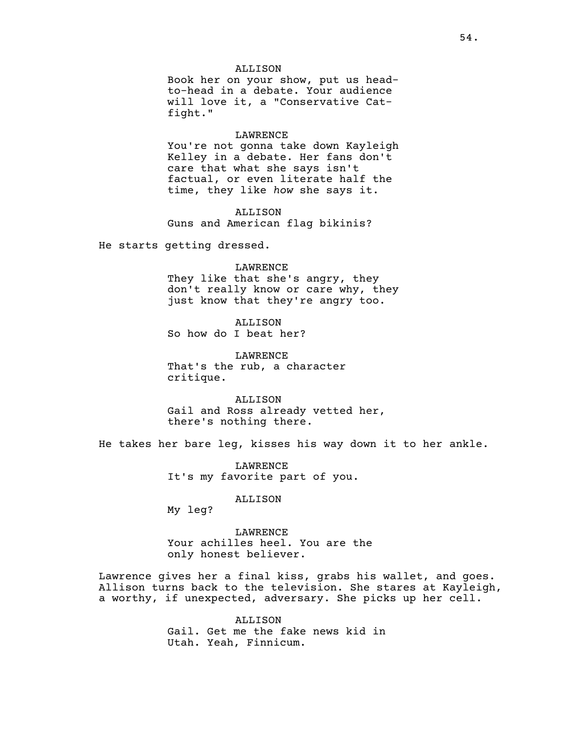ALLISON
Book her on your show, put us head-to-head in a debate. Your audience will love it, a "Conservative Cat-fight."

LAWRENCE
You're not gonna take down Kayleigh Kelley in a debate. Her fans don't care that what she says isn't factual, or even literate half the time, they like *how* she says it.

ALLISON
Guns and American flag bikinis?

He starts getting dressed.

LAWRENCE
They like that she's angry, they don't really know or care why, they just know that they're angry too.

ALLISON
So how do I beat her?

LAWRENCE
That's the rub, a character critique.

ALLISON
Gail and Ross already vetted her, there's nothing there.

He takes her bare leg, kisses his way down it to her ankle.

LAWRENCE
It's my favorite part of you.

ALLISON
My leg?

LAWRENCE
Your achilles heel. You are the only honest believer.

Lawrence gives her a final kiss, grabs his wallet, and goes. Allison turns back to the television. She stares at Kayleigh, a worthy, if unexpected, adversary. She picks up her cell.

ALLISON
Gail. Get me the fake news kid in Utah. Yeah, Finnicum.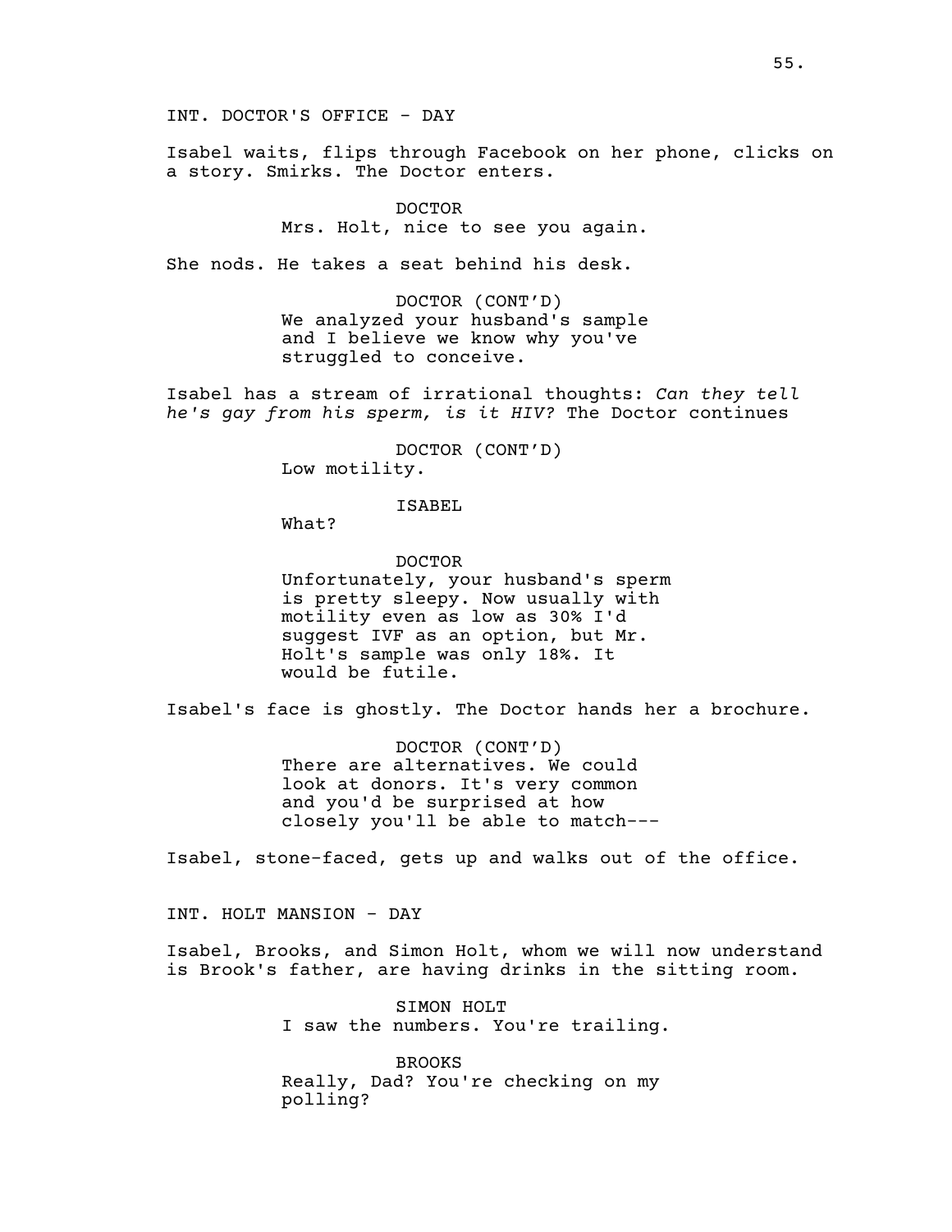INT. DOCTOR'S OFFICE - DAY

Isabel waits, flips through Facebook on her phone, clicks on a story. Smirks. The Doctor enters.

DOCTOR
Mrs. Holt, nice to see you again.

She nods. He takes a seat behind his desk.

DOCTOR (CONT'D)
We analyzed your husband's sample and I believe we know why you've struggled to conceive.

Isabel has a stream of irrational thoughts: *Can they tell he's gay from his sperm, is it HIV?* The Doctor continues

DOCTOR (CONT'D)
Low motility.

ISABEL
What?

DOCTOR
Unfortunately, your husband's sperm is pretty sleepy. Now usually with motility even as low as 30% I'd suggest IVF as an option, but Mr. Holt's sample was only 18%. It would be futile.

Isabel's face is ghostly. The Doctor hands her a brochure.

DOCTOR (CONT'D)
There are alternatives. We could look at donors. It's very common and you'd be surprised at how closely you'll be able to match---

Isabel, stone-faced, gets up and walks out of the office.

INT. HOLT MANSION - DAY

Isabel, Brooks, and Simon Holt, whom we will now understand is Brook's father, are having drinks in the sitting room.

SIMON HOLT
I saw the numbers. You're trailing.

BROOKS
Really, Dad? You're checking on my polling?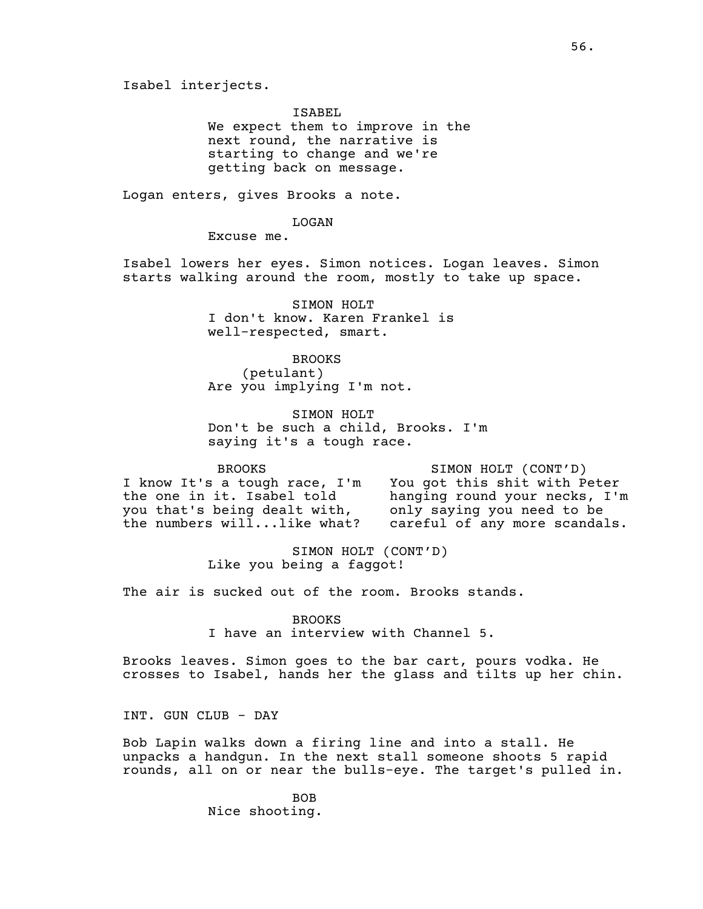Isabel interjects.

ISABEL
We expect them to improve in the next round, the narrative is starting to change and we're getting back on message.

Logan enters, gives Brooks a note.

LOGAN
Excuse me.

Isabel lowers her eyes. Simon notices. Logan leaves. Simon starts walking around the room, mostly to take up space.

SIMON HOLT
I don't know. Karen Frankel is well-respected, smart.

BROOKS
(petulant)
Are you implying I'm not.

SIMON HOLT
Don't be such a child, Brooks. I'm saying it's a tough race.

BROOKS
I know It's a tough race, I'm the one in it. Isabel told you that's being dealt with, the numbers will...like what?

SIMON HOLT (CONT'D)
You got this shit with Peter hanging round your necks, I'm only saying you need to be careful of any more scandals.

SIMON HOLT (CONT'D)
Like you being a faggot!

The air is sucked out of the room. Brooks stands.

BROOKS
I have an interview with Channel 5.

Brooks leaves. Simon goes to the bar cart, pours vodka. He crosses to Isabel, hands her the glass and tilts up her chin.

INT. GUN CLUB - DAY

Bob Lapin walks down a firing line and into a stall. He unpacks a handgun. In the next stall someone shoots 5 rapid rounds, all on or near the bulls-eye. The target's pulled in.

BOB
Nice shooting.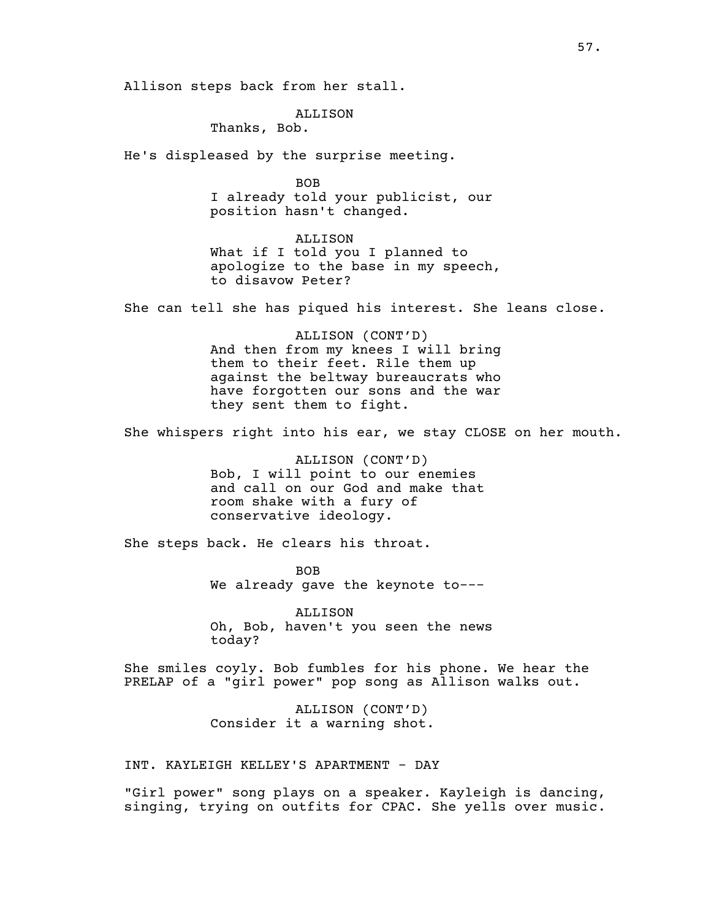Allison steps back from her stall.

ALLISON
Thanks, Bob.

He's displeased by the surprise meeting.

BOB
I already told your publicist, our position hasn't changed.

ALLISON
What if I told you I planned to apologize to the base in my speech, to disavow Peter?

She can tell she has piqued his interest. She leans close.

ALLISON (CONT'D)
And then from my knees I will bring them to their feet. Rile them up against the beltway bureaucrats who have forgotten our sons and the war they sent them to fight.

She whispers right into his ear, we stay CLOSE on her mouth.

ALLISON (CONT'D)
Bob, I will point to our enemies and call on our God and make that room shake with a fury of conservative ideology.

She steps back. He clears his throat.

BOB
We already gave the keynote to---

ALLISON
Oh, Bob, haven't you seen the news today?

She smiles coyly. Bob fumbles for his phone. We hear the PRELAP of a "girl power" pop song as Allison walks out.

ALLISON (CONT'D)
Consider it a warning shot.

INT. KAYLEIGH KELLEY'S APARTMENT - DAY

"Girl power" song plays on a speaker. Kayleigh is dancing, singing, trying on outfits for CPAC. She yells over music.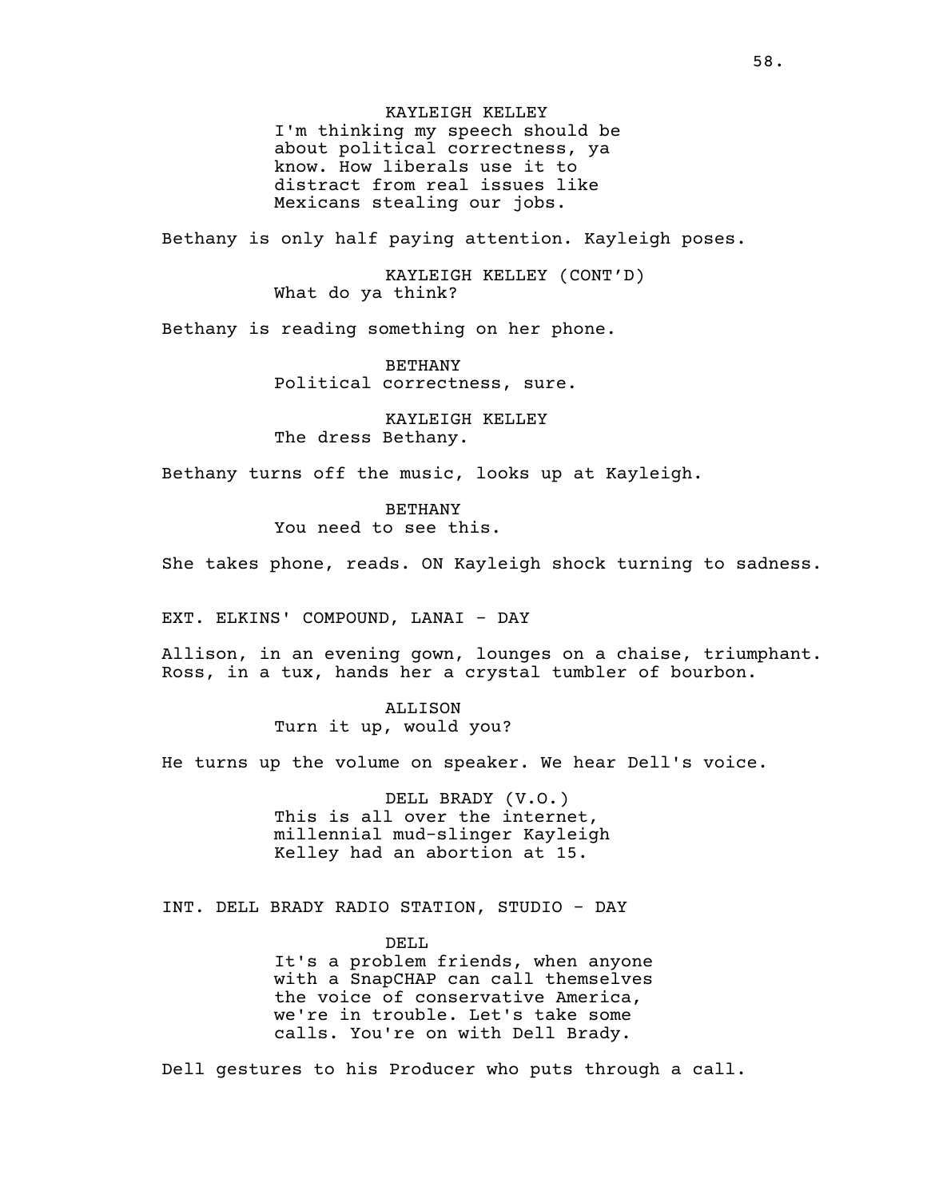KAYLEIGH KELLEY

I'm thinking my speech should be about political correctness, ya know. How liberals use it to distract from real issues like Mexicans stealing our jobs.

Bethany is only half paying attention. Kayleigh poses.

KAYLEIGH KELLEY (CONT'D)

What do ya think?

Bethany is reading something on her phone.

BETHANY

Political correctness, sure.

KAYLEIGH KELLEY

The dress Bethany.

Bethany turns off the music, looks up at Kayleigh.

BETHANY

You need to see this.

She takes phone, reads. ON Kayleigh shock turning to sadness.

EXT. ELKINS' COMPOUND, LANAI - DAY

Allison, in an evening gown, lounges on a chaise, triumphant. Ross, in a tux, hands her a crystal tumbler of bourbon.

ALLISON

Turn it up, would you?

He turns up the volume on speaker. We hear Dell's voice.

DELL BRADY (V.O.)

This is all over the internet, millennial mud-slinger Kayleigh Kelley had an abortion at 15.

INT. DELL BRADY RADIO STATION, STUDIO - DAY

DELL

It's a problem friends, when anyone with a SnapCHAP can call themselves the voice of conservative America, we're in trouble. Let's take some calls. You're on with Dell Brady.

Dell gestures to his Producer who puts through a call.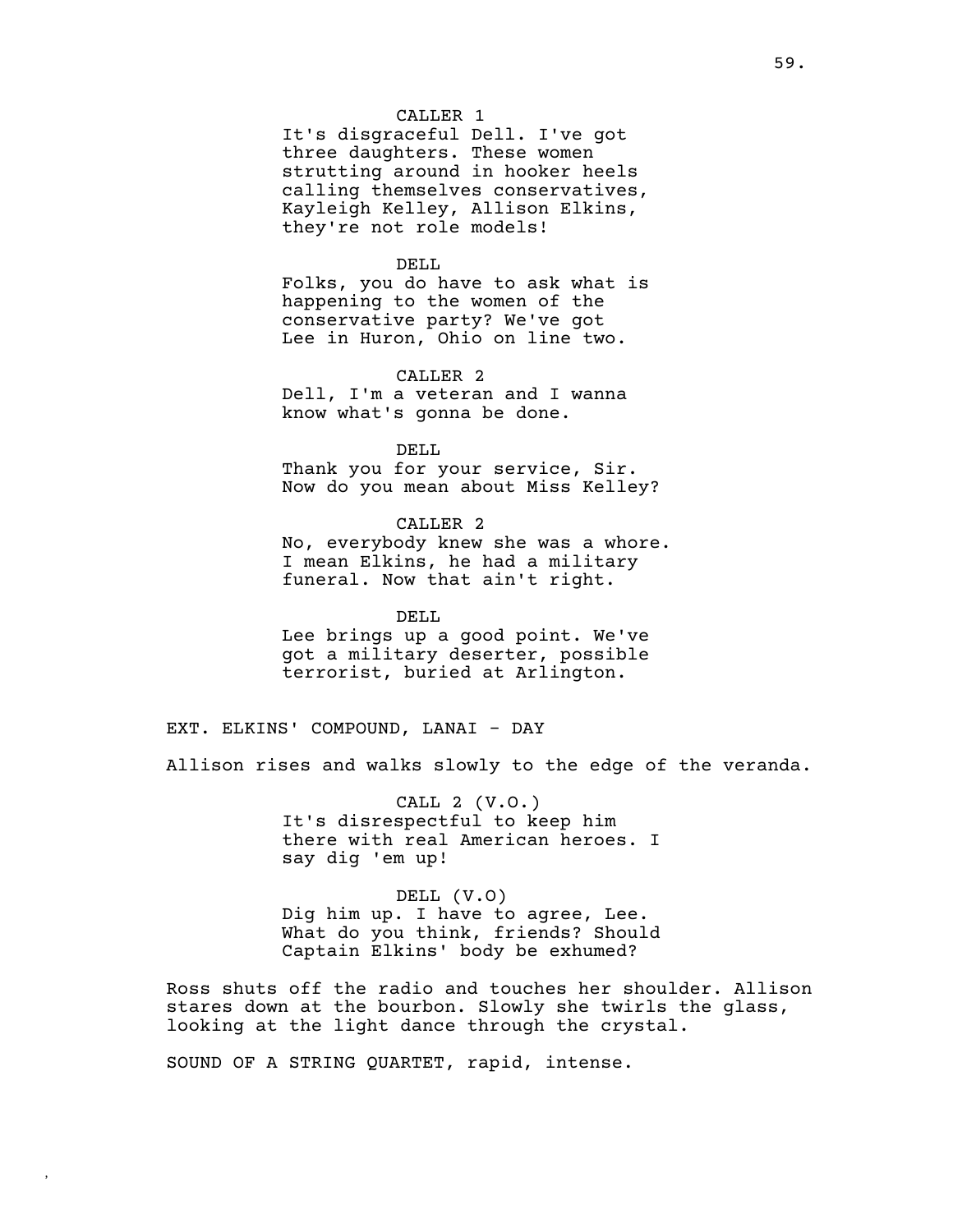CALLER 1

It's disgraceful Dell. I've got three daughters. These women strutting around in hooker heels calling themselves conservatives, Kayleigh Kelley, Allison Elkins, they're not role models!

DELL

Folks, you do have to ask what is happening to the women of the conservative party? We've got Lee in Huron, Ohio on line two.

CALLER 2

Dell, I'm a veteran and I wanna know what's gonna be done.

DELL

Thank you for your service, Sir. Now do you mean about Miss Kelley?

CALLER 2

No, everybody knew she was a whore. I mean Elkins, he had a military funeral. Now that ain't right.

DELL

Lee brings up a good point. We've got a military deserter, possible terrorist, buried at Arlington.

EXT. ELKINS' COMPOUND, LANAI - DAY

Allison rises and walks slowly to the edge of the veranda.

CALL 2 (V.O.)

It's disrespectful to keep him there with real American heroes. I say dig 'em up!

DELL (V.O)

Dig him up. I have to agree, Lee. What do you think, friends? Should Captain Elkins' body be exhumed?

Ross shuts off the radio and touches her shoulder. Allison stares down at the bourbon. Slowly she twirls the glass, looking at the light dance through the crystal.

SOUND OF A STRING QUARTET, rapid, intense.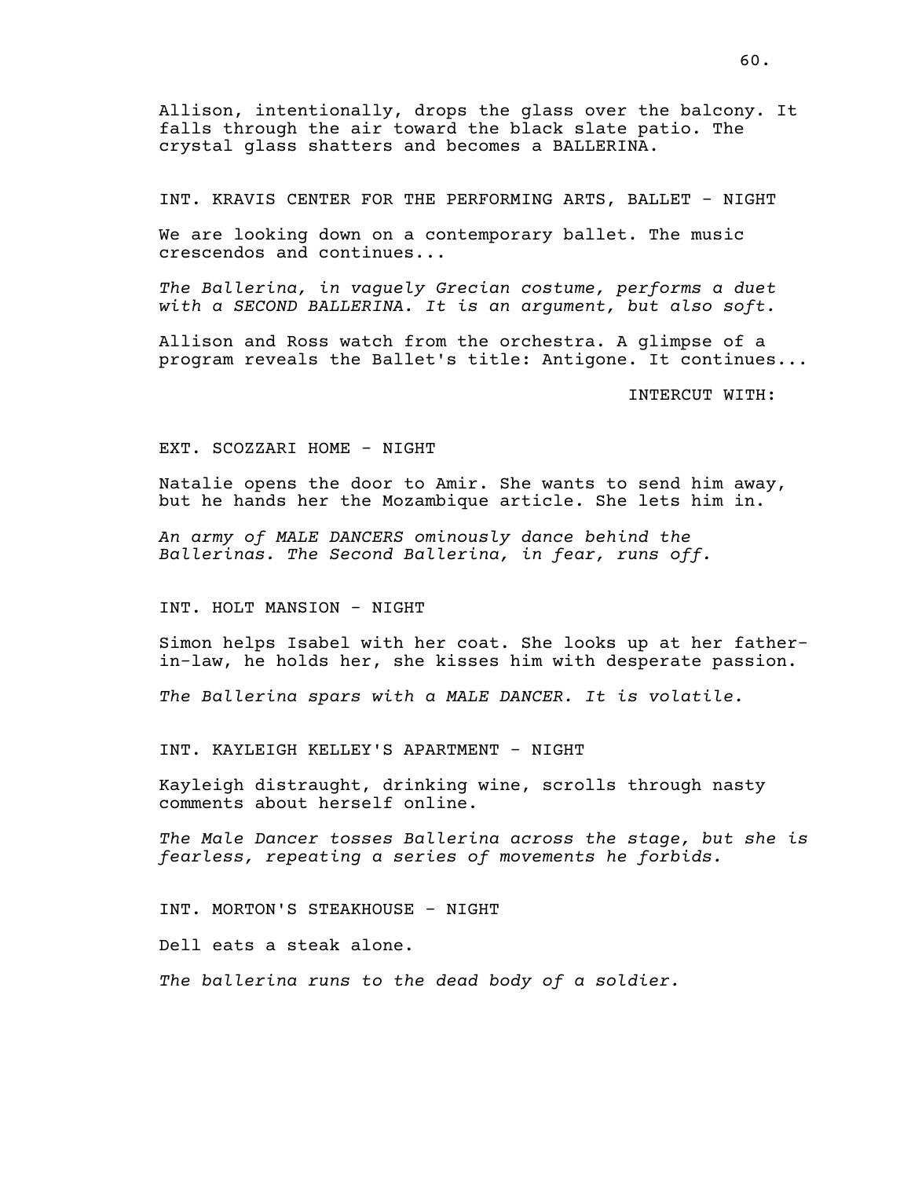Allison, intentionally, drops the glass over the balcony. It falls through the air toward the black slate patio. The crystal glass shatters and becomes a BALLERINA.

INT. KRAVIS CENTER FOR THE PERFORMING ARTS, BALLET - NIGHT

We are looking down on a contemporary ballet. The music crescendos and continues...

*The Ballerina, in vaguely Grecian costume, performs a duet with a SECOND BALLERINA. It is an argument, but also soft.*

Allison and Ross watch from the orchestra. A glimpse of a program reveals the Ballet's title: Antigone. It continues...

INTERCUT WITH:

EXT. SCOZZARI HOME - NIGHT

Natalie opens the door to Amir. She wants to send him away, but he hands her the Mozambique article. She lets him in.

*An army of MALE DANCERS ominously dance behind the Ballerinas. The Second Ballerina, in fear, runs off.*

INT. HOLT MANSION - NIGHT

Simon helps Isabel with her coat. She looks up at her father-in-law, he holds her, she kisses him with desperate passion.

*The Ballerina spars with a MALE DANCER. It is volatile.*

INT. KAYLEIGH KELLEY'S APARTMENT - NIGHT

Kayleigh distraught, drinking wine, scrolls through nasty comments about herself online.

*The Male Dancer tosses Ballerina across the stage, but she is fearless, repeating a series of movements he forbids.*

INT. MORTON'S STEAKHOUSE - NIGHT

Dell eats a steak alone.

*The ballerina runs to the dead body of a soldier.*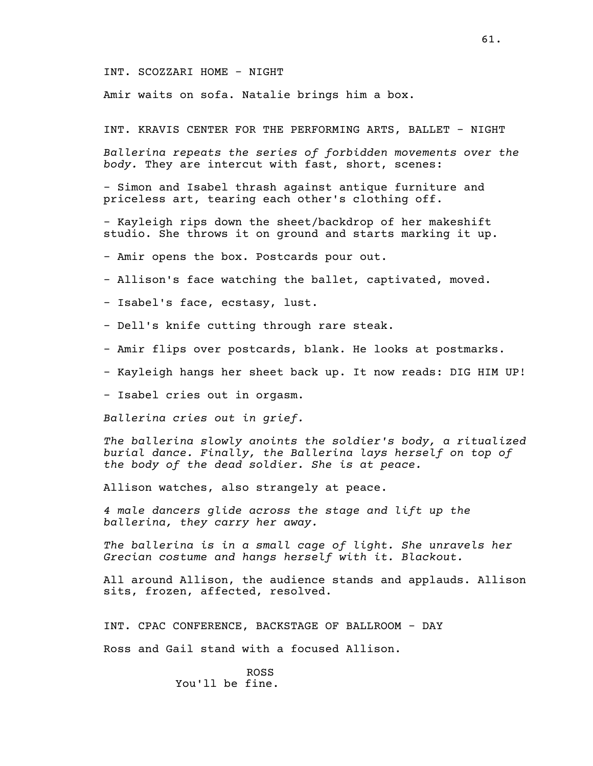INT. SCOZZARI HOME - NIGHT

Amir waits on sofa. Natalie brings him a box.

INT. KRAVIS CENTER FOR THE PERFORMING ARTS, BALLET - NIGHT

*Ballerina repeats the series of forbidden movements over the body.* They are intercut with fast, short, scenes:

- Simon and Isabel thrash against antique furniture and priceless art, tearing each other's clothing off.

- Kayleigh rips down the sheet/backdrop of her makeshift studio. She throws it on ground and starts marking it up.

- Amir opens the box. Postcards pour out.

- Allison's face watching the ballet, captivated, moved.

- Isabel's face, ecstasy, lust.

- Dell's knife cutting through rare steak.

- Amir flips over postcards, blank. He looks at postmarks.

- Kayleigh hangs her sheet back up. It now reads: DIG HIM UP!

- Isabel cries out in orgasm.

*Ballerina cries out in grief.*

*The ballerina slowly anoints the soldier's body, a ritualized burial dance. Finally, the Ballerina lays herself on top of the body of the dead soldier. She is at peace.*

Allison watches, also strangely at peace.

*4 male dancers glide across the stage and lift up the ballerina, they carry her away.*

*The ballerina is in a small cage of light. She unravels her Grecian costume and hangs herself with it. Blackout.*

All around Allison, the audience stands and applauds. Allison sits, frozen, affected, resolved.

INT. CPAC CONFERENCE, BACKSTAGE OF BALLROOM - DAY

Ross and Gail stand with a focused Allison.

ROSS
You'll be fine.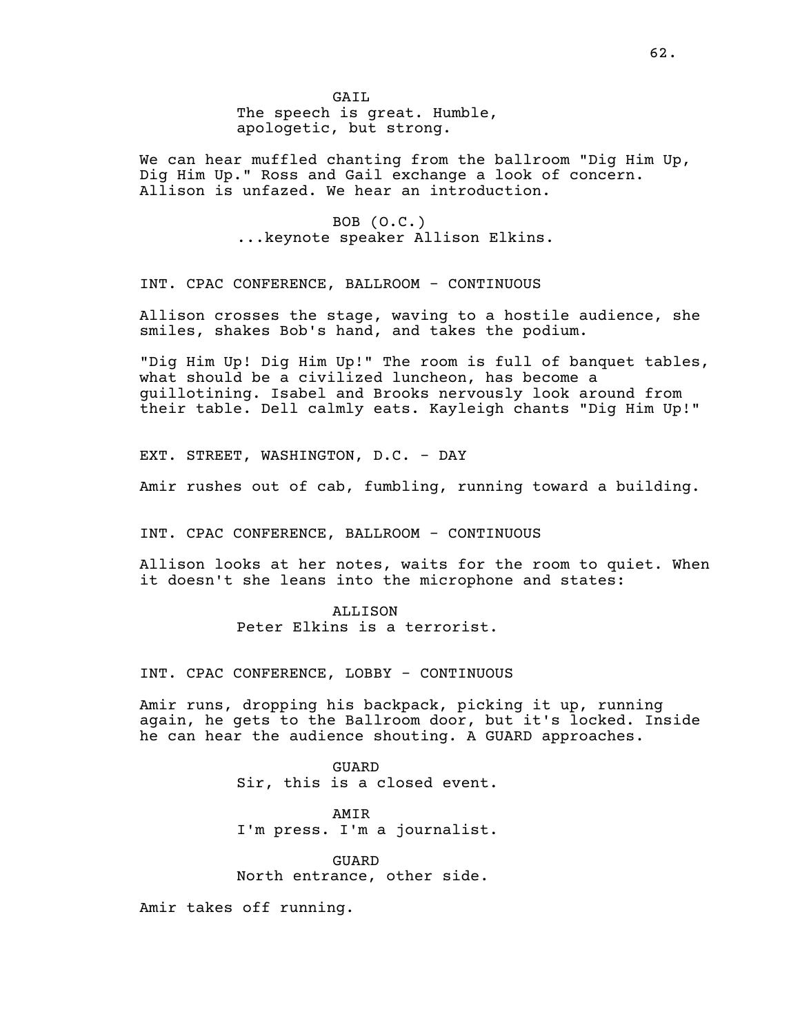GAIL
The speech is great. Humble, apologetic, but strong.

We can hear muffled chanting from the ballroom "Dig Him Up, Dig Him Up." Ross and Gail exchange a look of concern. Allison is unfazed. We hear an introduction.

BOB (O.C.)
...keynote speaker Allison Elkins.

INT. CPAC CONFERENCE, BALLROOM - CONTINUOUS

Allison crosses the stage, waving to a hostile audience, she smiles, shakes Bob's hand, and takes the podium.

"Dig Him Up! Dig Him Up." The room is full of banquet tables, what should be a civilized luncheon, has become a guillotining. Isabel and Brooks nervously look around from their table. Dell calmly eats. Kayleigh chants "Dig Him Up!"

EXT. STREET, WASHINGTON, D.C. - DAY

Amir rushes out of cab, fumbling, running toward a building.

INT. CPAC CONFERENCE, BALLROOM - CONTINUOUS

Allison looks at her notes, waits for the room to quiet. When it doesn't she leans into the microphone and states:

ALLISON
Peter Elkins is a terrorist.

INT. CPAC CONFERENCE, LOBBY - CONTINUOUS

Amir runs, dropping his backpack, picking it up, running again, he gets to the Ballroom door, but it's locked. Inside he can hear the audience shouting. A GUARD approaches.

GUARD
Sir, this is a closed event.

AMIR
I'm press. I'm a journalist.

GUARD
North entrance, other side.

Amir takes off running.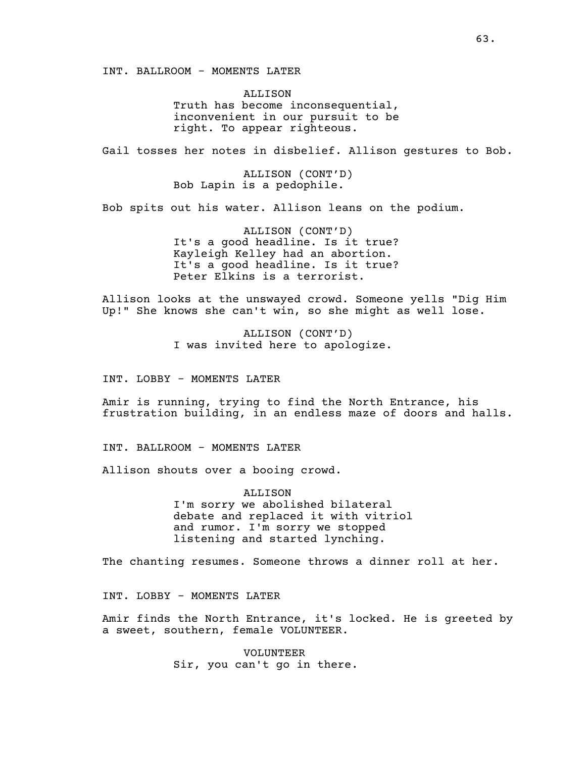INT. BALLROOM - MOMENTS LATER

ALLISON
Truth has become inconsequential, inconvenient in our pursuit to be right. To appear righteous.

Gail tosses her notes in disbelief. Allison gestures to Bob.

ALLISON (CONT'D)
Bob Lapin is a pedophile.

Bob spits out his water. Allison leans on the podium.

ALLISON (CONT'D)
It's a good headline. Is it true?
Kayleigh Kelley had an abortion.
It's a good headline. Is it true?
Peter Elkins is a terrorist.

Allison looks at the unswayed crowd. Someone yells "Dig Him Up!" She knows she can't win, so she might as well lose.

ALLISON (CONT'D)
I was invited here to apologize.

INT. LOBBY - MOMENTS LATER

Amir is running, trying to find the North Entrance, his frustration building, in an endless maze of doors and halls.

INT. BALLROOM - MOMENTS LATER

Allison shouts over a booing crowd.

ALLISON
I'm sorry we abolished bilateral debate and replaced it with vitriol and rumor. I'm sorry we stopped listening and started lynching.

The chanting resumes. Someone throws a dinner roll at her.

INT. LOBBY - MOMENTS LATER

Amir finds the North Entrance, it's locked. He is greeted by a sweet, southern, female VOLUNTEER.

VOLUNTEER
Sir, you can't go in there.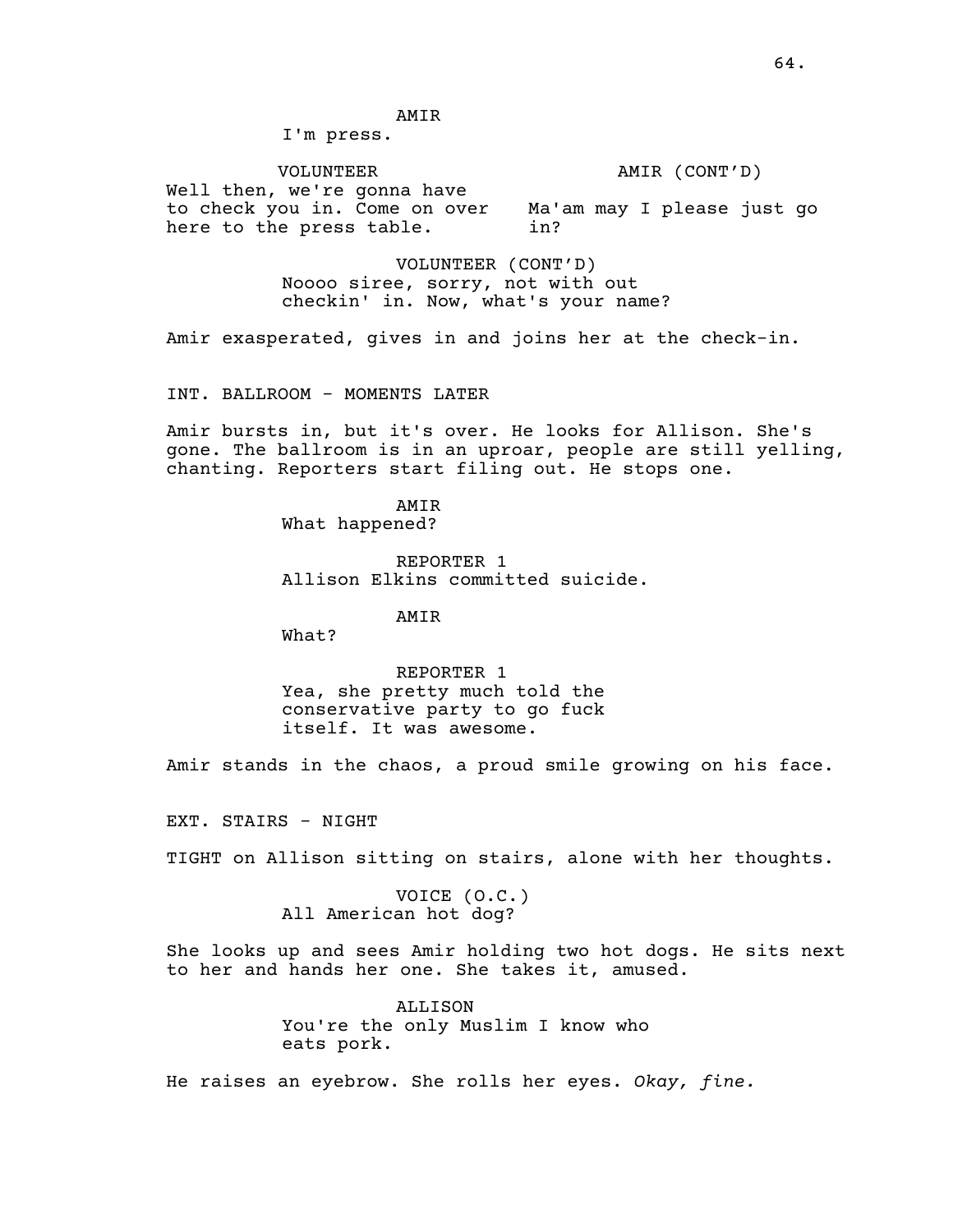AMIR

I'm press.

VOLUNTEER

Well then, we're gonna have to check you in. Come on over here to the press table.

AMIR (CONT'D)

Ma'am may I please just go in?

VOLUNTEER (CONT'D)

Noooo siree, sorry, not with out checkin' in. Now, what's your name?

Amir exasperated, gives in and joins her at the check-in.

INT. BALLROOM - MOMENTS LATER

Amir bursts in, but it's over. He looks for Allison. She's gone. The ballroom is in an uproar, people are still yelling, chanting. Reporters start filing out. He stops one.

AMIR

What happened?

REPORTER 1

Allison Elkins committed suicide.

AMIR

What?

REPORTER 1

Yea, she pretty much told the conservative party to go fuck itself. It was awesome.

Amir stands in the chaos, a proud smile growing on his face.

EXT. STAIRS - NIGHT

TIGHT on Allison sitting on stairs, alone with her thoughts.

VOICE (O.C.)

All American hot dog?

She looks up and sees Amir holding two hot dogs. He sits next to her and hands her one. She takes it, amused.

ALLISON

You're the only Muslim I know who eats pork.

He raises an eyebrow. She rolls her eyes. *Okay, fine.*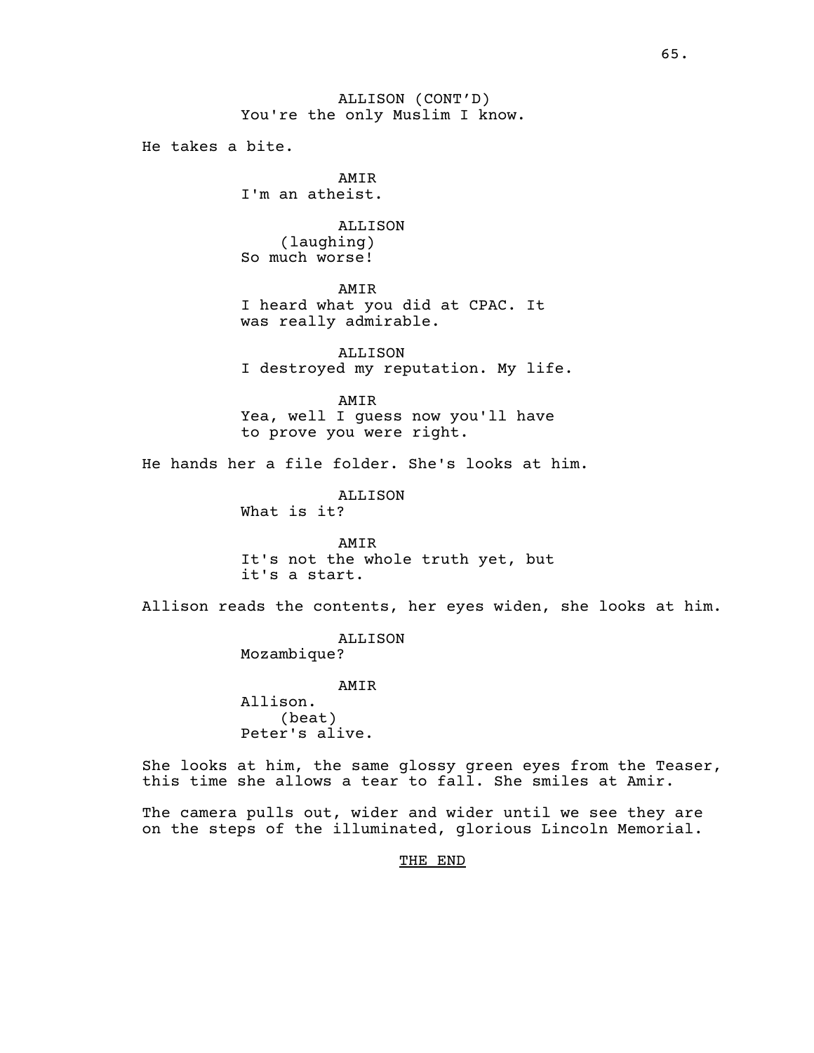ALLISON (CONT'D)
You're the only Muslim I know.

He takes a bite.

AMIR
I'm an atheist.

ALLISON
(laughing)
So much worse!

AMIR
I heard what you did at CPAC. It was really admirable.

ALLISON
I destroyed my reputation. My life.

AMIR
Yea, well I guess now you'll have to prove you were right.

He hands her a file folder. She's looks at him.

ALLISON
What is it?

AMIR
It's not the whole truth yet, but it's a start.

Allison reads the contents, her eyes widen, she looks at him.

ALLISON
Mozambique?

AMIR
Allison.
(beat)
Peter's alive.

She looks at him, the same glossy green eyes from the Teaser, this time she allows a tear to fall. She smiles at Amir.

The camera pulls out, wider and wider until we see they are on the steps of the illuminated, glorious Lincoln Memorial.

<u>THE END</u>